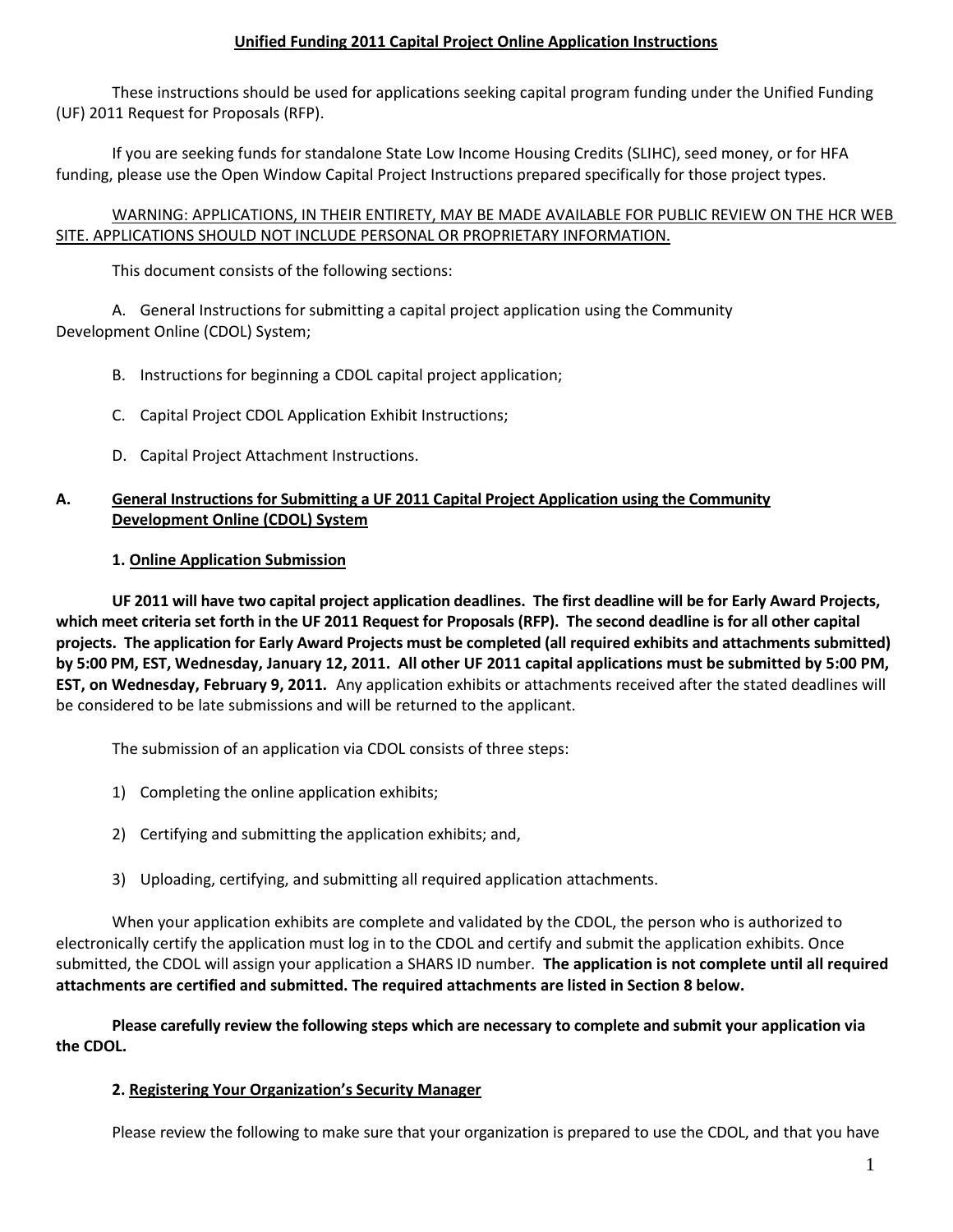# Unified Funding 2011 Capital Project Online Application Instructions

These instructions should be used for applications seeking capital program funding under the Unified Funding (UF) 2011 Request for Proposals (RFP).

If you are seeking funds for standalone State Low Income Housing Credits (SLIHC), seed money, or for HFA funding, please use the Open Window Capital Project Instructions prepared specifically for those project types.

WARNING: APPLICATIONS, IN THEIR ENTIRETY, MAY BE MADE AVAILABLE FOR PUBLIC REVIEW ON THE HCR WEB SITE. APPLICATIONS SHOULD NOT INCLUDE PERSONAL OR PROPRIETARY INFORMATION.

This document consists of the following sections:

A. General Instructions for submitting a capital project application using the Community Development Online (CDOL) System;

B. Instructions for beginning a CDOL capital project application;

C. Capital Project CDOL Application Exhibit Instructions;

D. Capital Project Attachment Instructions.

## A. General Instructions for Submitting a UF 2011 Capital Project Application using the Community Development Online (CDOL) System

### 1. Online Application Submission

**UF 2011 will have two capital project application deadlines. The first deadline will be for Early Award Projects, which meet criteria set forth in the UF 2011 Request for Proposals (RFP). The second deadline is for all other capital projects. The application for Early Award Projects must be completed (all required exhibits and attachments submitted) by 5:00 PM, EST, Wednesday, January 12, 2011. All other UF 2011 capital applications must be submitted by 5:00 PM, EST, on Wednesday, February 9, 2011.** Any application exhibits or attachments received after the stated deadlines will be considered to be late submissions and will be returned to the applicant.

The submission of an application via CDOL consists of three steps:

1) Completing the online application exhibits;

2) Certifying and submitting the application exhibits; and,

3) Uploading, certifying, and submitting all required application attachments.

When your application exhibits are complete and validated by the CDOL, the person who is authorized to electronically certify the application must log in to the CDOL and certify and submit the application exhibits. Once submitted, the CDOL will assign your application a SHARS ID number. **The application is not complete until all required attachments are certified and submitted. The required attachments are listed in Section 8 below.**

**Please carefully review the following steps which are necessary to complete and submit your application via the CDOL.**

### 2. Registering Your Organization's Security Manager

Please review the following to make sure that your organization is prepared to use the CDOL, and that you have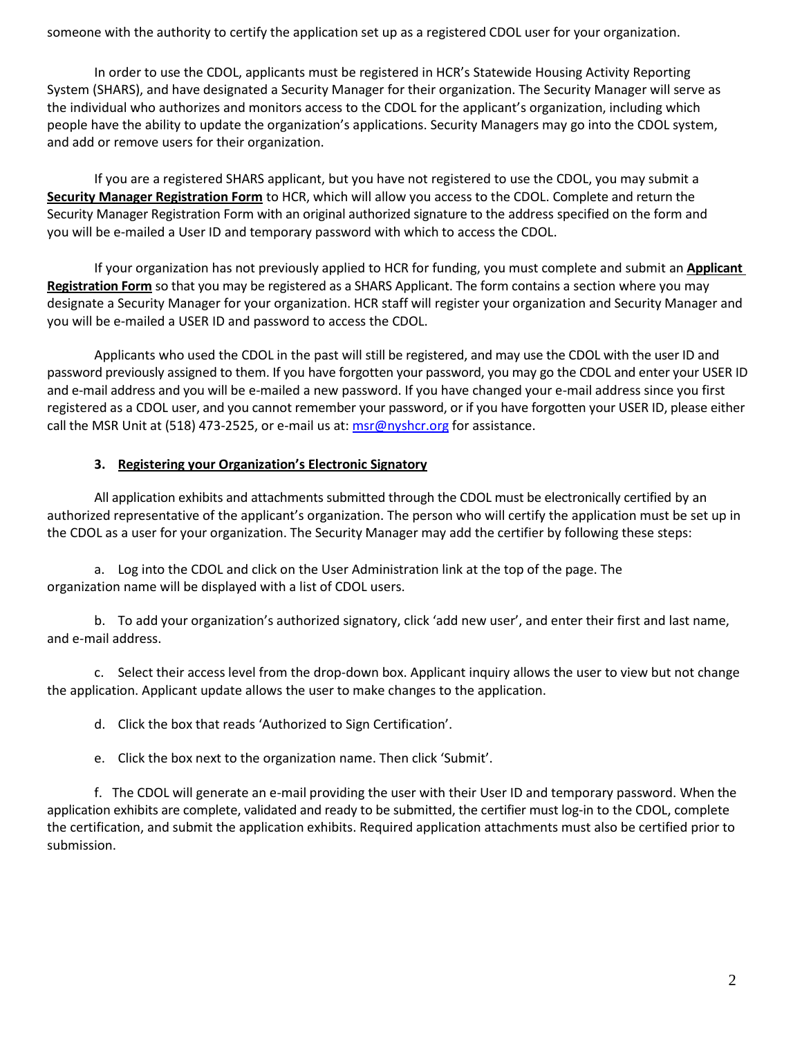someone with the authority to certify the application set up as a registered CDOL user for your organization.

In order to use the CDOL, applicants must be registered in HCR's Statewide Housing Activity Reporting System (SHARS), and have designated a Security Manager for their organization. The Security Manager will serve as the individual who authorizes and monitors access to the CDOL for the applicant's organization, including which people have the ability to update the organization's applications. Security Managers may go into the CDOL system, and add or remove users for their organization.

If you are a registered SHARS applicant, but you have not registered to use the CDOL, you may submit a **Security Manager Registration Form** to HCR, which will allow you access to the CDOL. Complete and return the Security Manager Registration Form with an original authorized signature to the address specified on the form and you will be e-mailed a User ID and temporary password with which to access the CDOL.

If your organization has not previously applied to HCR for funding, you must complete and submit an **Applicant Registration Form** so that you may be registered as a SHARS Applicant. The form contains a section where you may designate a Security Manager for your organization. HCR staff will register your organization and Security Manager and you will be e-mailed a USER ID and password to access the CDOL.

Applicants who used the CDOL in the past will still be registered, and may use the CDOL with the user ID and password previously assigned to them. If you have forgotten your password, you may go the CDOL and enter your USER ID and e-mail address and you will be e-mailed a new password. If you have changed your e-mail address since you first registered as a CDOL user, and you cannot remember your password, or if you have forgotten your USER ID, please either call the MSR Unit at (518) 473-2525, or e-mail us at: msr@nyshcr.org for assistance.

### 3. Registering your Organization's Electronic Signatory

All application exhibits and attachments submitted through the CDOL must be electronically certified by an authorized representative of the applicant's organization. The person who will certify the application must be set up in the CDOL as a user for your organization. The Security Manager may add the certifier by following these steps:

a. Log into the CDOL and click on the User Administration link at the top of the page. The organization name will be displayed with a list of CDOL users.

b. To add your organization's authorized signatory, click 'add new user', and enter their first and last name, and e-mail address.

c. Select their access level from the drop-down box. Applicant inquiry allows the user to view but not change the application. Applicant update allows the user to make changes to the application.

d. Click the box that reads 'Authorized to Sign Certification'.

e. Click the box next to the organization name. Then click 'Submit'.

f. The CDOL will generate an e-mail providing the user with their User ID and temporary password. When the application exhibits are complete, validated and ready to be submitted, the certifier must log-in to the CDOL, complete the certification, and submit the application exhibits. Required application attachments must also be certified prior to submission.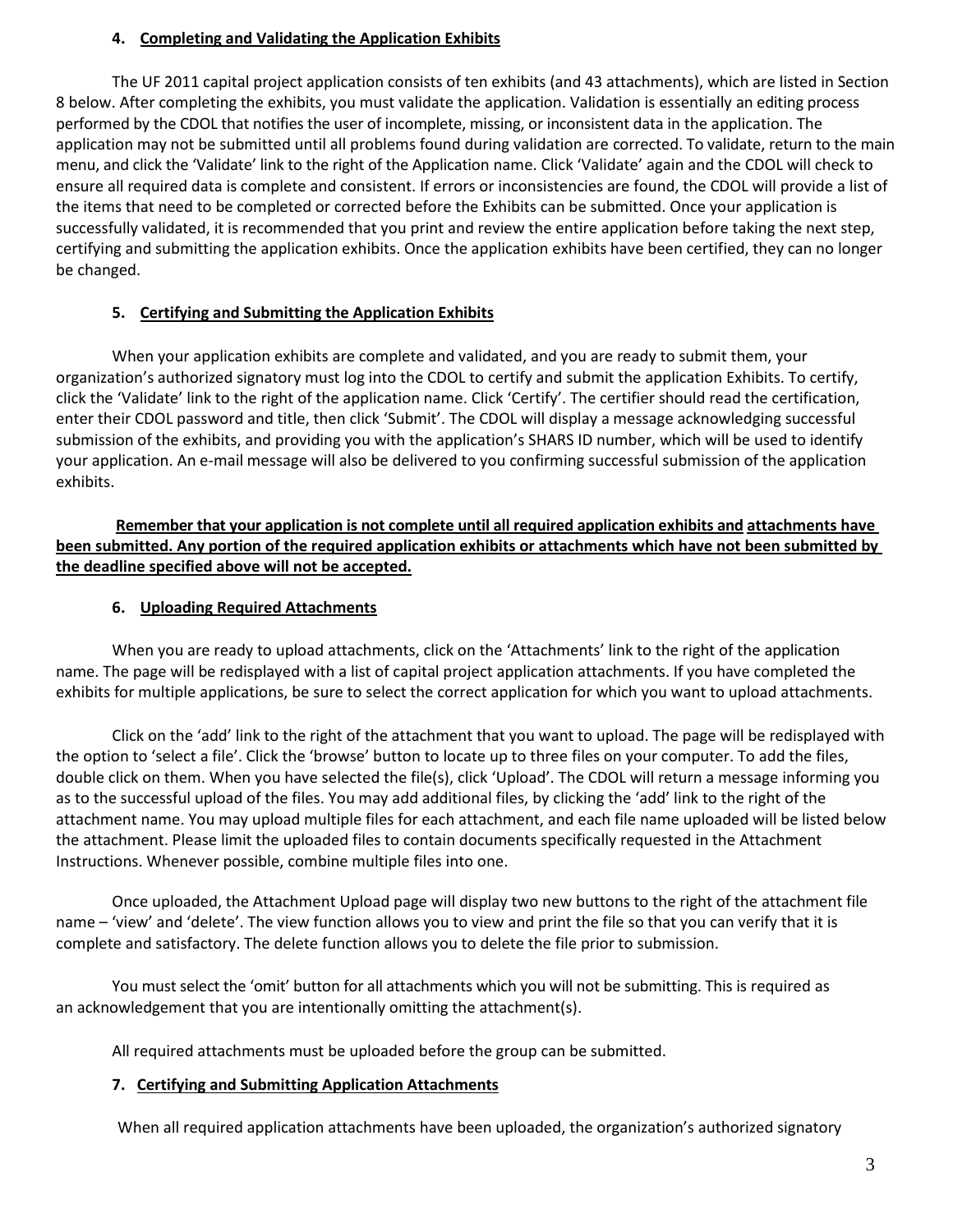### 4. Completing and Validating the Application Exhibits

The UF 2011 capital project application consists of ten exhibits (and 43 attachments), which are listed in Section 8 below. After completing the exhibits, you must validate the application. Validation is essentially an editing process performed by the CDOL that notifies the user of incomplete, missing, or inconsistent data in the application. The application may not be submitted until all problems found during validation are corrected. To validate, return to the main menu, and click the 'Validate' link to the right of the Application name. Click 'Validate' again and the CDOL will check to ensure all required data is complete and consistent. If errors or inconsistencies are found, the CDOL will provide a list of the items that need to be completed or corrected before the Exhibits can be submitted. Once your application is successfully validated, it is recommended that you print and review the entire application before taking the next step, certifying and submitting the application exhibits. Once the application exhibits have been certified, they can no longer be changed.

### 5. Certifying and Submitting the Application Exhibits

When your application exhibits are complete and validated, and you are ready to submit them, your organization's authorized signatory must log into the CDOL to certify and submit the application Exhibits. To certify, click the 'Validate' link to the right of the application name. Click 'Certify'. The certifier should read the certification, enter their CDOL password and title, then click 'Submit'. The CDOL will display a message acknowledging successful submission of the exhibits, and providing you with the application's SHARS ID number, which will be used to identify your application. An e-mail message will also be delivered to you confirming successful submission of the application exhibits.

**Remember that your application is not complete until all required application exhibits and attachments have been submitted. Any portion of the required application exhibits or attachments which have not been submitted by the deadline specified above will not be accepted.**

### 6. Uploading Required Attachments

When you are ready to upload attachments, click on the 'Attachments' link to the right of the application name. The page will be redisplayed with a list of capital project application attachments. If you have completed the exhibits for multiple applications, be sure to select the correct application for which you want to upload attachments.

Click on the 'add' link to the right of the attachment that you want to upload. The page will be redisplayed with the option to 'select a file'. Click the 'browse' button to locate up to three files on your computer. To add the files, double click on them. When you have selected the file(s), click 'Upload'. The CDOL will return a message informing you as to the successful upload of the files. You may add additional files, by clicking the 'add' link to the right of the attachment name. You may upload multiple files for each attachment, and each file name uploaded will be listed below the attachment. Please limit the uploaded files to contain documents specifically requested in the Attachment Instructions. Whenever possible, combine multiple files into one.

Once uploaded, the Attachment Upload page will display two new buttons to the right of the attachment file name – 'view' and 'delete'. The view function allows you to view and print the file so that you can verify that it is complete and satisfactory. The delete function allows you to delete the file prior to submission.

You must select the 'omit' button for all attachments which you will not be submitting. This is required as an acknowledgement that you are intentionally omitting the attachment(s).

All required attachments must be uploaded before the group can be submitted.

### 7. Certifying and Submitting Application Attachments

When all required application attachments have been uploaded, the organization's authorized signatory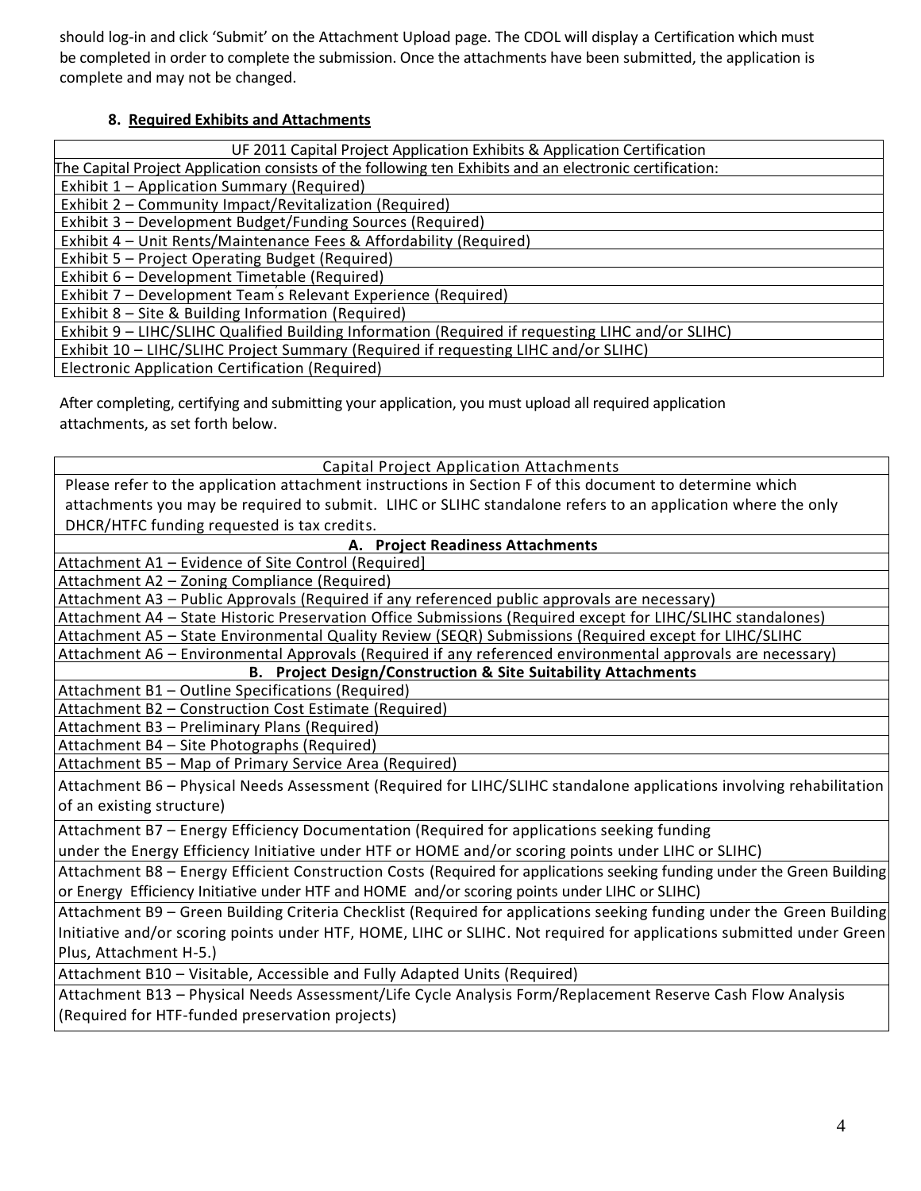should log-in and click 'Submit' on the Attachment Upload page. The CDOL will display a Certification which must be completed in order to complete the submission. Once the attachments have been submitted, the application is complete and may not be changed.

#### 8. Required Exhibits and Attachments

| UF 2011 Capital Project Application Exhibits & Application Certification |
|---|
| The Capital Project Application consists of the following ten Exhibits and an electronic certification: |
| Exhibit 1 – Application Summary (Required) |
| Exhibit 2 – Community Impact/Revitalization (Required) |
| Exhibit 3 – Development Budget/Funding Sources (Required) |
| Exhibit 4 – Unit Rents/Maintenance Fees & Affordability (Required) |
| Exhibit 5 – Project Operating Budget (Required) |
| Exhibit 6 – Development Timetable (Required) |
| Exhibit 7 – Development Team's Relevant Experience (Required) |
| Exhibit 8 – Site & Building Information (Required) |
| Exhibit 9 – LIHC/SLIHC Qualified Building Information (Required if requesting LIHC and/or SLIHC) |
| Exhibit 10 – LIHC/SLIHC Project Summary (Required if requesting LIHC and/or SLIHC) |
| Electronic Application Certification (Required) |

After completing, certifying and submitting your application, you must upload all required application attachments, as set forth below.

| Capital Project Application Attachments |
|---|
| Please refer to the application attachment instructions in Section F of this document to determine which attachments you may be required to submit. LIHC or SLIHC standalone refers to an application where the only DHCR/HTFC funding requested is tax credits. |
| **A. Project Readiness Attachments** |
| Attachment A1 – Evidence of Site Control (Required] |
| Attachment A2 – Zoning Compliance (Required) |
| Attachment A3 – Public Approvals (Required if any referenced public approvals are necessary) |
| Attachment A4 – State Historic Preservation Office Submissions (Required except for LIHC/SLIHC standalones) |
| Attachment A5 – State Environmental Quality Review (SEQR) Submissions (Required except for LIHC/SLIHC |
| Attachment A6 – Environmental Approvals (Required if any referenced environmental approvals are necessary) |
| **B. Project Design/Construction & Site Suitability Attachments** |
| Attachment B1 – Outline Specifications (Required) |
| Attachment B2 – Construction Cost Estimate (Required) |
| Attachment B3 – Preliminary Plans (Required) |
| Attachment B4 – Site Photographs (Required) |
| Attachment B5 – Map of Primary Service Area (Required) |
| Attachment B6 – Physical Needs Assessment (Required for LIHC/SLIHC standalone applications involving rehabilitation of an existing structure) |
| Attachment B7 – Energy Efficiency Documentation (Required for applications seeking funding under the Energy Efficiency Initiative under HTF or HOME and/or scoring points under LIHC or SLIHC) |
| Attachment B8 – Energy Efficient Construction Costs (Required for applications seeking funding under the Green Building or Energy Efficiency Initiative under HTF and HOME and/or scoring points under LIHC or SLIHC) |
| Attachment B9 – Green Building Criteria Checklist (Required for applications seeking funding under the Green Building Initiative and/or scoring points under HTF, HOME, LIHC or SLIHC. Not required for applications submitted under Green Plus, Attachment H-5.) |
| Attachment B10 – Visitable, Accessible and Fully Adapted Units (Required) |
| Attachment B13 – Physical Needs Assessment/Life Cycle Analysis Form/Replacement Reserve Cash Flow Analysis (Required for HTF-funded preservation projects) |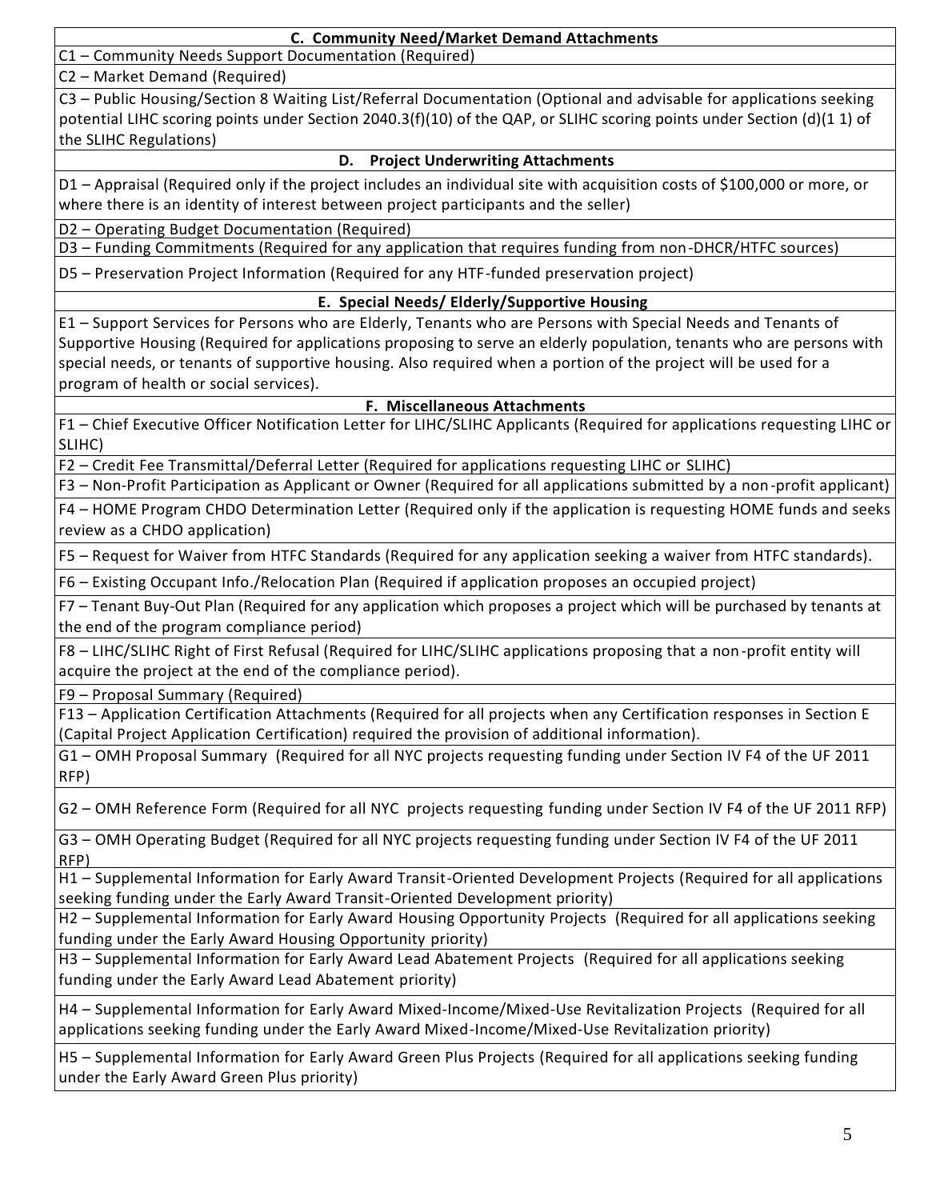| **C. Community Need/Market Demand Attachments** |
|---|
| C1 – Community Needs Support Documentation (Required) |
| C2 – Market Demand (Required) |
| C3 – Public Housing/Section 8 Waiting List/Referral Documentation (Optional and advisable for applications seeking potential LIHC scoring points under Section 2040.3(f)(10) of the QAP, or SLIHC scoring points under Section (d)(1 1) of the SLIHC Regulations) |
| **D. Project Underwriting Attachments** |
| D1 – Appraisal (Required only if the project includes an individual site with acquisition costs of $100,000 or more, or where there is an identity of interest between project participants and the seller) |
| D2 – Operating Budget Documentation (Required) |
| D3 – Funding Commitments (Required for any application that requires funding from non-DHCR/HTFC sources) |
| D5 – Preservation Project Information (Required for any HTF-funded preservation project) |
| **E. Special Needs/ Elderly/Supportive Housing** |
| E1 – Support Services for Persons who are Elderly, Tenants who are Persons with Special Needs and Tenants of Supportive Housing (Required for applications proposing to serve an elderly population, tenants who are persons with special needs, or tenants of supportive housing. Also required when a portion of the project will be used for a program of health or social services). |
| **F. Miscellaneous Attachments** |
| F1 – Chief Executive Officer Notification Letter for LIHC/SLIHC Applicants (Required for applications requesting LIHC or SLIHC) |
| F2 – Credit Fee Transmittal/Deferral Letter (Required for applications requesting LIHC or SLIHC) |
| F3 – Non-Profit Participation as Applicant or Owner (Required for all applications submitted by a non-profit applicant) |
| F4 – HOME Program CHDO Determination Letter (Required only if the application is requesting HOME funds and seeks review as a CHDO application) |
| F5 – Request for Waiver from HTFC Standards (Required for any application seeking a waiver from HTFC standards). |
| F6 – Existing Occupant Info./Relocation Plan (Required if application proposes an occupied project) |
| F7 – Tenant Buy-Out Plan (Required for any application which proposes a project which will be purchased by tenants at the end of the program compliance period) |
| F8 – LIHC/SLIHC Right of First Refusal (Required for LIHC/SLIHC applications proposing that a non-profit entity will acquire the project at the end of the compliance period). |
| F9 – Proposal Summary (Required) |
| F13 – Application Certification Attachments (Required for all projects when any Certification responses in Section E (Capital Project Application Certification) required the provision of additional information). |
| G1 – OMH Proposal Summary (Required for all NYC projects requesting funding under Section IV F4 of the UF 2011 RFP) |
| G2 – OMH Reference Form (Required for all NYC projects requesting funding under Section IV F4 of the UF 2011 RFP) |
| G3 – OMH Operating Budget (Required for all NYC projects requesting funding under Section IV F4 of the UF 2011 RFP) |
| H1 – Supplemental Information for Early Award Transit-Oriented Development Projects (Required for all applications seeking funding under the Early Award Transit-Oriented Development priority) |
| H2 – Supplemental Information for Early Award Housing Opportunity Projects (Required for all applications seeking funding under the Early Award Housing Opportunity priority) |
| H3 – Supplemental Information for Early Award Lead Abatement Projects (Required for all applications seeking funding under the Early Award Lead Abatement priority) |
| H4 – Supplemental Information for Early Award Mixed-Income/Mixed-Use Revitalization Projects (Required for all applications seeking funding under the Early Award Mixed-Income/Mixed-Use Revitalization priority) |
| H5 – Supplemental Information for Early Award Green Plus Projects (Required for all applications seeking funding under the Early Award Green Plus priority) |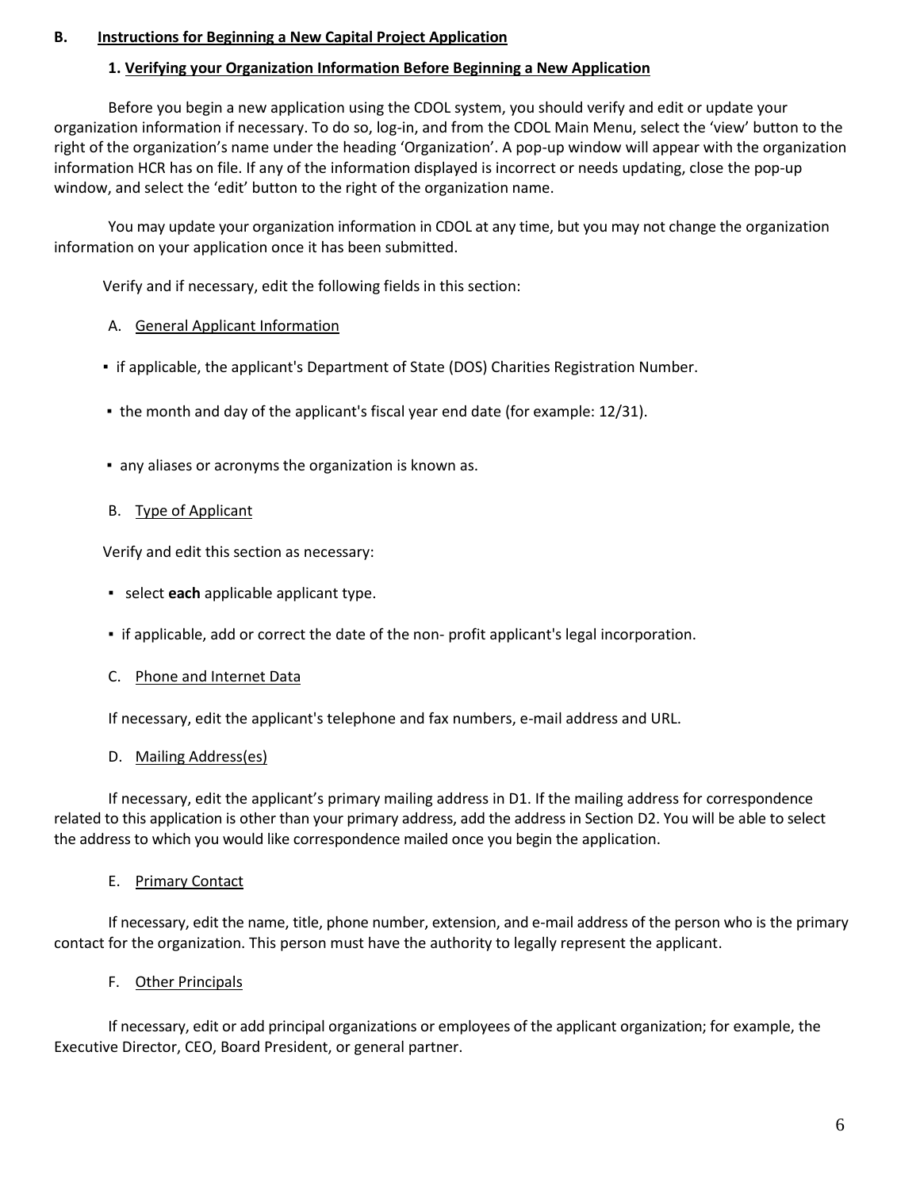## B. Instructions for Beginning a New Capital Project Application

### 1. Verifying your Organization Information Before Beginning a New Application

Before you begin a new application using the CDOL system, you should verify and edit or update your organization information if necessary. To do so, log-in, and from the CDOL Main Menu, select the 'view' button to the right of the organization's name under the heading 'Organization'. A pop-up window will appear with the organization information HCR has on file. If any of the information displayed is incorrect or needs updating, close the pop-up window, and select the 'edit' button to the right of the organization name.

You may update your organization information in CDOL at any time, but you may not change the organization information on your application once it has been submitted.

Verify and if necessary, edit the following fields in this section:

A. General Applicant Information

- if applicable, the applicant's Department of State (DOS) Charities Registration Number.
- the month and day of the applicant's fiscal year end date (for example: 12/31).
- any aliases or acronyms the organization is known as.

B. Type of Applicant

Verify and edit this section as necessary:

- select **each** applicable applicant type.
- if applicable, add or correct the date of the non- profit applicant's legal incorporation.

C. Phone and Internet Data

If necessary, edit the applicant's telephone and fax numbers, e-mail address and URL.

D. Mailing Address(es)

If necessary, edit the applicant's primary mailing address in D1. If the mailing address for correspondence related to this application is other than your primary address, add the address in Section D2. You will be able to select the address to which you would like correspondence mailed once you begin the application.

E. Primary Contact

If necessary, edit the name, title, phone number, extension, and e-mail address of the person who is the primary contact for the organization. This person must have the authority to legally represent the applicant.

F. Other Principals

If necessary, edit or add principal organizations or employees of the applicant organization; for example, the Executive Director, CEO, Board President, or general partner.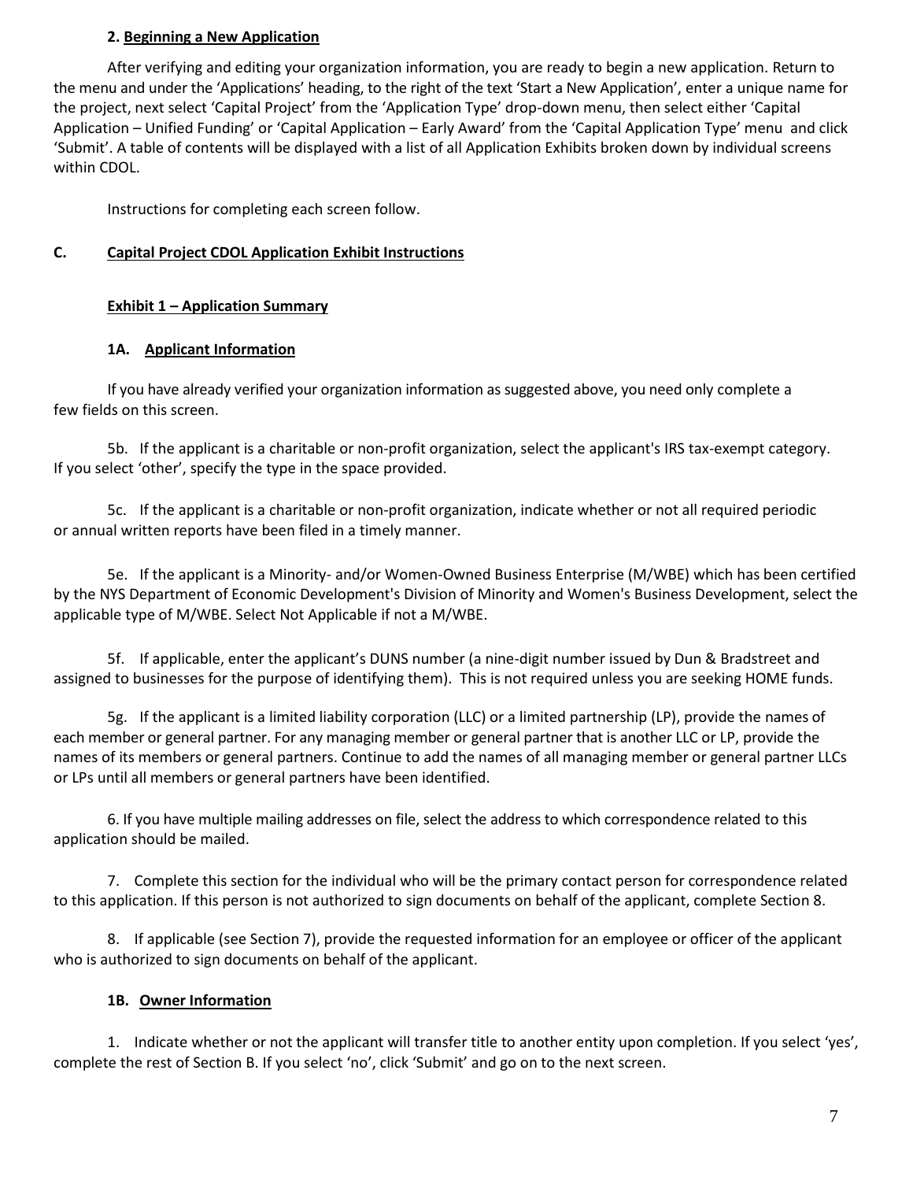#### 2. Beginning a New Application

After verifying and editing your organization information, you are ready to begin a new application. Return to the menu and under the 'Applications' heading, to the right of the text 'Start a New Application', enter a unique name for the project, next select 'Capital Project' from the 'Application Type' drop-down menu, then select either 'Capital Application – Unified Funding' or 'Capital Application – Early Award' from the 'Capital Application Type' menu and click 'Submit'. A table of contents will be displayed with a list of all Application Exhibits broken down by individual screens within CDOL.

Instructions for completing each screen follow.

## C. Capital Project CDOL Application Exhibit Instructions

### Exhibit 1 – Application Summary

#### 1A. Applicant Information

If you have already verified your organization information as suggested above, you need only complete a few fields on this screen.

5b. If the applicant is a charitable or non-profit organization, select the applicant's IRS tax-exempt category. If you select 'other', specify the type in the space provided.

5c. If the applicant is a charitable or non-profit organization, indicate whether or not all required periodic or annual written reports have been filed in a timely manner.

5e. If the applicant is a Minority- and/or Women-Owned Business Enterprise (M/WBE) which has been certified by the NYS Department of Economic Development's Division of Minority and Women's Business Development, select the applicable type of M/WBE. Select Not Applicable if not a M/WBE.

5f. If applicable, enter the applicant's DUNS number (a nine-digit number issued by Dun & Bradstreet and assigned to businesses for the purpose of identifying them). This is not required unless you are seeking HOME funds.

5g. If the applicant is a limited liability corporation (LLC) or a limited partnership (LP), provide the names of each member or general partner. For any managing member or general partner that is another LLC or LP, provide the names of its members or general partners. Continue to add the names of all managing member or general partner LLCs or LPs until all members or general partners have been identified.

6. If you have multiple mailing addresses on file, select the address to which correspondence related to this application should be mailed.

7. Complete this section for the individual who will be the primary contact person for correspondence related to this application. If this person is not authorized to sign documents on behalf of the applicant, complete Section 8.

8. If applicable (see Section 7), provide the requested information for an employee or officer of the applicant who is authorized to sign documents on behalf of the applicant.

#### 1B. Owner Information

1. Indicate whether or not the applicant will transfer title to another entity upon completion. If you select 'yes', complete the rest of Section B. If you select 'no', click 'Submit' and go on to the next screen.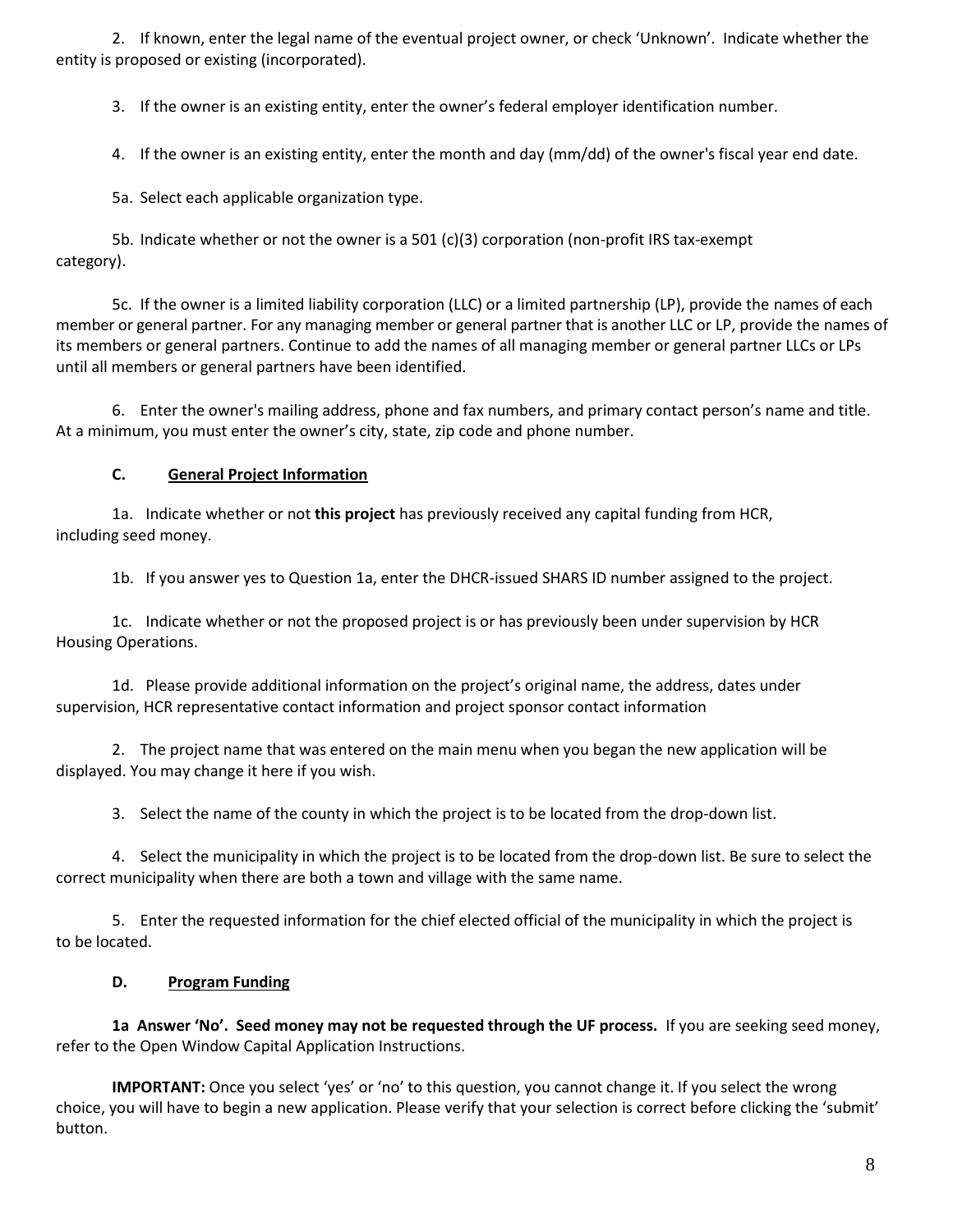2. If known, enter the legal name of the eventual project owner, or check 'Unknown'. Indicate whether the entity is proposed or existing (incorporated).

3. If the owner is an existing entity, enter the owner's federal employer identification number.

4. If the owner is an existing entity, enter the month and day (mm/dd) of the owner's fiscal year end date.

5a. Select each applicable organization type.

5b. Indicate whether or not the owner is a 501 (c)(3) corporation (non-profit IRS tax-exempt category).

5c. If the owner is a limited liability corporation (LLC) or a limited partnership (LP), provide the names of each member or general partner. For any managing member or general partner that is another LLC or LP, provide the names of its members or general partners. Continue to add the names of all managing member or general partner LLCs or LPs until all members or general partners have been identified.

6. Enter the owner's mailing address, phone and fax numbers, and primary contact person's name and title. At a minimum, you must enter the owner's city, state, zip code and phone number.

### C. <u>General Project Information</u>

1a. Indicate whether or not **this project** has previously received any capital funding from HCR, including seed money.

1b. If you answer yes to Question 1a, enter the DHCR-issued SHARS ID number assigned to the project.

1c. Indicate whether or not the proposed project is or has previously been under supervision by HCR Housing Operations.

1d. Please provide additional information on the project's original name, the address, dates under supervision, HCR representative contact information and project sponsor contact information

2. The project name that was entered on the main menu when you began the new application will be displayed. You may change it here if you wish.

3. Select the name of the county in which the project is to be located from the drop-down list.

4. Select the municipality in which the project is to be located from the drop-down list. Be sure to select the correct municipality when there are both a town and village with the same name.

5. Enter the requested information for the chief elected official of the municipality in which the project is to be located.

### D. <u>Program Funding</u>

**1a Answer 'No'. Seed money may not be requested through the UF process.** If you are seeking seed money, refer to the Open Window Capital Application Instructions.

**IMPORTANT:** Once you select 'yes' or 'no' to this question, you cannot change it. If you select the wrong choice, you will have to begin a new application. Please verify that your selection is correct before clicking the 'submit' button.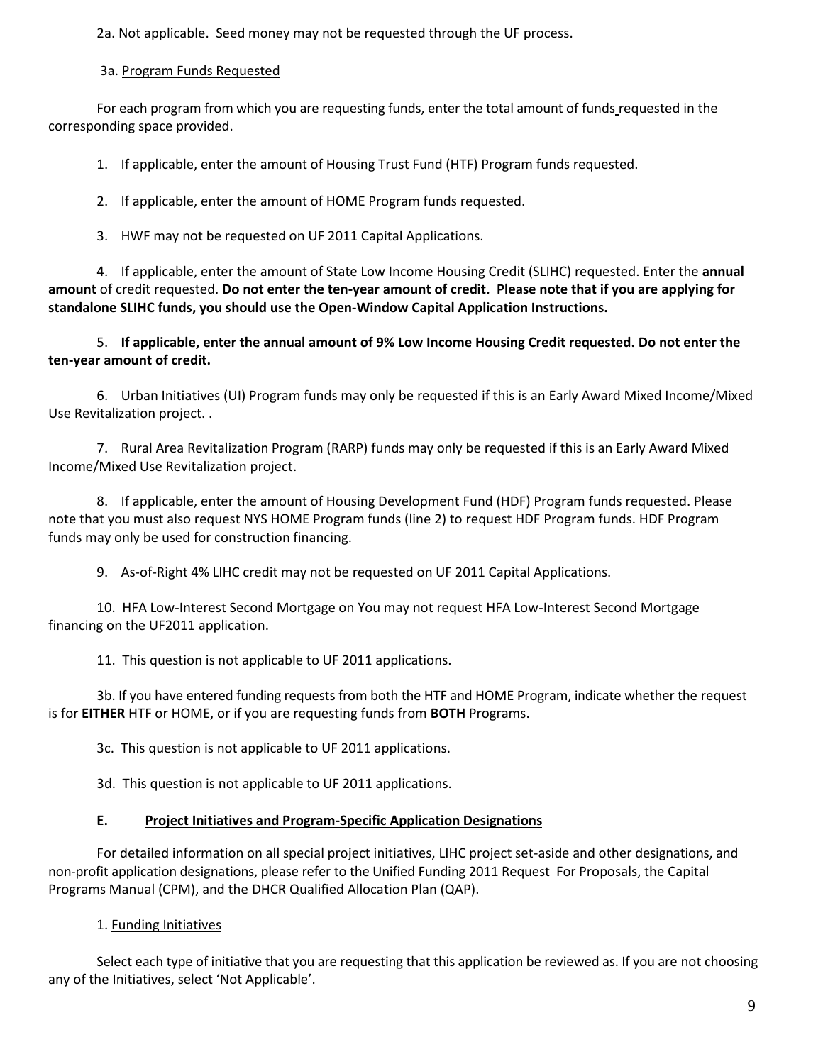2a. Not applicable. Seed money may not be requested through the UF process.

3a. Program Funds Requested

For each program from which you are requesting funds, enter the total amount of funds requested in the corresponding space provided.

1. If applicable, enter the amount of Housing Trust Fund (HTF) Program funds requested.

2. If applicable, enter the amount of HOME Program funds requested.

3. HWF may not be requested on UF 2011 Capital Applications.

4. If applicable, enter the amount of State Low Income Housing Credit (SLIHC) requested. Enter the **annual amount** of credit requested. **Do not enter the ten-year amount of credit. Please note that if you are applying for standalone SLIHC funds, you should use the Open-Window Capital Application Instructions.**

5. **If applicable, enter the annual amount of 9% Low Income Housing Credit requested. Do not enter the ten-year amount of credit.**

6. Urban Initiatives (UI) Program funds may only be requested if this is an Early Award Mixed Income/Mixed Use Revitalization project. .

7. Rural Area Revitalization Program (RARP) funds may only be requested if this is an Early Award Mixed Income/Mixed Use Revitalization project.

8. If applicable, enter the amount of Housing Development Fund (HDF) Program funds requested. Please note that you must also request NYS HOME Program funds (line 2) to request HDF Program funds. HDF Program funds may only be used for construction financing.

9. As-of-Right 4% LIHC credit may not be requested on UF 2011 Capital Applications.

10. HFA Low-Interest Second Mortgage on You may not request HFA Low-Interest Second Mortgage financing on the UF2011 application.

11. This question is not applicable to UF 2011 applications.

3b. If you have entered funding requests from both the HTF and HOME Program, indicate whether the request is for **EITHER** HTF or HOME, or if you are requesting funds from **BOTH** Programs.

3c. This question is not applicable to UF 2011 applications.

3d. This question is not applicable to UF 2011 applications.

### E. Project Initiatives and Program-Specific Application Designations

For detailed information on all special project initiatives, LIHC project set-aside and other designations, and non-profit application designations, please refer to the Unified Funding 2011 Request For Proposals, the Capital Programs Manual (CPM), and the DHCR Qualified Allocation Plan (QAP).

1. Funding Initiatives

Select each type of initiative that you are requesting that this application be reviewed as. If you are not choosing any of the Initiatives, select 'Not Applicable'.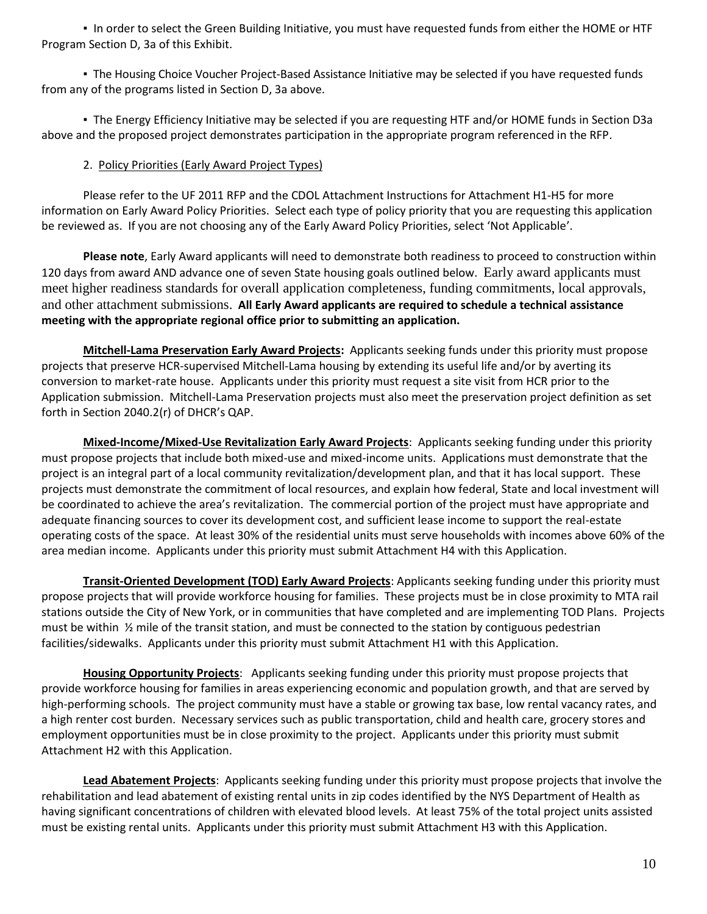▪ In order to select the Green Building Initiative, you must have requested funds from either the HOME or HTF Program Section D, 3a of this Exhibit.

▪ The Housing Choice Voucher Project-Based Assistance Initiative may be selected if you have requested funds from any of the programs listed in Section D, 3a above.

▪ The Energy Efficiency Initiative may be selected if you are requesting HTF and/or HOME funds in Section D3a above and the proposed project demonstrates participation in the appropriate program referenced in the RFP.

2. Policy Priorities (Early Award Project Types)

Please refer to the UF 2011 RFP and the CDOL Attachment Instructions for Attachment H1-H5 for more information on Early Award Policy Priorities. Select each type of policy priority that you are requesting this application be reviewed as. If you are not choosing any of the Early Award Policy Priorities, select 'Not Applicable'.

**Please note**, Early Award applicants will need to demonstrate both readiness to proceed to construction within 120 days from award AND advance one of seven State housing goals outlined below. Early award applicants must meet higher readiness standards for overall application completeness, funding commitments, local approvals, and other attachment submissions. **All Early Award applicants are required to schedule a technical assistance meeting with the appropriate regional office prior to submitting an application.**

**Mitchell-Lama Preservation Early Award Projects:** Applicants seeking funds under this priority must propose projects that preserve HCR-supervised Mitchell-Lama housing by extending its useful life and/or by averting its conversion to market-rate house. Applicants under this priority must request a site visit from HCR prior to the Application submission. Mitchell-Lama Preservation projects must also meet the preservation project definition as set forth in Section 2040.2(r) of DHCR's QAP.

**Mixed-Income/Mixed-Use Revitalization Early Award Projects**: Applicants seeking funding under this priority must propose projects that include both mixed-use and mixed-income units. Applications must demonstrate that the project is an integral part of a local community revitalization/development plan, and that it has local support. These projects must demonstrate the commitment of local resources, and explain how federal, State and local investment will be coordinated to achieve the area's revitalization. The commercial portion of the project must have appropriate and adequate financing sources to cover its development cost, and sufficient lease income to support the real-estate operating costs of the space. At least 30% of the residential units must serve households with incomes above 60% of the area median income. Applicants under this priority must submit Attachment H4 with this Application.

**Transit-Oriented Development (TOD) Early Award Projects**: Applicants seeking funding under this priority must propose projects that will provide workforce housing for families. These projects must be in close proximity to MTA rail stations outside the City of New York, or in communities that have completed and are implementing TOD Plans. Projects must be within ½ mile of the transit station, and must be connected to the station by contiguous pedestrian facilities/sidewalks. Applicants under this priority must submit Attachment H1 with this Application.

**Housing Opportunity Projects**: Applicants seeking funding under this priority must propose projects that provide workforce housing for families in areas experiencing economic and population growth, and that are served by high-performing schools. The project community must have a stable or growing tax base, low rental vacancy rates, and a high renter cost burden. Necessary services such as public transportation, child and health care, grocery stores and employment opportunities must be in close proximity to the project. Applicants under this priority must submit Attachment H2 with this Application.

**Lead Abatement Projects**: Applicants seeking funding under this priority must propose projects that involve the rehabilitation and lead abatement of existing rental units in zip codes identified by the NYS Department of Health as having significant concentrations of children with elevated blood levels. At least 75% of the total project units assisted must be existing rental units. Applicants under this priority must submit Attachment H3 with this Application.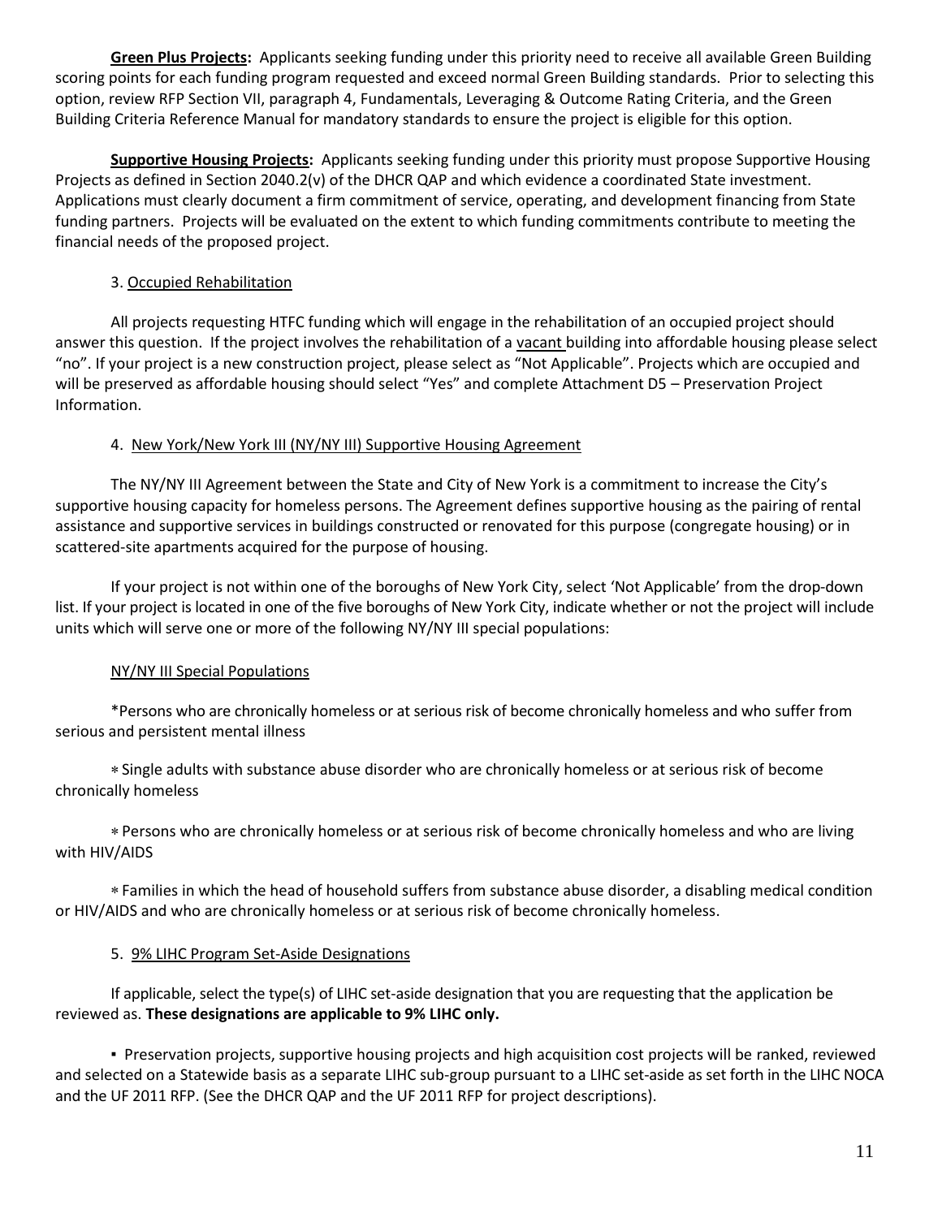**Green Plus Projects:** Applicants seeking funding under this priority need to receive all available Green Building scoring points for each funding program requested and exceed normal Green Building standards. Prior to selecting this option, review RFP Section VII, paragraph 4, Fundamentals, Leveraging & Outcome Rating Criteria, and the Green Building Criteria Reference Manual for mandatory standards to ensure the project is eligible for this option.

**Supportive Housing Projects:** Applicants seeking funding under this priority must propose Supportive Housing Projects as defined in Section 2040.2(v) of the DHCR QAP and which evidence a coordinated State investment. Applications must clearly document a firm commitment of service, operating, and development financing from State funding partners. Projects will be evaluated on the extent to which funding commitments contribute to meeting the financial needs of the proposed project.

3. Occupied Rehabilitation

All projects requesting HTFC funding which will engage in the rehabilitation of an occupied project should answer this question. If the project involves the rehabilitation of a vacant building into affordable housing please select "no". If your project is a new construction project, please select as "Not Applicable". Projects which are occupied and will be preserved as affordable housing should select "Yes" and complete Attachment D5 – Preservation Project Information.

4. New York/New York III (NY/NY III) Supportive Housing Agreement

The NY/NY III Agreement between the State and City of New York is a commitment to increase the City's supportive housing capacity for homeless persons. The Agreement defines supportive housing as the pairing of rental assistance and supportive services in buildings constructed or renovated for this purpose (congregate housing) or in scattered-site apartments acquired for the purpose of housing.

If your project is not within one of the boroughs of New York City, select 'Not Applicable' from the drop-down list. If your project is located in one of the five boroughs of New York City, indicate whether or not the project will include units which will serve one or more of the following NY/NY III special populations:

NY/NY III Special Populations

*Persons who are chronically homeless or at serious risk of become chronically homeless and who suffer from serious and persistent mental illness

* Single adults with substance abuse disorder who are chronically homeless or at serious risk of become chronically homeless

* Persons who are chronically homeless or at serious risk of become chronically homeless and who are living with HIV/AIDS

* Families in which the head of household suffers from substance abuse disorder, a disabling medical condition or HIV/AIDS and who are chronically homeless or at serious risk of become chronically homeless.

5. 9% LIHC Program Set-Aside Designations

If applicable, select the type(s) of LIHC set-aside designation that you are requesting that the application be reviewed as. **These designations are applicable to 9% LIHC only.**

- Preservation projects, supportive housing projects and high acquisition cost projects will be ranked, reviewed and selected on a Statewide basis as a separate LIHC sub-group pursuant to a LIHC set-aside as set forth in the LIHC NOCA and the UF 2011 RFP. (See the DHCR QAP and the UF 2011 RFP for project descriptions).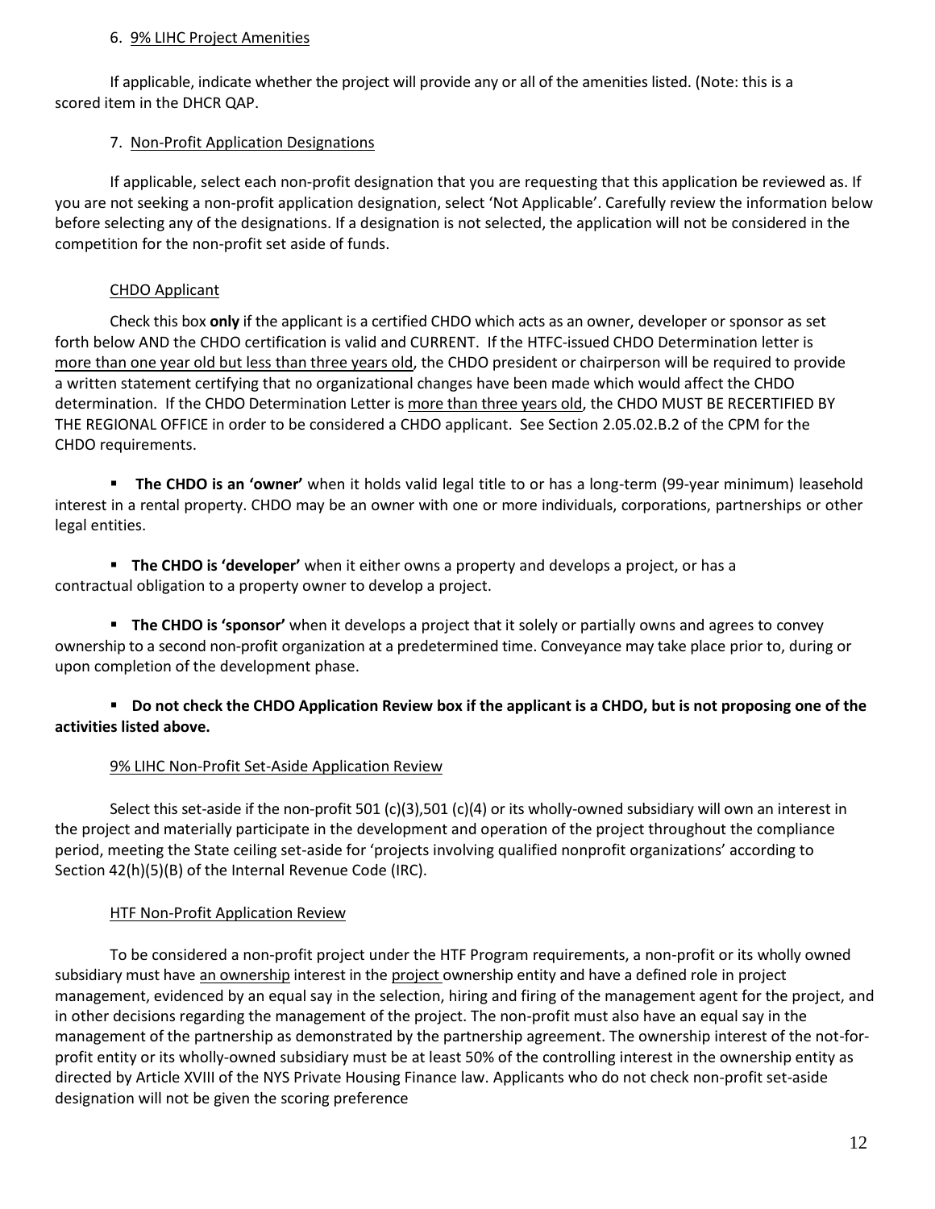### 6. 9% LIHC Project Amenities

If applicable, indicate whether the project will provide any or all of the amenities listed. (Note: this is a scored item in the DHCR QAP.

### 7. Non-Profit Application Designations

If applicable, select each non-profit designation that you are requesting that this application be reviewed as. If you are not seeking a non-profit application designation, select 'Not Applicable'. Carefully review the information below before selecting any of the designations. If a designation is not selected, the application will not be considered in the competition for the non-profit set aside of funds.

#### CHDO Applicant

Check this box **only** if the applicant is a certified CHDO which acts as an owner, developer or sponsor as set forth below AND the CHDO certification is valid and CURRENT. If the HTFC-issued CHDO Determination letter is more than one year old but less than three years old, the CHDO president or chairperson will be required to provide a written statement certifying that no organizational changes have been made which would affect the CHDO determination. If the CHDO Determination Letter is more than three years old, the CHDO MUST BE RECERTIFIED BY THE REGIONAL OFFICE in order to be considered a CHDO applicant. See Section 2.05.02.B.2 of the CPM for the CHDO requirements.

- **The CHDO is an 'owner'** when it holds valid legal title to or has a long-term (99-year minimum) leasehold interest in a rental property. CHDO may be an owner with one or more individuals, corporations, partnerships or other legal entities.
- **The CHDO is 'developer'** when it either owns a property and develops a project, or has a contractual obligation to a property owner to develop a project.
- **The CHDO is 'sponsor'** when it develops a project that it solely or partially owns and agrees to convey ownership to a second non-profit organization at a predetermined time. Conveyance may take place prior to, during or upon completion of the development phase.
- **Do not check the CHDO Application Review box if the applicant is a CHDO, but is not proposing one of the activities listed above.**

#### 9% LIHC Non-Profit Set-Aside Application Review

Select this set-aside if the non-profit 501 (c)(3),501 (c)(4) or its wholly-owned subsidiary will own an interest in the project and materially participate in the development and operation of the project throughout the compliance period, meeting the State ceiling set-aside for 'projects involving qualified nonprofit organizations' according to Section 42(h)(5)(B) of the Internal Revenue Code (IRC).

#### HTF Non-Profit Application Review

To be considered a non-profit project under the HTF Program requirements, a non-profit or its wholly owned subsidiary must have an ownership interest in the project ownership entity and have a defined role in project management, evidenced by an equal say in the selection, hiring and firing of the management agent for the project, and in other decisions regarding the management of the project. The non-profit must also have an equal say in the management of the partnership as demonstrated by the partnership agreement. The ownership interest of the not-for-profit entity or its wholly-owned subsidiary must be at least 50% of the controlling interest in the ownership entity as directed by Article XVIII of the NYS Private Housing Finance law. Applicants who do not check non-profit set-aside designation will not be given the scoring preference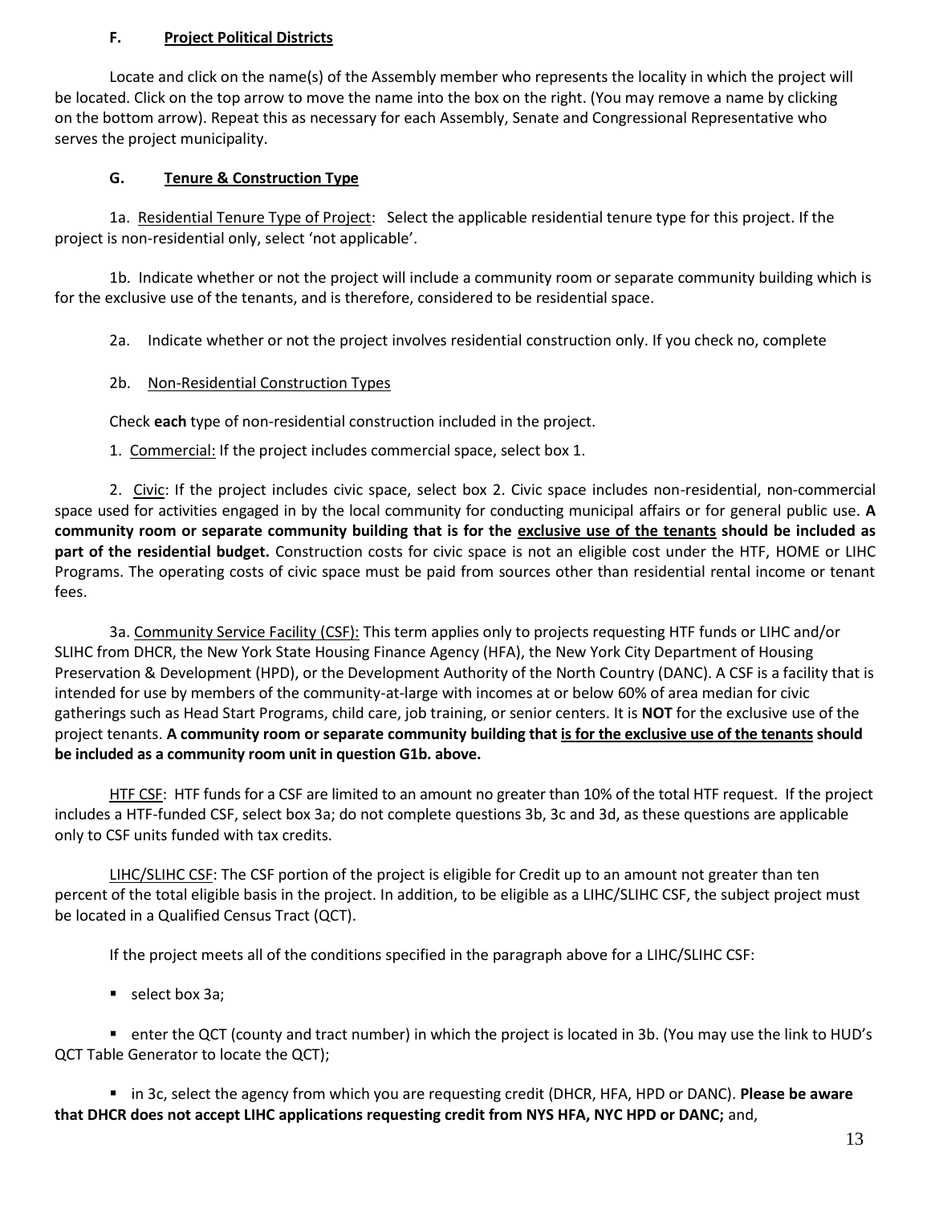### F. Project Political Districts

Locate and click on the name(s) of the Assembly member who represents the locality in which the project will be located. Click on the top arrow to move the name into the box on the right. (You may remove a name by clicking on the bottom arrow). Repeat this as necessary for each Assembly, Senate and Congressional Representative who serves the project municipality.

### G. Tenure & Construction Type

1a. Residential Tenure Type of Project: Select the applicable residential tenure type for this project. If the project is non-residential only, select 'not applicable'.

1b. Indicate whether or not the project will include a community room or separate community building which is for the exclusive use of the tenants, and is therefore, considered to be residential space.

2a. Indicate whether or not the project involves residential construction only. If you check no, complete

2b. Non-Residential Construction Types

Check **each** type of non-residential construction included in the project.

1. Commercial: If the project includes commercial space, select box 1.

2. Civic: If the project includes civic space, select box 2. Civic space includes non-residential, non-commercial space used for activities engaged in by the local community for conducting municipal affairs or for general public use. **A community room or separate community building that is for the exclusive use of the tenants should be included as part of the residential budget.** Construction costs for civic space is not an eligible cost under the HTF, HOME or LIHC Programs. The operating costs of civic space must be paid from sources other than residential rental income or tenant fees.

3a. Community Service Facility (CSF): This term applies only to projects requesting HTF funds or LIHC and/or SLIHC from DHCR, the New York State Housing Finance Agency (HFA), the New York City Department of Housing Preservation & Development (HPD), or the Development Authority of the North Country (DANC). A CSF is a facility that is intended for use by members of the community-at-large with incomes at or below 60% of area median for civic gatherings such as Head Start Programs, child care, job training, or senior centers. It is **NOT** for the exclusive use of the project tenants. **A community room or separate community building that is for the exclusive use of the tenants should be included as a community room unit in question G1b. above.**

HTF CSF: HTF funds for a CSF are limited to an amount no greater than 10% of the total HTF request. If the project includes a HTF-funded CSF, select box 3a; do not complete questions 3b, 3c and 3d, as these questions are applicable only to CSF units funded with tax credits.

LIHC/SLIHC CSF: The CSF portion of the project is eligible for Credit up to an amount not greater than ten percent of the total eligible basis in the project. In addition, to be eligible as a LIHC/SLIHC CSF, the subject project must be located in a Qualified Census Tract (QCT).

If the project meets all of the conditions specified in the paragraph above for a LIHC/SLIHC CSF:

- select box 3a;
- enter the QCT (county and tract number) in which the project is located in 3b. (You may use the link to HUD's QCT Table Generator to locate the QCT);
- in 3c, select the agency from which you are requesting credit (DHCR, HFA, HPD or DANC). **Please be aware that DHCR does not accept LIHC applications requesting credit from NYS HFA, NYC HPD or DANC;** and,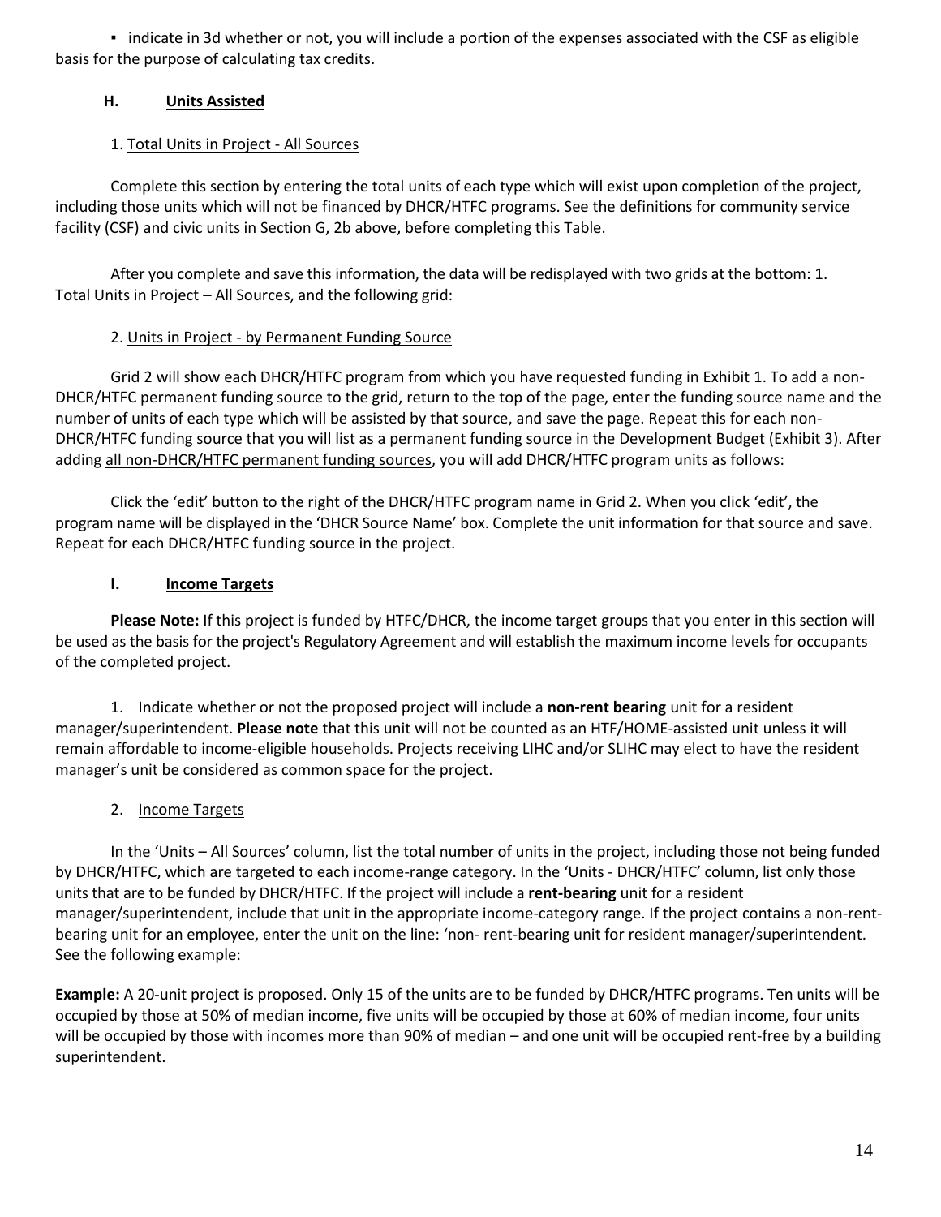- indicate in 3d whether or not, you will include a portion of the expenses associated with the CSF as eligible basis for the purpose of calculating tax credits.

### H. Units Assisted

1. Total Units in Project - All Sources

Complete this section by entering the total units of each type which will exist upon completion of the project, including those units which will not be financed by DHCR/HTFC programs. See the definitions for community service facility (CSF) and civic units in Section G, 2b above, before completing this Table.

After you complete and save this information, the data will be redisplayed with two grids at the bottom: 1. Total Units in Project – All Sources, and the following grid:

2. Units in Project - by Permanent Funding Source

Grid 2 will show each DHCR/HTFC program from which you have requested funding in Exhibit 1. To add a non-DHCR/HTFC permanent funding source to the grid, return to the top of the page, enter the funding source name and the number of units of each type which will be assisted by that source, and save the page. Repeat this for each non-DHCR/HTFC funding source that you will list as a permanent funding source in the Development Budget (Exhibit 3). After adding all non-DHCR/HTFC permanent funding sources, you will add DHCR/HTFC program units as follows:

Click the 'edit' button to the right of the DHCR/HTFC program name in Grid 2. When you click 'edit', the program name will be displayed in the 'DHCR Source Name' box. Complete the unit information for that source and save. Repeat for each DHCR/HTFC funding source in the project.

### I. Income Targets

**Please Note:** If this project is funded by HTFC/DHCR, the income target groups that you enter in this section will be used as the basis for the project's Regulatory Agreement and will establish the maximum income levels for occupants of the completed project.

1. Indicate whether or not the proposed project will include a **non-rent bearing** unit for a resident manager/superintendent. **Please note** that this unit will not be counted as an HTF/HOME-assisted unit unless it will remain affordable to income-eligible households. Projects receiving LIHC and/or SLIHC may elect to have the resident manager's unit be considered as common space for the project.

2. Income Targets

In the 'Units – All Sources' column, list the total number of units in the project, including those not being funded by DHCR/HTFC, which are targeted to each income-range category. In the 'Units - DHCR/HTFC' column, list only those units that are to be funded by DHCR/HTFC. If the project will include a **rent-bearing** unit for a resident manager/superintendent, include that unit in the appropriate income-category range. If the project contains a non-rent-bearing unit for an employee, enter the unit on the line: 'non- rent-bearing unit for resident manager/superintendent. See the following example:

**Example:** A 20-unit project is proposed. Only 15 of the units are to be funded by DHCR/HTFC programs. Ten units will be occupied by those at 50% of median income, five units will be occupied by those at 60% of median income, four units will be occupied by those with incomes more than 90% of median – and one unit will be occupied rent-free by a building superintendent.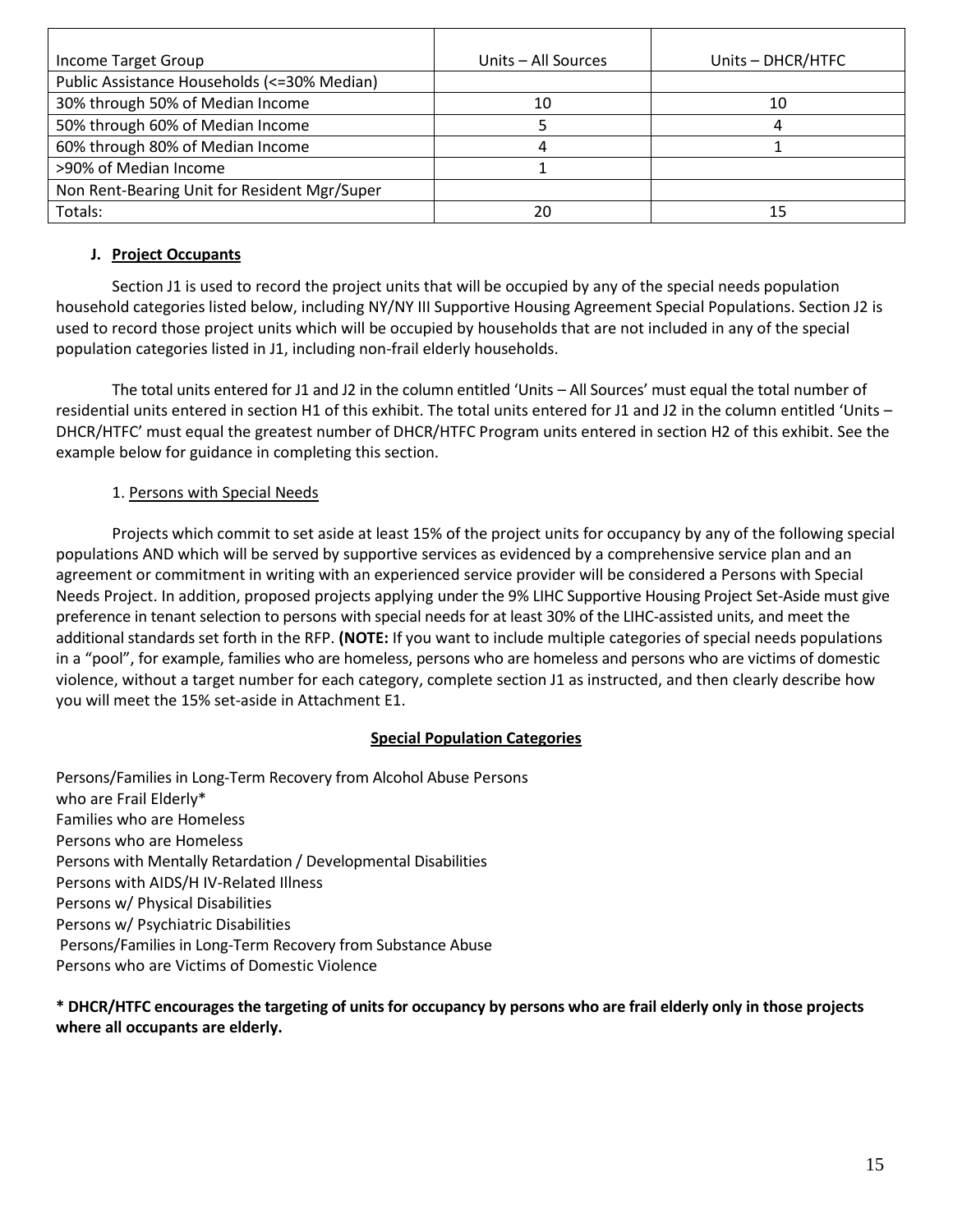| Income Target Group | Units – All Sources | Units – DHCR/HTFC |
|---|---|---|
| Public Assistance Households (<=30% Median) | | |
| 30% through 50% of Median Income | 10 | 10 |
| 50% through 60% of Median Income | 5 | 4 |
| 60% through 80% of Median Income | 4 | 1 |
| >90% of Median Income | 1 | |
| Non Rent-Bearing Unit for Resident Mgr/Super | | |
| Totals: | 20 | 15 |

**J. Project Occupants**

Section J1 is used to record the project units that will be occupied by any of the special needs population household categories listed below, including NY/NY III Supportive Housing Agreement Special Populations. Section J2 is used to record those project units which will be occupied by households that are not included in any of the special population categories listed in J1, including non-frail elderly households.

The total units entered for J1 and J2 in the column entitled 'Units – All Sources' must equal the total number of residential units entered in section H1 of this exhibit. The total units entered for J1 and J2 in the column entitled 'Units – DHCR/HTFC' must equal the greatest number of DHCR/HTFC Program units entered in section H2 of this exhibit. See the example below for guidance in completing this section.

1. Persons with Special Needs

Projects which commit to set aside at least 15% of the project units for occupancy by any of the following special populations AND which will be served by supportive services as evidenced by a comprehensive service plan and an agreement or commitment in writing with an experienced service provider will be considered a Persons with Special Needs Project. In addition, proposed projects applying under the 9% LIHC Supportive Housing Project Set-Aside must give preference in tenant selection to persons with special needs for at least 30% of the LIHC-assisted units, and meet the additional standards set forth in the RFP. **(NOTE:** If you want to include multiple categories of special needs populations in a "pool", for example, families who are homeless, persons who are homeless and persons who are victims of domestic violence, without a target number for each category, complete section J1 as instructed, and then clearly describe how you will meet the 15% set-aside in Attachment E1.

**Special Population Categories**

Persons/Families in Long-Term Recovery from Alcohol Abuse
Persons who are Frail Elderly*
Families who are Homeless
Persons who are Homeless
Persons with Mentally Retardation / Developmental Disabilities
Persons with AIDS/H IV-Related Illness
Persons w/ Physical Disabilities
Persons w/ Psychiatric Disabilities
Persons/Families in Long-Term Recovery from Substance Abuse
Persons who are Victims of Domestic Violence

**\* DHCR/HTFC encourages the targeting of units for occupancy by persons who are frail elderly only in those projects where all occupants are elderly.**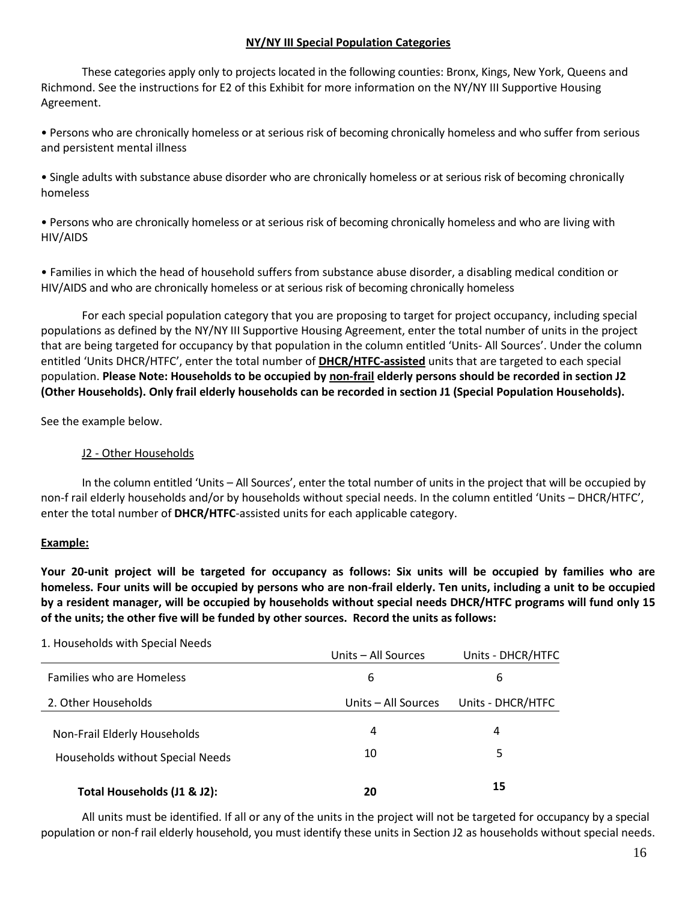**NY/NY III Special Population Categories**

These categories apply only to projects located in the following counties: Bronx, Kings, New York, Queens and Richmond. See the instructions for E2 of this Exhibit for more information on the NY/NY III Supportive Housing Agreement.

• Persons who are chronically homeless or at serious risk of becoming chronically homeless and who suffer from serious and persistent mental illness

• Single adults with substance abuse disorder who are chronically homeless or at serious risk of becoming chronically homeless

• Persons who are chronically homeless or at serious risk of becoming chronically homeless and who are living with HIV/AIDS

• Families in which the head of household suffers from substance abuse disorder, a disabling medical condition or HIV/AIDS and who are chronically homeless or at serious risk of becoming chronically homeless

For each special population category that you are proposing to target for project occupancy, including special populations as defined by the NY/NY III Supportive Housing Agreement, enter the total number of units in the project that are being targeted for occupancy by that population in the column entitled 'Units- All Sources'. Under the column entitled 'Units DHCR/HTFC', enter the total number of **DHCR/HTFC-assisted** units that are targeted to each special population. **Please Note: Households to be occupied by non-frail elderly persons should be recorded in section J2 (Other Households). Only frail elderly households can be recorded in section J1 (Special Population Households).**

See the example below.

J2 - Other Households

In the column entitled 'Units – All Sources', enter the total number of units in the project that will be occupied by non-f rail elderly households and/or by households without special needs. In the column entitled 'Units – DHCR/HTFC', enter the total number of **DHCR/HTFC**-assisted units for each applicable category.

**Example:**

**Your 20-unit project will be targeted for occupancy as follows: Six units will be occupied by families who are homeless. Four units will be occupied by persons who are non-frail elderly. Ten units, including a unit to be occupied by a resident manager, will be occupied by households without special needs DHCR/HTFC programs will fund only 15 of the units; the other five will be funded by other sources. Record the units as follows:**

| 1. Households with Special Needs | Units – All Sources | Units - DHCR/HTFC |
|---|---|---|
| Families who are Homeless | 6 | 6 |
| **2. Other Households** | **Units – All Sources** | **Units - DHCR/HTFC** |
| Non-Frail Elderly Households | 4 | 4 |
| Households without Special Needs | 10 | 5 |
| **Total Households (J1 & J2):** | **20** | **15** |

All units must be identified. If all or any of the units in the project will not be targeted for occupancy by a special population or non-f rail elderly household, you must identify these units in Section J2 as households without special needs.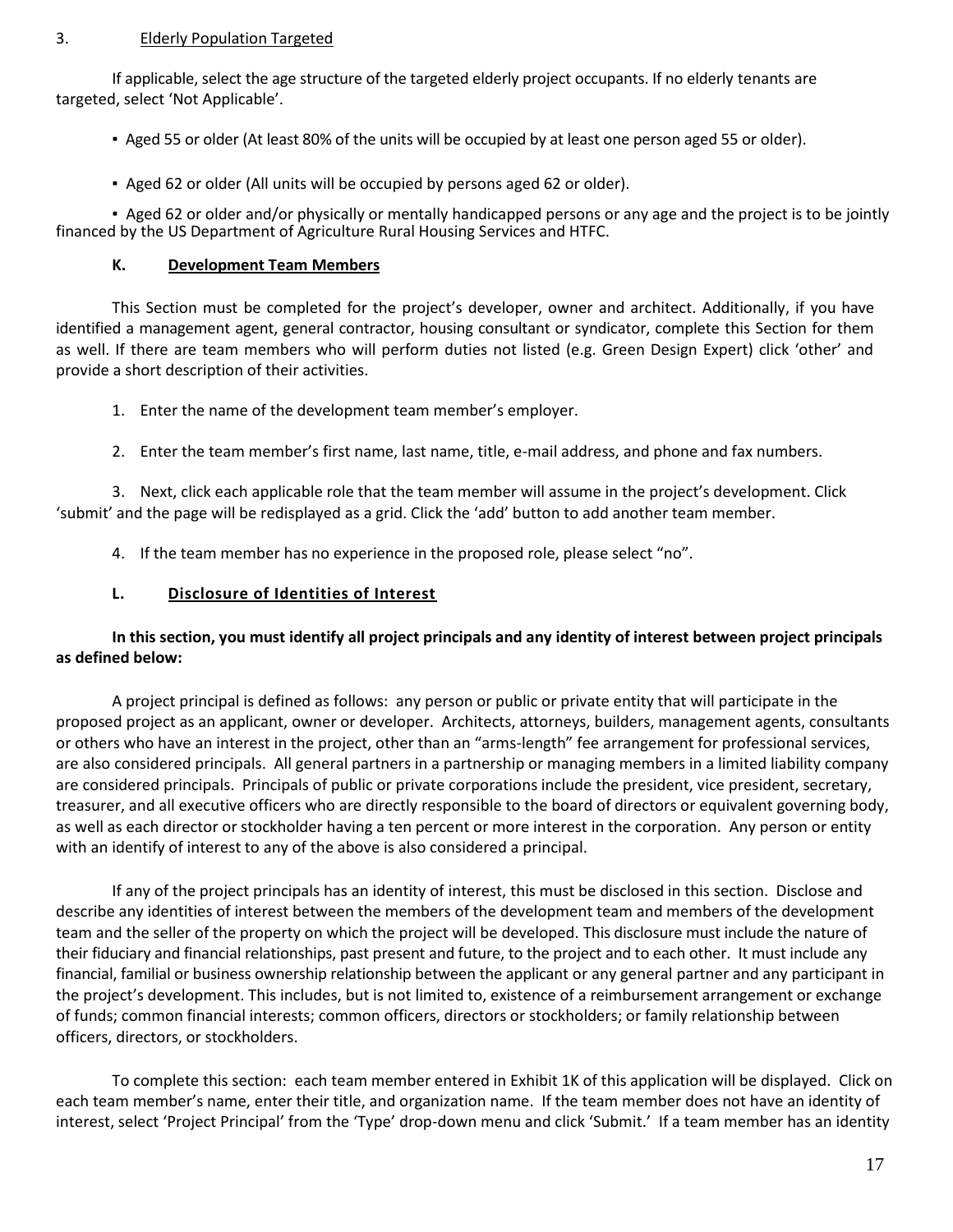3. Elderly Population Targeted

If applicable, select the age structure of the targeted elderly project occupants. If no elderly tenants are targeted, select 'Not Applicable'.

- Aged 55 or older (At least 80% of the units will be occupied by at least one person aged 55 or older).
- Aged 62 or older (All units will be occupied by persons aged 62 or older).
- Aged 62 or older and/or physically or mentally handicapped persons or any age and the project is to be jointly financed by the US Department of Agriculture Rural Housing Services and HTFC.

## K. Development Team Members

This Section must be completed for the project's developer, owner and architect. Additionally, if you have identified a management agent, general contractor, housing consultant or syndicator, complete this Section for them as well. If there are team members who will perform duties not listed (e.g. Green Design Expert) click 'other' and provide a short description of their activities.

1. Enter the name of the development team member's employer.
2. Enter the team member's first name, last name, title, e-mail address, and phone and fax numbers.
3. Next, click each applicable role that the team member will assume in the project's development. Click 'submit' and the page will be redisplayed as a grid. Click the 'add' button to add another team member.
4. If the team member has no experience in the proposed role, please select "no".

## L. Disclosure of Identities of Interest

**In this section, you must identify all project principals and any identity of interest between project principals as defined below:**

A project principal is defined as follows: any person or public or private entity that will participate in the proposed project as an applicant, owner or developer. Architects, attorneys, builders, management agents, consultants or others who have an interest in the project, other than an "arms-length" fee arrangement for professional services, are also considered principals. All general partners in a partnership or managing members in a limited liability company are considered principals. Principals of public or private corporations include the president, vice president, secretary, treasurer, and all executive officers who are directly responsible to the board of directors or equivalent governing body, as well as each director or stockholder having a ten percent or more interest in the corporation. Any person or entity with an identify of interest to any of the above is also considered a principal.

If any of the project principals has an identity of interest, this must be disclosed in this section. Disclose and describe any identities of interest between the members of the development team and members of the development team and the seller of the property on which the project will be developed. This disclosure must include the nature of their fiduciary and financial relationships, past present and future, to the project and to each other. It must include any financial, familial or business ownership relationship between the applicant or any general partner and any participant in the project's development. This includes, but is not limited to, existence of a reimbursement arrangement or exchange of funds; common financial interests; common officers, directors or stockholders; or family relationship between officers, directors, or stockholders.

To complete this section: each team member entered in Exhibit 1K of this application will be displayed. Click on each team member's name, enter their title, and organization name. If the team member does not have an identity of interest, select 'Project Principal' from the 'Type' drop-down menu and click 'Submit.' If a team member has an identity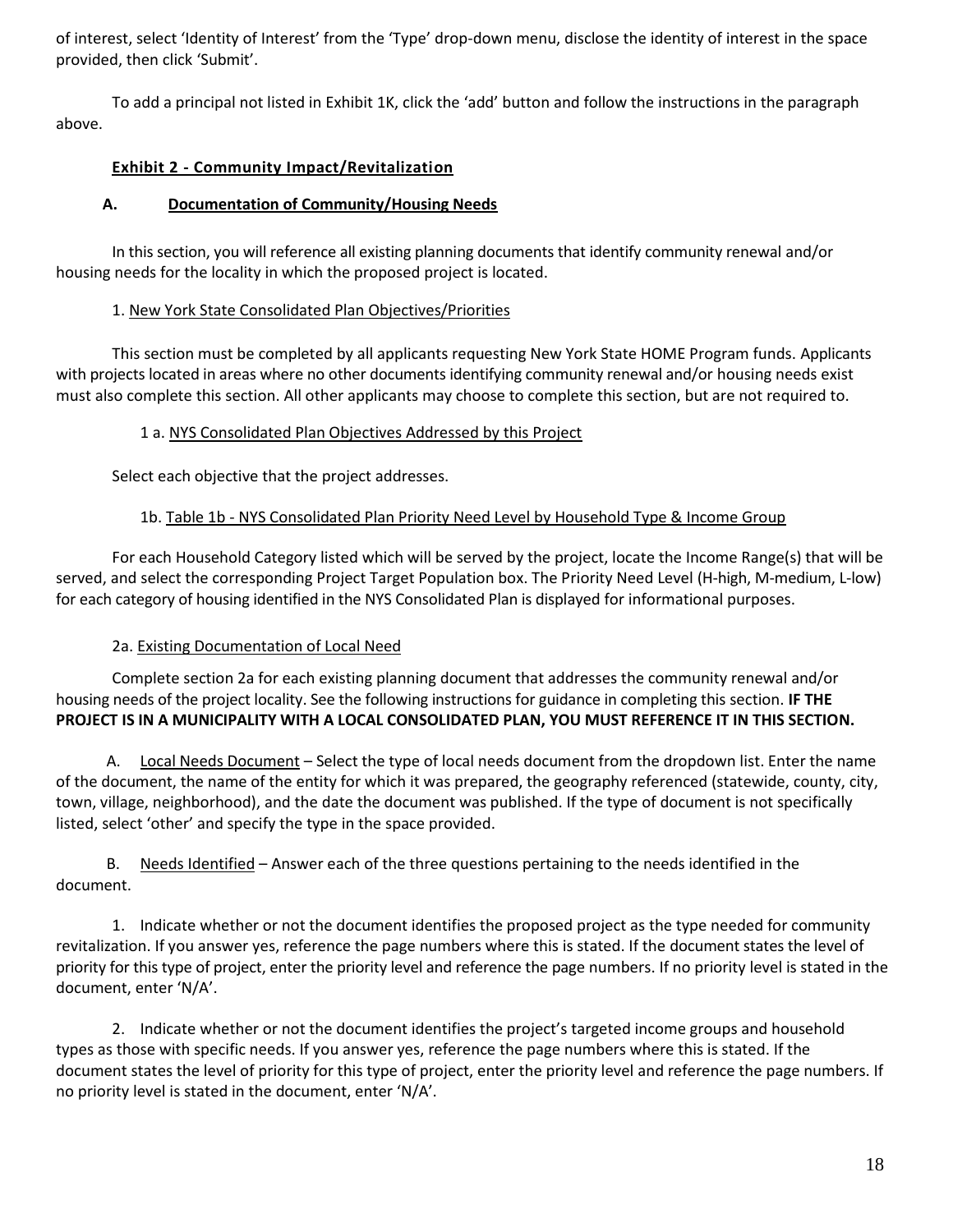of interest, select 'Identity of Interest' from the 'Type' drop-down menu, disclose the identity of interest in the space provided, then click 'Submit'.

To add a principal not listed in Exhibit 1K, click the 'add' button and follow the instructions in the paragraph above.

## Exhibit 2 - Community Impact/Revitalization

### A. Documentation of Community/Housing Needs

In this section, you will reference all existing planning documents that identify community renewal and/or housing needs for the locality in which the proposed project is located.

1. New York State Consolidated Plan Objectives/Priorities

This section must be completed by all applicants requesting New York State HOME Program funds. Applicants with projects located in areas where no other documents identifying community renewal and/or housing needs exist must also complete this section. All other applicants may choose to complete this section, but are not required to.

1 a. NYS Consolidated Plan Objectives Addressed by this Project

Select each objective that the project addresses.

1b. Table 1b - NYS Consolidated Plan Priority Need Level by Household Type & Income Group

For each Household Category listed which will be served by the project, locate the Income Range(s) that will be served, and select the corresponding Project Target Population box. The Priority Need Level (H-high, M-medium, L-low) for each category of housing identified in the NYS Consolidated Plan is displayed for informational purposes.

2a. Existing Documentation of Local Need

Complete section 2a for each existing planning document that addresses the community renewal and/or housing needs of the project locality. See the following instructions for guidance in completing this section. **IF THE PROJECT IS IN A MUNICIPALITY WITH A LOCAL CONSOLIDATED PLAN, YOU MUST REFERENCE IT IN THIS SECTION.**

A. Local Needs Document – Select the type of local needs document from the dropdown list. Enter the name of the document, the name of the entity for which it was prepared, the geography referenced (statewide, county, city, town, village, neighborhood), and the date the document was published. If the type of document is not specifically listed, select 'other' and specify the type in the space provided.

B. Needs Identified – Answer each of the three questions pertaining to the needs identified in the document.

1. Indicate whether or not the document identifies the proposed project as the type needed for community revitalization. If you answer yes, reference the page numbers where this is stated. If the document states the level of priority for this type of project, enter the priority level and reference the page numbers. If no priority level is stated in the document, enter 'N/A'.

2. Indicate whether or not the document identifies the project's targeted income groups and household types as those with specific needs. If you answer yes, reference the page numbers where this is stated. If the document states the level of priority for this type of project, enter the priority level and reference the page numbers. If no priority level is stated in the document, enter 'N/A'.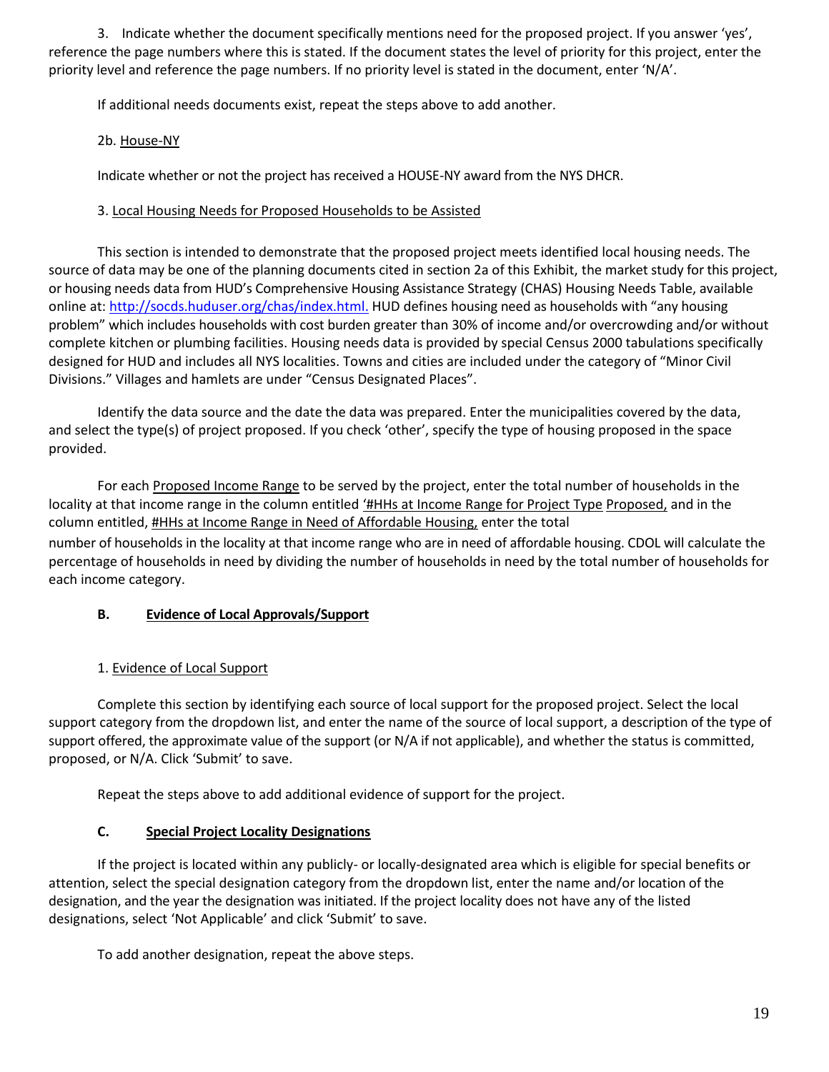3. Indicate whether the document specifically mentions need for the proposed project. If you answer 'yes', reference the page numbers where this is stated. If the document states the level of priority for this project, enter the priority level and reference the page numbers. If no priority level is stated in the document, enter 'N/A'.

If additional needs documents exist, repeat the steps above to add another.

2b. House-NY

Indicate whether or not the project has received a HOUSE-NY award from the NYS DHCR.

3. Local Housing Needs for Proposed Households to be Assisted

This section is intended to demonstrate that the proposed project meets identified local housing needs. The source of data may be one of the planning documents cited in section 2a of this Exhibit, the market study for this project, or housing needs data from HUD's Comprehensive Housing Assistance Strategy (CHAS) Housing Needs Table, available online at: http://socds.huduser.org/chas/index.html. HUD defines housing need as households with "any housing problem" which includes households with cost burden greater than 30% of income and/or overcrowding and/or without complete kitchen or plumbing facilities. Housing needs data is provided by special Census 2000 tabulations specifically designed for HUD and includes all NYS localities. Towns and cities are included under the category of "Minor Civil Divisions." Villages and hamlets are under "Census Designated Places".

Identify the data source and the date the data was prepared. Enter the municipalities covered by the data, and select the type(s) of project proposed. If you check 'other', specify the type of housing proposed in the space provided.

For each Proposed Income Range to be served by the project, enter the total number of households in the locality at that income range in the column entitled '#HHs at Income Range for Project Type Proposed, and in the column entitled, #HHs at Income Range in Need of Affordable Housing, enter the total number of households in the locality at that income range who are in need of affordable housing. CDOL will calculate the percentage of households in need by dividing the number of households in need by the total number of households for each income category.

## B. Evidence of Local Approvals/Support

1. Evidence of Local Support

Complete this section by identifying each source of local support for the proposed project. Select the local support category from the dropdown list, and enter the name of the source of local support, a description of the type of support offered, the approximate value of the support (or N/A if not applicable), and whether the status is committed, proposed, or N/A. Click 'Submit' to save.

Repeat the steps above to add additional evidence of support for the project.

## C. Special Project Locality Designations

If the project is located within any publicly- or locally-designated area which is eligible for special benefits or attention, select the special designation category from the dropdown list, enter the name and/or location of the designation, and the year the designation was initiated. If the project locality does not have any of the listed designations, select 'Not Applicable' and click 'Submit' to save.

To add another designation, repeat the above steps.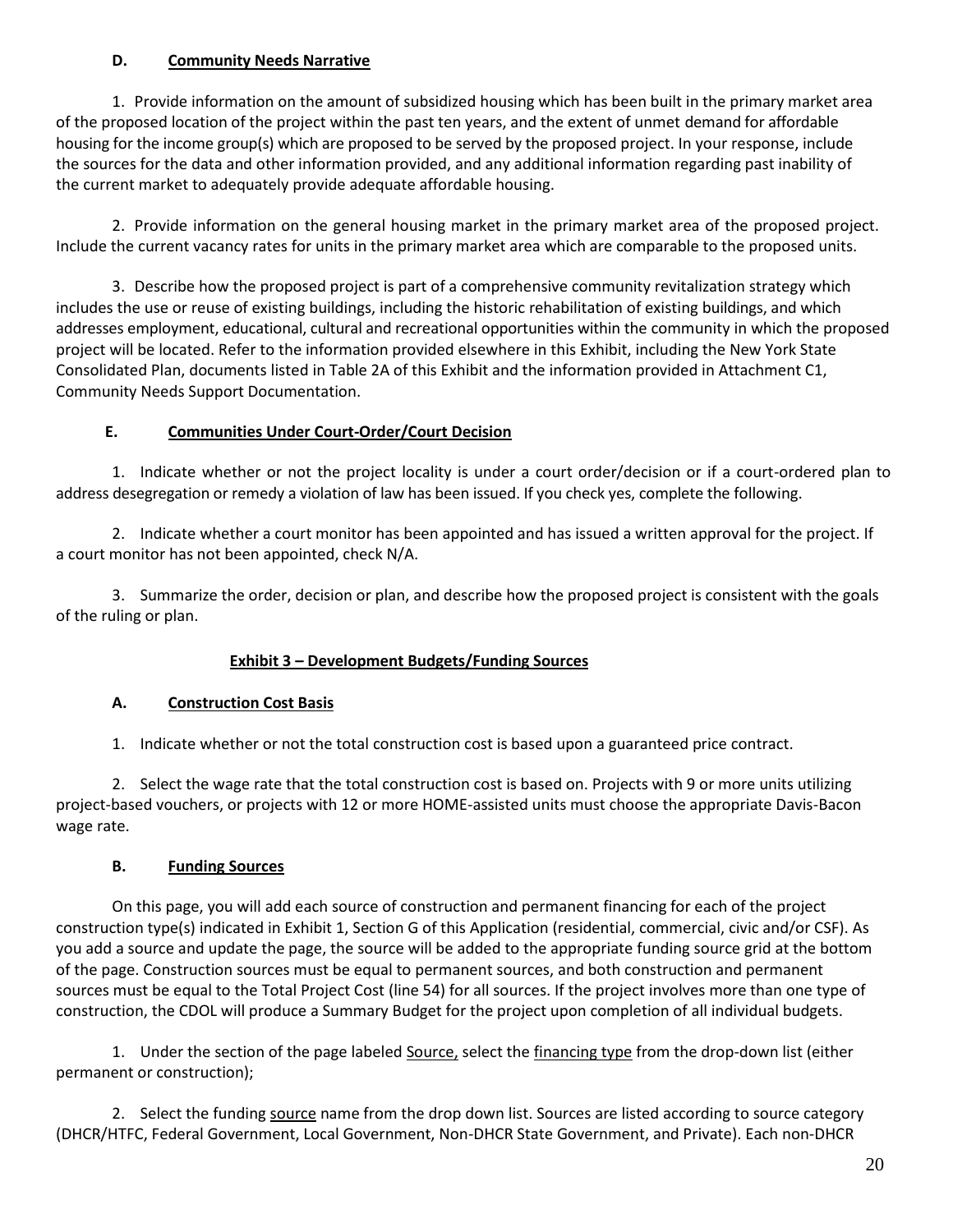### D. Community Needs Narrative

1. Provide information on the amount of subsidized housing which has been built in the primary market area of the proposed location of the project within the past ten years, and the extent of unmet demand for affordable housing for the income group(s) which are proposed to be served by the proposed project. In your response, include the sources for the data and other information provided, and any additional information regarding past inability of the current market to adequately provide adequate affordable housing.

2. Provide information on the general housing market in the primary market area of the proposed project. Include the current vacancy rates for units in the primary market area which are comparable to the proposed units.

3. Describe how the proposed project is part of a comprehensive community revitalization strategy which includes the use or reuse of existing buildings, including the historic rehabilitation of existing buildings, and which addresses employment, educational, cultural and recreational opportunities within the community in which the proposed project will be located. Refer to the information provided elsewhere in this Exhibit, including the New York State Consolidated Plan, documents listed in Table 2A of this Exhibit and the information provided in Attachment C1, Community Needs Support Documentation.

### E. Communities Under Court-Order/Court Decision

1. Indicate whether or not the project locality is under a court order/decision or if a court-ordered plan to address desegregation or remedy a violation of law has been issued. If you check yes, complete the following.

2. Indicate whether a court monitor has been appointed and has issued a written approval for the project. If a court monitor has not been appointed, check N/A.

3. Summarize the order, decision or plan, and describe how the proposed project is consistent with the goals of the ruling or plan.

## Exhibit 3 – Development Budgets/Funding Sources

### A. Construction Cost Basis

1. Indicate whether or not the total construction cost is based upon a guaranteed price contract.

2. Select the wage rate that the total construction cost is based on. Projects with 9 or more units utilizing project-based vouchers, or projects with 12 or more HOME-assisted units must choose the appropriate Davis-Bacon wage rate.

### B. Funding Sources

On this page, you will add each source of construction and permanent financing for each of the project construction type(s) indicated in Exhibit 1, Section G of this Application (residential, commercial, civic and/or CSF). As you add a source and update the page, the source will be added to the appropriate funding source grid at the bottom of the page. Construction sources must be equal to permanent sources, and both construction and permanent sources must be equal to the Total Project Cost (line 54) for all sources. If the project involves more than one type of construction, the CDOL will produce a Summary Budget for the project upon completion of all individual budgets.

1. Under the section of the page labeled Source, select the financing type from the drop-down list (either permanent or construction);

2. Select the funding source name from the drop down list. Sources are listed according to source category (DHCR/HTFC, Federal Government, Local Government, Non-DHCR State Government, and Private). Each non-DHCR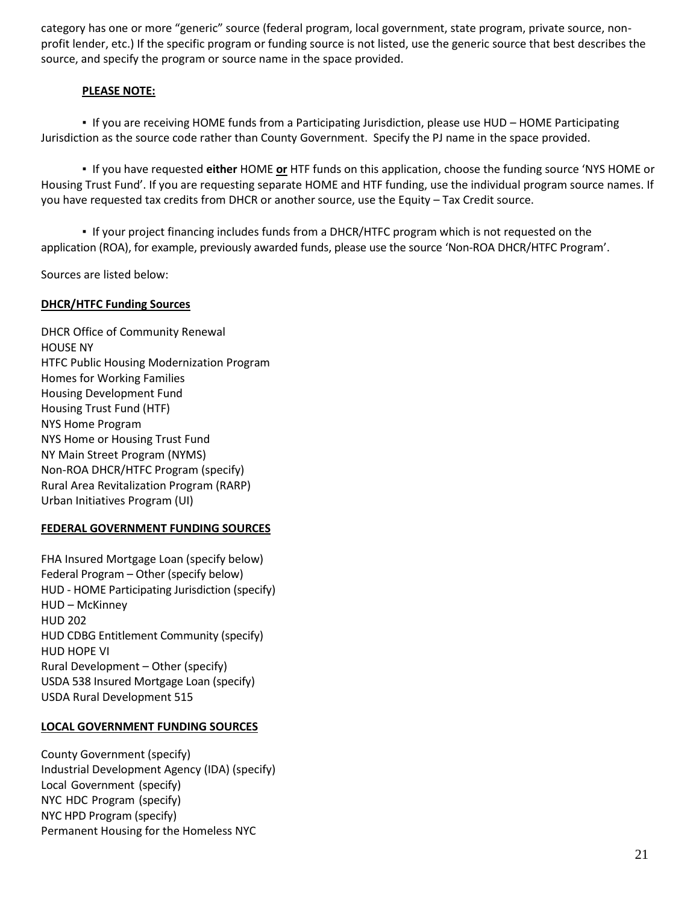category has one or more "generic" source (federal program, local government, state program, private source, non-profit lender, etc.) If the specific program or funding source is not listed, use the generic source that best describes the source, and specify the program or source name in the space provided.

**PLEASE NOTE:**

- If you are receiving HOME funds from a Participating Jurisdiction, please use HUD – HOME Participating Jurisdiction as the source code rather than County Government. Specify the PJ name in the space provided.

- If you have requested **either** HOME **or** HTF funds on this application, choose the funding source 'NYS HOME or Housing Trust Fund'. If you are requesting separate HOME and HTF funding, use the individual program source names. If you have requested tax credits from DHCR or another source, use the Equity – Tax Credit source.

- If your project financing includes funds from a DHCR/HTFC program which is not requested on the application (ROA), for example, previously awarded funds, please use the source 'Non-ROA DHCR/HTFC Program'.

Sources are listed below:

**DHCR/HTFC Funding Sources**

DHCR Office of Community Renewal
HOUSE NY
HTFC Public Housing Modernization Program
Homes for Working Families
Housing Development Fund
Housing Trust Fund (HTF)
NYS Home Program
NYS Home or Housing Trust Fund
NY Main Street Program (NYMS)
Non-ROA DHCR/HTFC Program (specify)
Rural Area Revitalization Program (RARP)
Urban Initiatives Program (UI)

**FEDERAL GOVERNMENT FUNDING SOURCES**

FHA Insured Mortgage Loan (specify below)
Federal Program – Other (specify below)
HUD - HOME Participating Jurisdiction (specify)
HUD – McKinney
HUD 202
HUD CDBG Entitlement Community (specify)
HUD HOPE VI
Rural Development – Other (specify)
USDA 538 Insured Mortgage Loan (specify)
USDA Rural Development 515

**LOCAL GOVERNMENT FUNDING SOURCES**

County Government (specify)
Industrial Development Agency (IDA) (specify)
Local Government (specify)
NYC HDC Program (specify)
NYC HPD Program (specify)
Permanent Housing for the Homeless NYC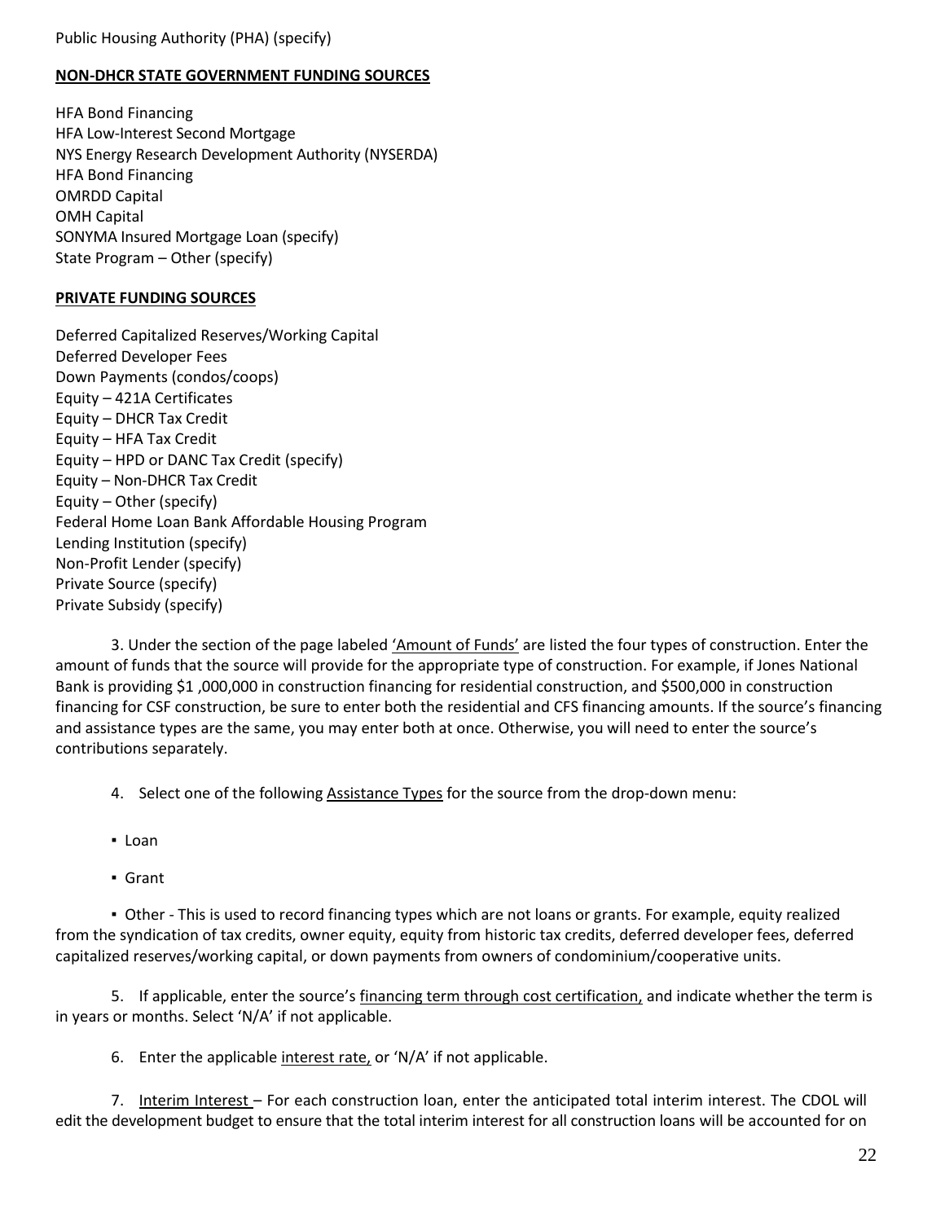Public Housing Authority (PHA) (specify)

**NON-DHCR STATE GOVERNMENT FUNDING SOURCES**

HFA Bond Financing
HFA Low-Interest Second Mortgage
NYS Energy Research Development Authority (NYSERDA)
HFA Bond Financing
OMRDD Capital
OMH Capital
SONYMA Insured Mortgage Loan (specify)
State Program – Other (specify)

**PRIVATE FUNDING SOURCES**

Deferred Capitalized Reserves/Working Capital
Deferred Developer Fees
Down Payments (condos/coops)
Equity – 421A Certificates
Equity – DHCR Tax Credit
Equity – HFA Tax Credit
Equity – HPD or DANC Tax Credit (specify)
Equity – Non-DHCR Tax Credit
Equity – Other (specify)
Federal Home Loan Bank Affordable Housing Program
Lending Institution (specify)
Non-Profit Lender (specify)
Private Source (specify)
Private Subsidy (specify)

3. Under the section of the page labeled 'Amount of Funds' are listed the four types of construction. Enter the amount of funds that the source will provide for the appropriate type of construction. For example, if Jones National Bank is providing $1 ,000,000 in construction financing for residential construction, and $500,000 in construction financing for CSF construction, be sure to enter both the residential and CFS financing amounts. If the source's financing and assistance types are the same, you may enter both at once. Otherwise, you will need to enter the source's contributions separately.

4. Select one of the following Assistance Types for the source from the drop-down menu:

- Loan
- Grant
- Other - This is used to record financing types which are not loans or grants. For example, equity realized from the syndication of tax credits, owner equity, equity from historic tax credits, deferred developer fees, deferred capitalized reserves/working capital, or down payments from owners of condominium/cooperative units.

5. If applicable, enter the source's financing term through cost certification, and indicate whether the term is in years or months. Select 'N/A' if not applicable.

6. Enter the applicable interest rate, or 'N/A' if not applicable.

7. Interim Interest – For each construction loan, enter the anticipated total interim interest. The CDOL will edit the development budget to ensure that the total interim interest for all construction loans will be accounted for on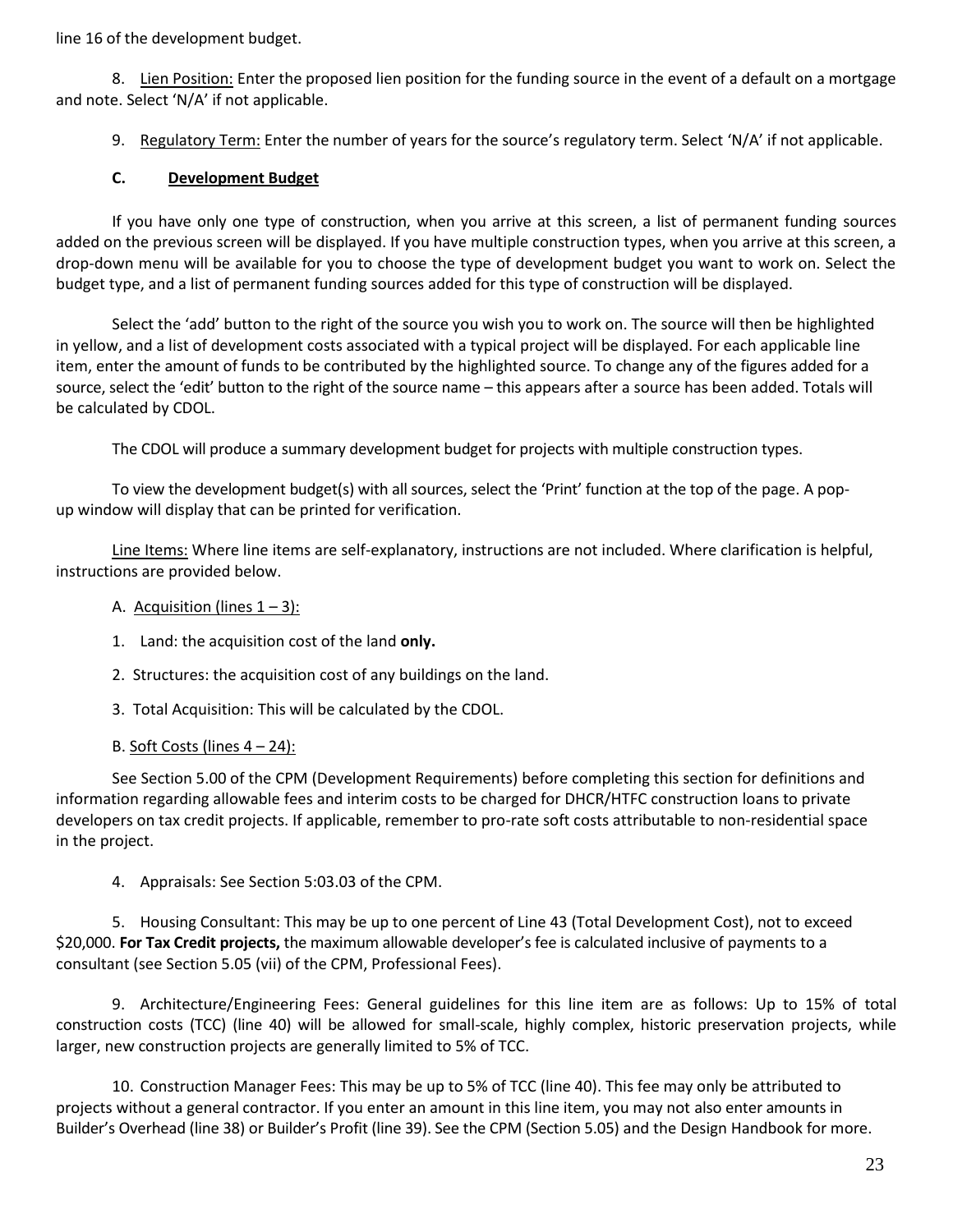line 16 of the development budget.

8. Lien Position: Enter the proposed lien position for the funding source in the event of a default on a mortgage and note. Select 'N/A' if not applicable.

9. Regulatory Term: Enter the number of years for the source's regulatory term. Select 'N/A' if not applicable.

### C. Development Budget

If you have only one type of construction, when you arrive at this screen, a list of permanent funding sources added on the previous screen will be displayed. If you have multiple construction types, when you arrive at this screen, a drop-down menu will be available for you to choose the type of development budget you want to work on. Select the budget type, and a list of permanent funding sources added for this type of construction will be displayed.

Select the 'add' button to the right of the source you wish you to work on. The source will then be highlighted in yellow, and a list of development costs associated with a typical project will be displayed. For each applicable line item, enter the amount of funds to be contributed by the highlighted source. To change any of the figures added for a source, select the 'edit' button to the right of the source name – this appears after a source has been added. Totals will be calculated by CDOL.

The CDOL will produce a summary development budget for projects with multiple construction types.

To view the development budget(s) with all sources, select the 'Print' function at the top of the page. A pop-up window will display that can be printed for verification.

Line Items: Where line items are self-explanatory, instructions are not included. Where clarification is helpful, instructions are provided below.

A. Acquisition (lines 1 – 3):

1. Land: the acquisition cost of the land **only.**

2. Structures: the acquisition cost of any buildings on the land.

3. Total Acquisition: This will be calculated by the CDOL.

B. Soft Costs (lines 4 – 24):

See Section 5.00 of the CPM (Development Requirements) before completing this section for definitions and information regarding allowable fees and interim costs to be charged for DHCR/HTFC construction loans to private developers on tax credit projects. If applicable, remember to pro-rate soft costs attributable to non-residential space in the project.

4. Appraisals: See Section 5:03.03 of the CPM.

5. Housing Consultant: This may be up to one percent of Line 43 (Total Development Cost), not to exceed $20,000. **For Tax Credit projects,** the maximum allowable developer's fee is calculated inclusive of payments to a consultant (see Section 5.05 (vii) of the CPM, Professional Fees).

9. Architecture/Engineering Fees: General guidelines for this line item are as follows: Up to 15% of total construction costs (TCC) (line 40) will be allowed for small-scale, highly complex, historic preservation projects, while larger, new construction projects are generally limited to 5% of TCC.

10. Construction Manager Fees: This may be up to 5% of TCC (line 40). This fee may only be attributed to projects without a general contractor. If you enter an amount in this line item, you may not also enter amounts in Builder's Overhead (line 38) or Builder's Profit (line 39). See the CPM (Section 5.05) and the Design Handbook for more.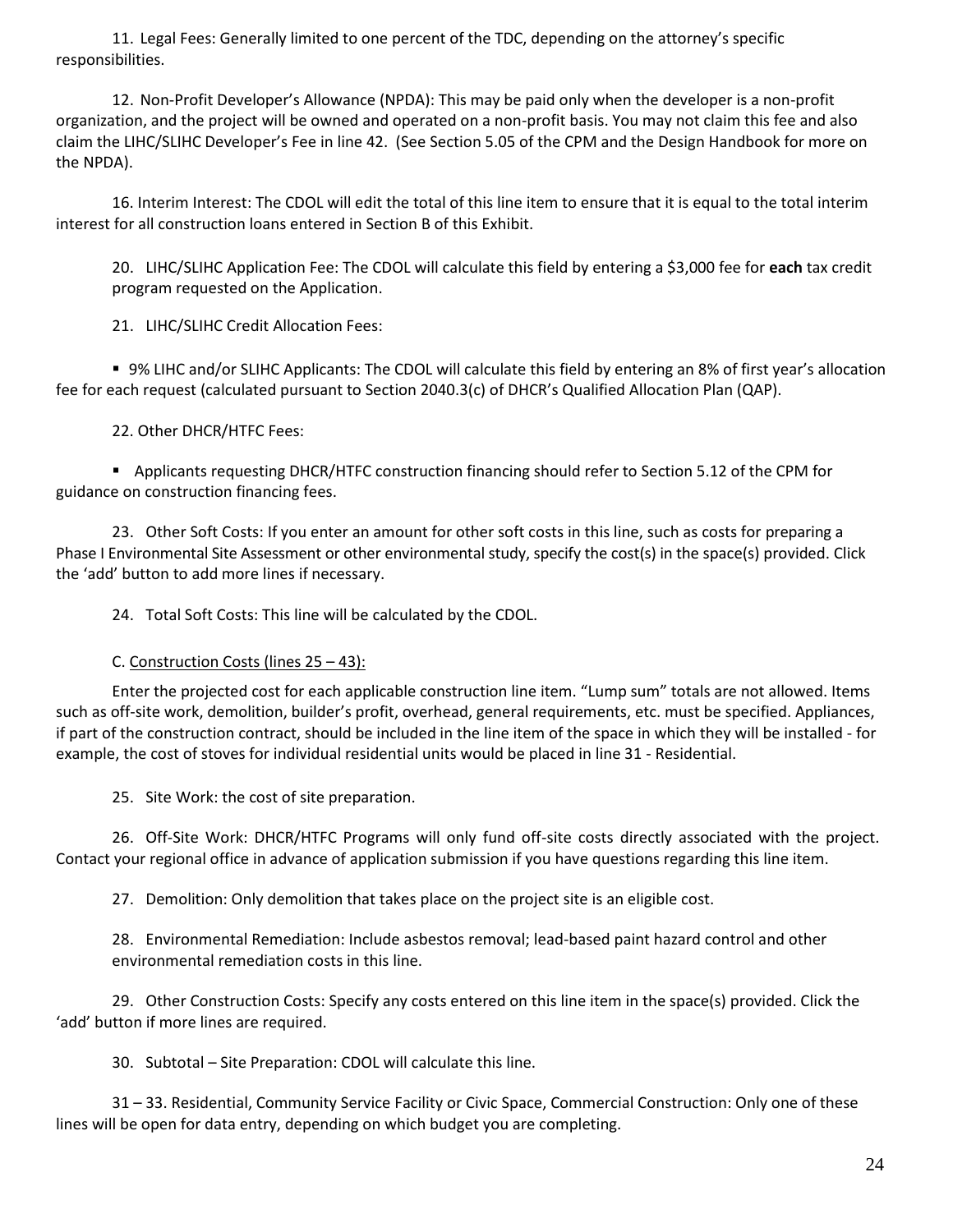11. Legal Fees: Generally limited to one percent of the TDC, depending on the attorney's specific responsibilities.

12. Non-Profit Developer's Allowance (NPDA): This may be paid only when the developer is a non-profit organization, and the project will be owned and operated on a non-profit basis. You may not claim this fee and also claim the LIHC/SLIHC Developer's Fee in line 42. (See Section 5.05 of the CPM and the Design Handbook for more on the NPDA).

16. Interim Interest: The CDOL will edit the total of this line item to ensure that it is equal to the total interim interest for all construction loans entered in Section B of this Exhibit.

20. LIHC/SLIHC Application Fee: The CDOL will calculate this field by entering a $3,000 fee for **each** tax credit program requested on the Application.

21. LIHC/SLIHC Credit Allocation Fees:

- 9% LIHC and/or SLIHC Applicants: The CDOL will calculate this field by entering an 8% of first year's allocation fee for each request (calculated pursuant to Section 2040.3(c) of DHCR's Qualified Allocation Plan (QAP).

22. Other DHCR/HTFC Fees:

- Applicants requesting DHCR/HTFC construction financing should refer to Section 5.12 of the CPM for guidance on construction financing fees.

23. Other Soft Costs: If you enter an amount for other soft costs in this line, such as costs for preparing a Phase I Environmental Site Assessment or other environmental study, specify the cost(s) in the space(s) provided. Click the 'add' button to add more lines if necessary.

24. Total Soft Costs: This line will be calculated by the CDOL.

C. Construction Costs (lines 25 – 43):

Enter the projected cost for each applicable construction line item. "Lump sum" totals are not allowed. Items such as off-site work, demolition, builder's profit, overhead, general requirements, etc. must be specified. Appliances, if part of the construction contract, should be included in the line item of the space in which they will be installed - for example, the cost of stoves for individual residential units would be placed in line 31 - Residential.

25. Site Work: the cost of site preparation.

26. Off-Site Work: DHCR/HTFC Programs will only fund off-site costs directly associated with the project. Contact your regional office in advance of application submission if you have questions regarding this line item.

27. Demolition: Only demolition that takes place on the project site is an eligible cost.

28. Environmental Remediation: Include asbestos removal; lead-based paint hazard control and other environmental remediation costs in this line.

29. Other Construction Costs: Specify any costs entered on this line item in the space(s) provided. Click the 'add' button if more lines are required.

30. Subtotal – Site Preparation: CDOL will calculate this line.

31 – 33. Residential, Community Service Facility or Civic Space, Commercial Construction: Only one of these lines will be open for data entry, depending on which budget you are completing.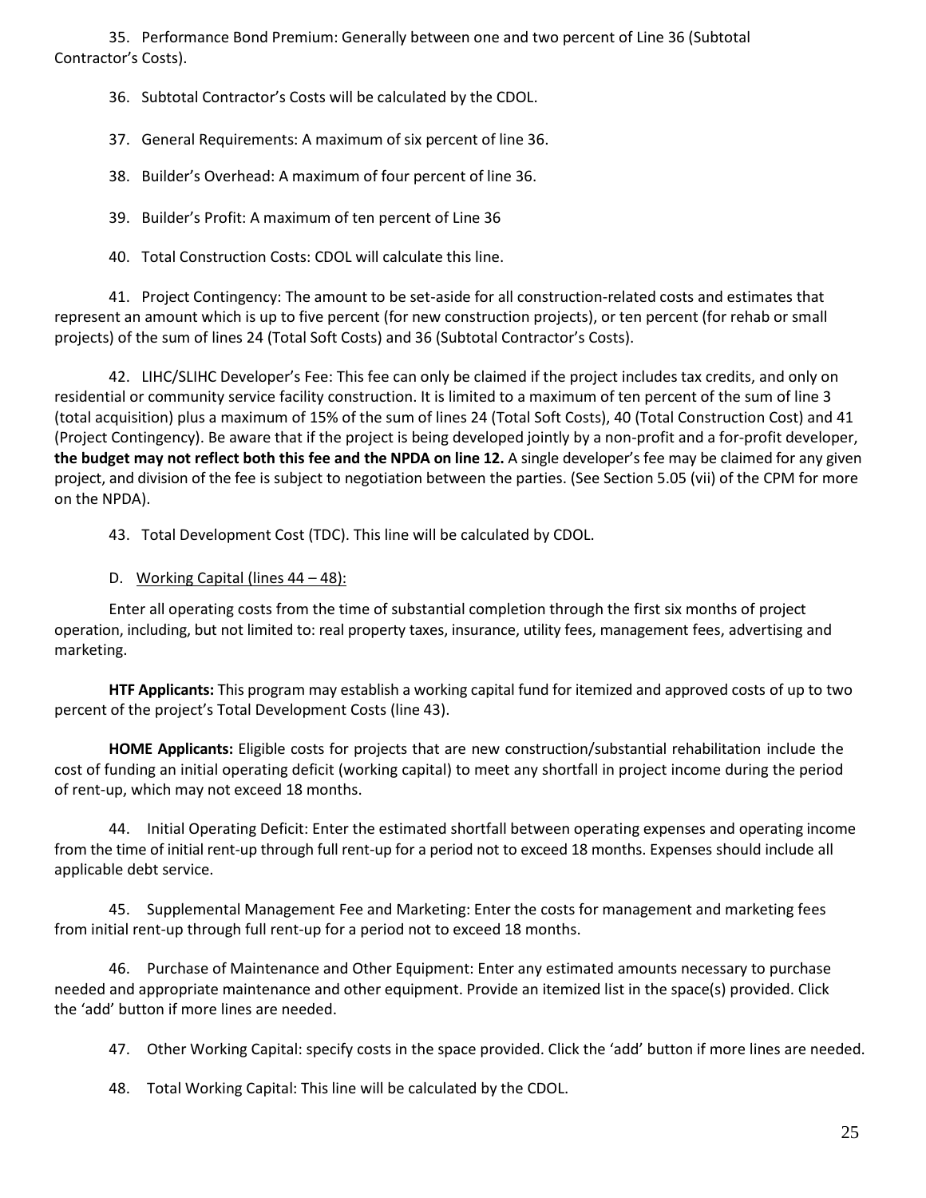35. Performance Bond Premium: Generally between one and two percent of Line 36 (Subtotal Contractor's Costs).

36. Subtotal Contractor's Costs will be calculated by the CDOL.

37. General Requirements: A maximum of six percent of line 36.

38. Builder's Overhead: A maximum of four percent of line 36.

39. Builder's Profit: A maximum of ten percent of Line 36

40. Total Construction Costs: CDOL will calculate this line.

41. Project Contingency: The amount to be set-aside for all construction-related costs and estimates that represent an amount which is up to five percent (for new construction projects), or ten percent (for rehab or small projects) of the sum of lines 24 (Total Soft Costs) and 36 (Subtotal Contractor's Costs).

42. LIHC/SLIHC Developer's Fee: This fee can only be claimed if the project includes tax credits, and only on residential or community service facility construction. It is limited to a maximum of ten percent of the sum of line 3 (total acquisition) plus a maximum of 15% of the sum of lines 24 (Total Soft Costs), 40 (Total Construction Cost) and 41 (Project Contingency). Be aware that if the project is being developed jointly by a non-profit and a for-profit developer, **the budget may not reflect both this fee and the NPDA on line 12.** A single developer's fee may be claimed for any given project, and division of the fee is subject to negotiation between the parties. (See Section 5.05 (vii) of the CPM for more on the NPDA).

43. Total Development Cost (TDC). This line will be calculated by CDOL.

D. <u>Working Capital (lines 44 – 48):</u>

Enter all operating costs from the time of substantial completion through the first six months of project operation, including, but not limited to: real property taxes, insurance, utility fees, management fees, advertising and marketing.

**HTF Applicants:** This program may establish a working capital fund for itemized and approved costs of up to two percent of the project's Total Development Costs (line 43).

**HOME Applicants:** Eligible costs for projects that are new construction/substantial rehabilitation include the cost of funding an initial operating deficit (working capital) to meet any shortfall in project income during the period of rent-up, which may not exceed 18 months.

44. Initial Operating Deficit: Enter the estimated shortfall between operating expenses and operating income from the time of initial rent-up through full rent-up for a period not to exceed 18 months. Expenses should include all applicable debt service.

45. Supplemental Management Fee and Marketing: Enter the costs for management and marketing fees from initial rent-up through full rent-up for a period not to exceed 18 months.

46. Purchase of Maintenance and Other Equipment: Enter any estimated amounts necessary to purchase needed and appropriate maintenance and other equipment. Provide an itemized list in the space(s) provided. Click the 'add' button if more lines are needed.

47. Other Working Capital: specify costs in the space provided. Click the 'add' button if more lines are needed.

48. Total Working Capital: This line will be calculated by the CDOL.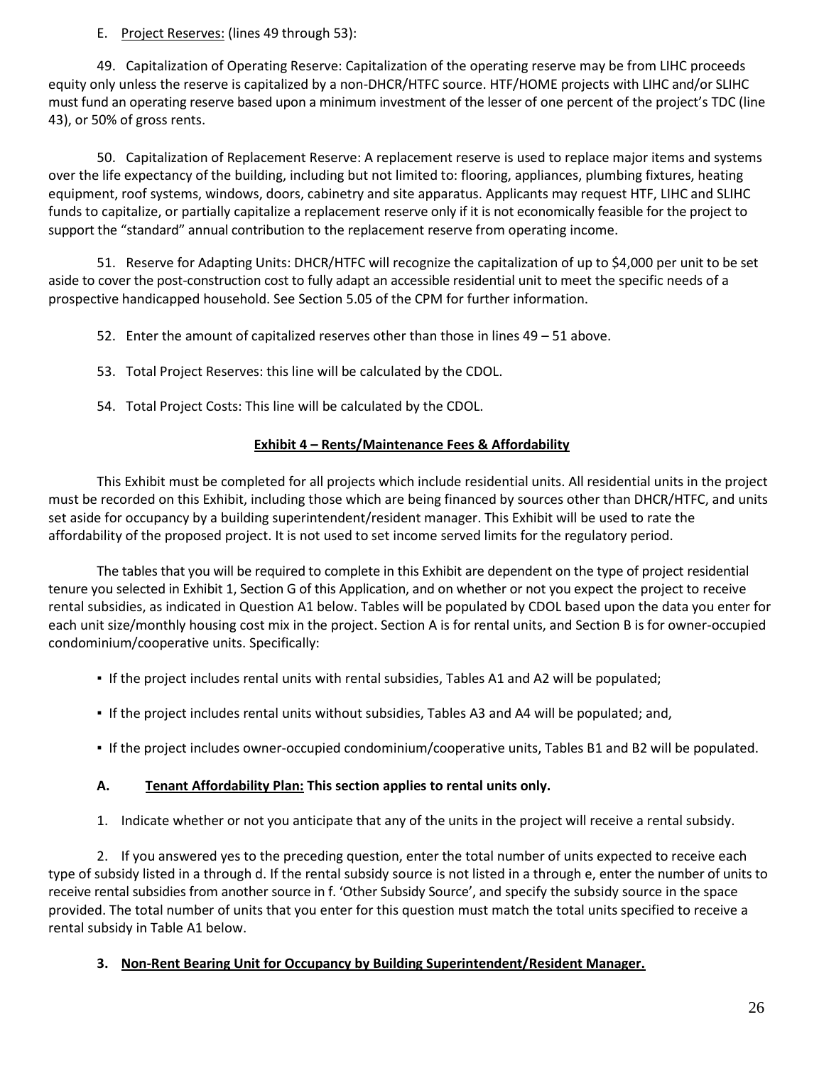E. <u>Project Reserves:</u> (lines 49 through 53):

49. Capitalization of Operating Reserve: Capitalization of the operating reserve may be from LIHC proceeds equity only unless the reserve is capitalized by a non-DHCR/HTFC source. HTF/HOME projects with LIHC and/or SLIHC must fund an operating reserve based upon a minimum investment of the lesser of one percent of the project's TDC (line 43), or 50% of gross rents.

50. Capitalization of Replacement Reserve: A replacement reserve is used to replace major items and systems over the life expectancy of the building, including but not limited to: flooring, appliances, plumbing fixtures, heating equipment, roof systems, windows, doors, cabinetry and site apparatus. Applicants may request HTF, LIHC and SLIHC funds to capitalize, or partially capitalize a replacement reserve only if it is not economically feasible for the project to support the "standard" annual contribution to the replacement reserve from operating income.

51. Reserve for Adapting Units: DHCR/HTFC will recognize the capitalization of up to $4,000 per unit to be set aside to cover the post-construction cost to fully adapt an accessible residential unit to meet the specific needs of a prospective handicapped household. See Section 5.05 of the CPM for further information.

52. Enter the amount of capitalized reserves other than those in lines 49 – 51 above.

53. Total Project Reserves: this line will be calculated by the CDOL.

54. Total Project Costs: This line will be calculated by the CDOL.

## Exhibit 4 – Rents/Maintenance Fees & Affordability

This Exhibit must be completed for all projects which include residential units. All residential units in the project must be recorded on this Exhibit, including those which are being financed by sources other than DHCR/HTFC, and units set aside for occupancy by a building superintendent/resident manager. This Exhibit will be used to rate the affordability of the proposed project. It is not used to set income served limits for the regulatory period.

The tables that you will be required to complete in this Exhibit are dependent on the type of project residential tenure you selected in Exhibit 1, Section G of this Application, and on whether or not you expect the project to receive rental subsidies, as indicated in Question A1 below. Tables will be populated by CDOL based upon the data you enter for each unit size/monthly housing cost mix in the project. Section A is for rental units, and Section B is for owner-occupied condominium/cooperative units. Specifically:

- If the project includes rental units with rental subsidies, Tables A1 and A2 will be populated;
- If the project includes rental units without subsidies, Tables A3 and A4 will be populated; and,
- If the project includes owner-occupied condominium/cooperative units, Tables B1 and B2 will be populated.

### A. <u>Tenant Affordability Plan:</u> This section applies to rental units only.

1. Indicate whether or not you anticipate that any of the units in the project will receive a rental subsidy.

2. If you answered yes to the preceding question, enter the total number of units expected to receive each type of subsidy listed in a through d. If the rental subsidy source is not listed in a through e, enter the number of units to receive rental subsidies from another source in f. 'Other Subsidy Source', and specify the subsidy source in the space provided. The total number of units that you enter for this question must match the total units specified to receive a rental subsidy in Table A1 below.

3. **<u>Non-Rent Bearing Unit for Occupancy by Building Superintendent/Resident Manager.</u>**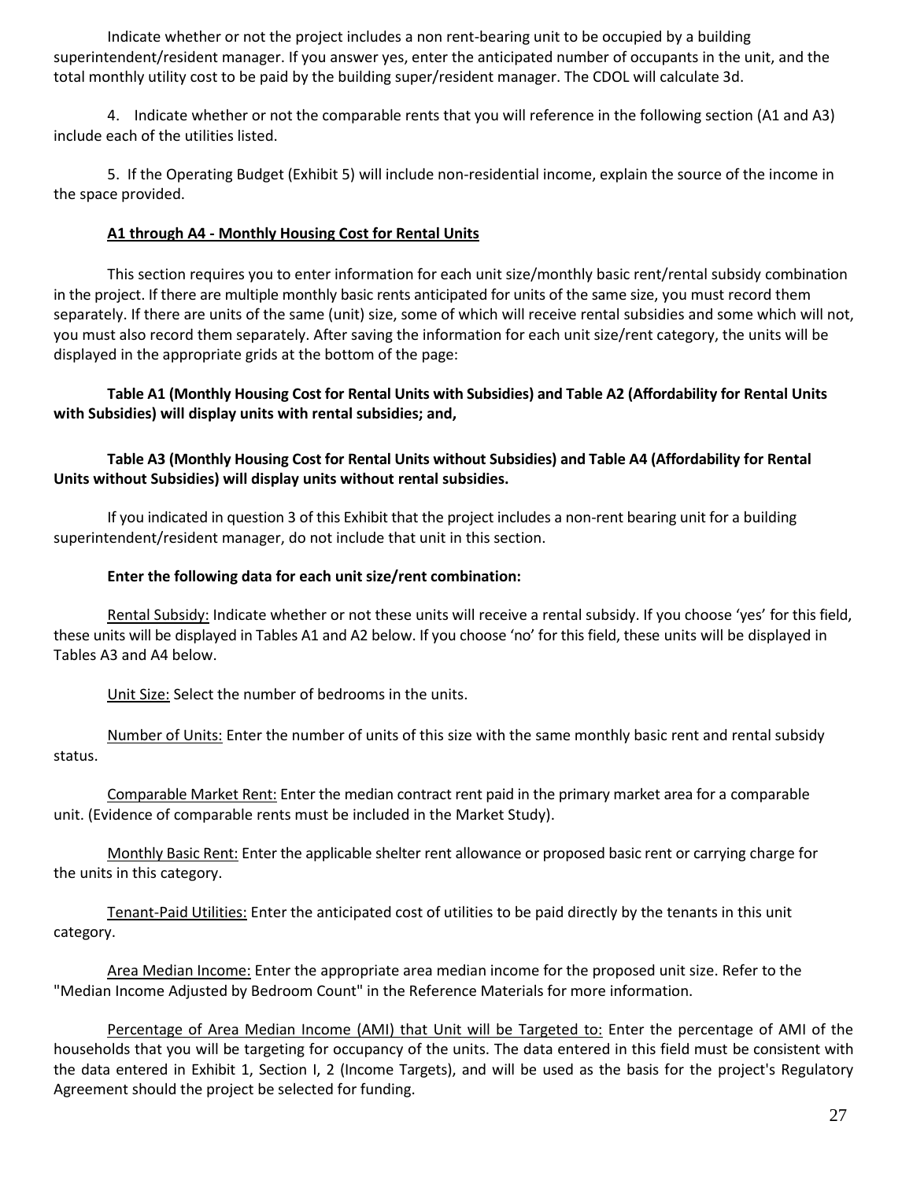Indicate whether or not the project includes a non rent-bearing unit to be occupied by a building superintendent/resident manager. If you answer yes, enter the anticipated number of occupants in the unit, and the total monthly utility cost to be paid by the building super/resident manager. The CDOL will calculate 3d.

4. Indicate whether or not the comparable rents that you will reference in the following section (A1 and A3) include each of the utilities listed.

5. If the Operating Budget (Exhibit 5) will include non-residential income, explain the source of the income in the space provided.

**A1 through A4 - Monthly Housing Cost for Rental Units**

This section requires you to enter information for each unit size/monthly basic rent/rental subsidy combination in the project. If there are multiple monthly basic rents anticipated for units of the same size, you must record them separately. If there are units of the same (unit) size, some of which will receive rental subsidies and some which will not, you must also record them separately. After saving the information for each unit size/rent category, the units will be displayed in the appropriate grids at the bottom of the page:

**Table A1 (Monthly Housing Cost for Rental Units with Subsidies) and Table A2 (Affordability for Rental Units with Subsidies) will display units with rental subsidies; and,**

**Table A3 (Monthly Housing Cost for Rental Units without Subsidies) and Table A4 (Affordability for Rental Units without Subsidies) will display units without rental subsidies.**

If you indicated in question 3 of this Exhibit that the project includes a non-rent bearing unit for a building superintendent/resident manager, do not include that unit in this section.

**Enter the following data for each unit size/rent combination:**

Rental Subsidy: Indicate whether or not these units will receive a rental subsidy. If you choose 'yes' for this field, these units will be displayed in Tables A1 and A2 below. If you choose 'no' for this field, these units will be displayed in Tables A3 and A4 below.

Unit Size: Select the number of bedrooms in the units.

Number of Units: Enter the number of units of this size with the same monthly basic rent and rental subsidy status.

Comparable Market Rent: Enter the median contract rent paid in the primary market area for a comparable unit. (Evidence of comparable rents must be included in the Market Study).

Monthly Basic Rent: Enter the applicable shelter rent allowance or proposed basic rent or carrying charge for the units in this category.

Tenant-Paid Utilities: Enter the anticipated cost of utilities to be paid directly by the tenants in this unit category.

Area Median Income: Enter the appropriate area median income for the proposed unit size. Refer to the "Median Income Adjusted by Bedroom Count" in the Reference Materials for more information.

Percentage of Area Median Income (AMI) that Unit will be Targeted to: Enter the percentage of AMI of the households that you will be targeting for occupancy of the units. The data entered in this field must be consistent with the data entered in Exhibit 1, Section I, 2 (Income Targets), and will be used as the basis for the project's Regulatory Agreement should the project be selected for funding.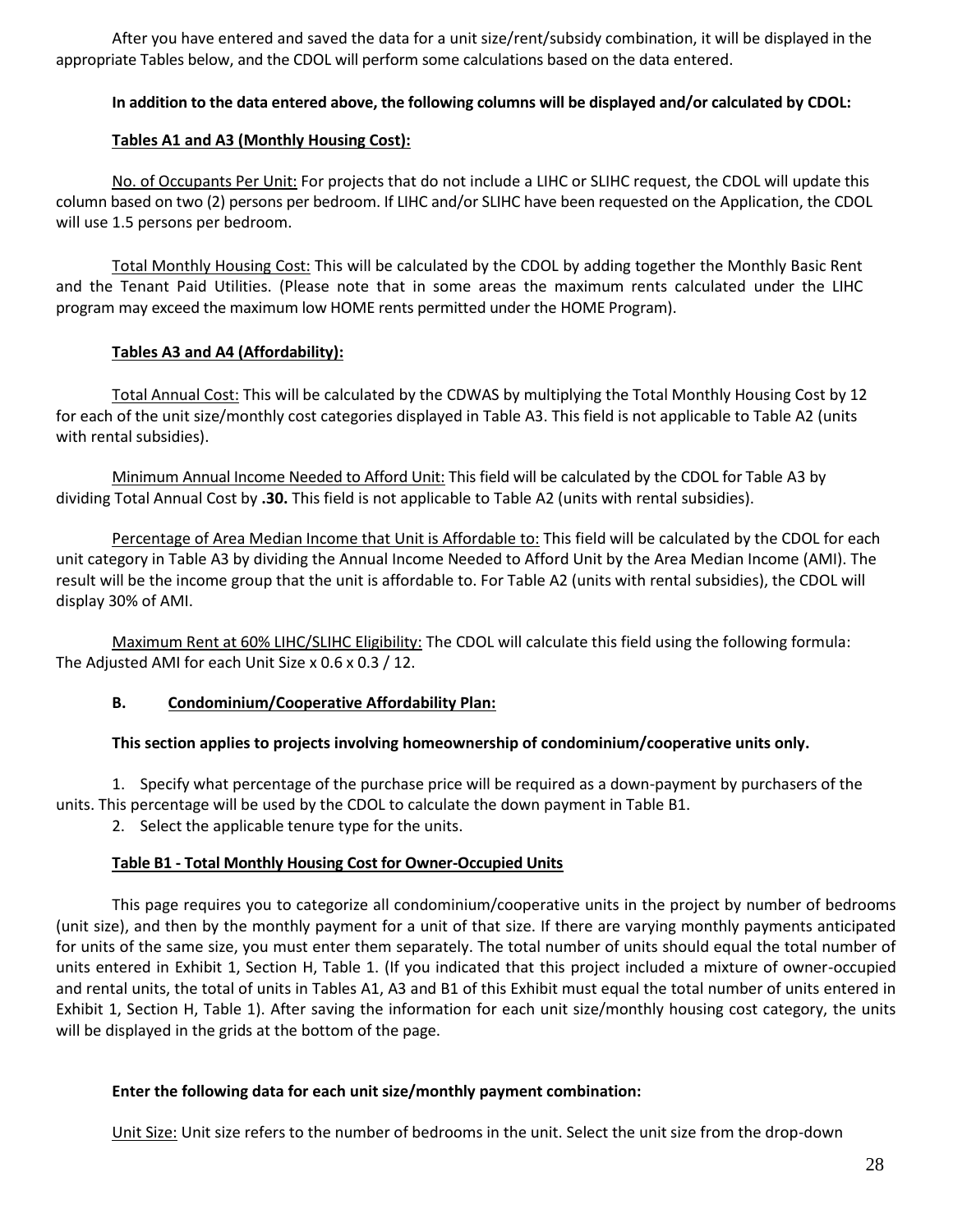After you have entered and saved the data for a unit size/rent/subsidy combination, it will be displayed in the appropriate Tables below, and the CDOL will perform some calculations based on the data entered.

**In addition to the data entered above, the following columns will be displayed and/or calculated by CDOL:**

**Tables A1 and A3 (Monthly Housing Cost):**

No. of Occupants Per Unit: For projects that do not include a LIHC or SLIHC request, the CDOL will update this column based on two (2) persons per bedroom. If LIHC and/or SLIHC have been requested on the Application, the CDOL will use 1.5 persons per bedroom.

Total Monthly Housing Cost: This will be calculated by the CDOL by adding together the Monthly Basic Rent and the Tenant Paid Utilities. (Please note that in some areas the maximum rents calculated under the LIHC program may exceed the maximum low HOME rents permitted under the HOME Program).

**Tables A3 and A4 (Affordability):**

Total Annual Cost: This will be calculated by the CDWAS by multiplying the Total Monthly Housing Cost by 12 for each of the unit size/monthly cost categories displayed in Table A3. This field is not applicable to Table A2 (units with rental subsidies).

Minimum Annual Income Needed to Afford Unit: This field will be calculated by the CDOL for Table A3 by dividing Total Annual Cost by **.30.** This field is not applicable to Table A2 (units with rental subsidies).

Percentage of Area Median Income that Unit is Affordable to: This field will be calculated by the CDOL for each unit category in Table A3 by dividing the Annual Income Needed to Afford Unit by the Area Median Income (AMI). The result will be the income group that the unit is affordable to. For Table A2 (units with rental subsidies), the CDOL will display 30% of AMI.

Maximum Rent at 60% LIHC/SLIHC Eligibility: The CDOL will calculate this field using the following formula: The Adjusted AMI for each Unit Size x 0.6 x 0.3 / 12.

## B. Condominium/Cooperative Affordability Plan:

**This section applies to projects involving homeownership of condominium/cooperative units only.**

1. Specify what percentage of the purchase price will be required as a down-payment by purchasers of the units. This percentage will be used by the CDOL to calculate the down payment in Table B1.
2. Select the applicable tenure type for the units.

**Table B1 - Total Monthly Housing Cost for Owner-Occupied Units**

This page requires you to categorize all condominium/cooperative units in the project by number of bedrooms (unit size), and then by the monthly payment for a unit of that size. If there are varying monthly payments anticipated for units of the same size, you must enter them separately. The total number of units should equal the total number of units entered in Exhibit 1, Section H, Table 1. (If you indicated that this project included a mixture of owner-occupied and rental units, the total of units in Tables A1, A3 and B1 of this Exhibit must equal the total number of units entered in Exhibit 1, Section H, Table 1). After saving the information for each unit size/monthly housing cost category, the units will be displayed in the grids at the bottom of the page.

**Enter the following data for each unit size/monthly payment combination:**

Unit Size: Unit size refers to the number of bedrooms in the unit. Select the unit size from the drop-down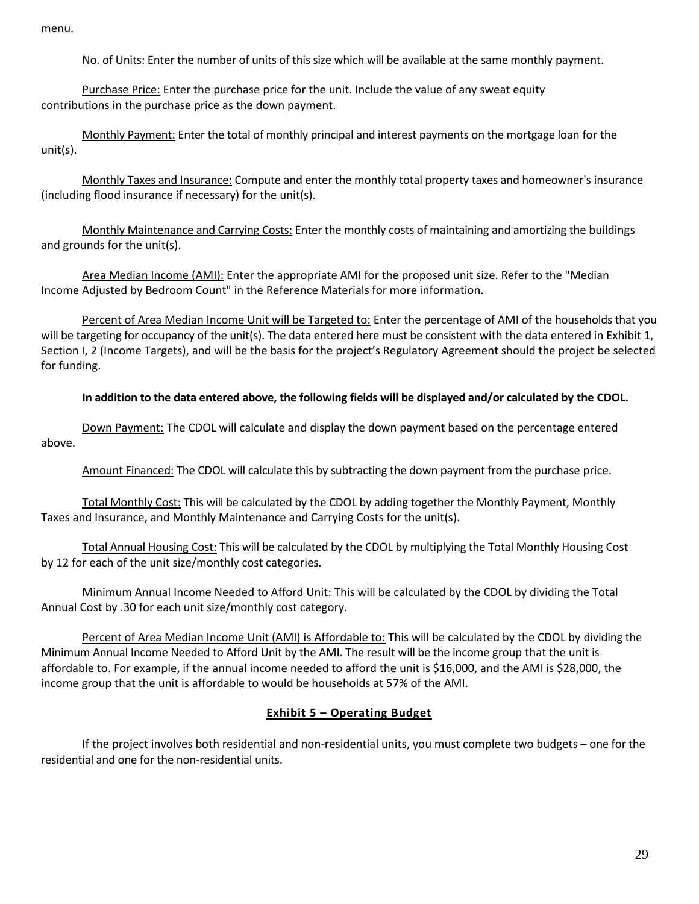menu.

No. of Units: Enter the number of units of this size which will be available at the same monthly payment.

Purchase Price: Enter the purchase price for the unit. Include the value of any sweat equity contributions in the purchase price as the down payment.

Monthly Payment: Enter the total of monthly principal and interest payments on the mortgage loan for the unit(s).

Monthly Taxes and Insurance: Compute and enter the monthly total property taxes and homeowner's insurance (including flood insurance if necessary) for the unit(s).

Monthly Maintenance and Carrying Costs: Enter the monthly costs of maintaining and amortizing the buildings and grounds for the unit(s).

Area Median Income (AMI): Enter the appropriate AMI for the proposed unit size. Refer to the "Median Income Adjusted by Bedroom Count" in the Reference Materials for more information.

Percent of Area Median Income Unit will be Targeted to: Enter the percentage of AMI of the households that you will be targeting for occupancy of the unit(s). The data entered here must be consistent with the data entered in Exhibit 1, Section I, 2 (Income Targets), and will be the basis for the project's Regulatory Agreement should the project be selected for funding.

**In addition to the data entered above, the following fields will be displayed and/or calculated by the CDOL.**

Down Payment: The CDOL will calculate and display the down payment based on the percentage entered above.

Amount Financed: The CDOL will calculate this by subtracting the down payment from the purchase price.

Total Monthly Cost: This will be calculated by the CDOL by adding together the Monthly Payment, Monthly Taxes and Insurance, and Monthly Maintenance and Carrying Costs for the unit(s).

Total Annual Housing Cost: This will be calculated by the CDOL by multiplying the Total Monthly Housing Cost by 12 for each of the unit size/monthly cost categories.

Minimum Annual Income Needed to Afford Unit: This will be calculated by the CDOL by dividing the Total Annual Cost by .30 for each unit size/monthly cost category.

Percent of Area Median Income Unit (AMI) is Affordable to: This will be calculated by the CDOL by dividing the Minimum Annual Income Needed to Afford Unit by the AMI. The result will be the income group that the unit is affordable to. For example, if the annual income needed to afford the unit is $16,000, and the AMI is $28,000, the income group that the unit is affordable to would be households at 57% of the AMI.

## Exhibit 5 – Operating Budget

If the project involves both residential and non-residential units, you must complete two budgets – one for the residential and one for the non-residential units.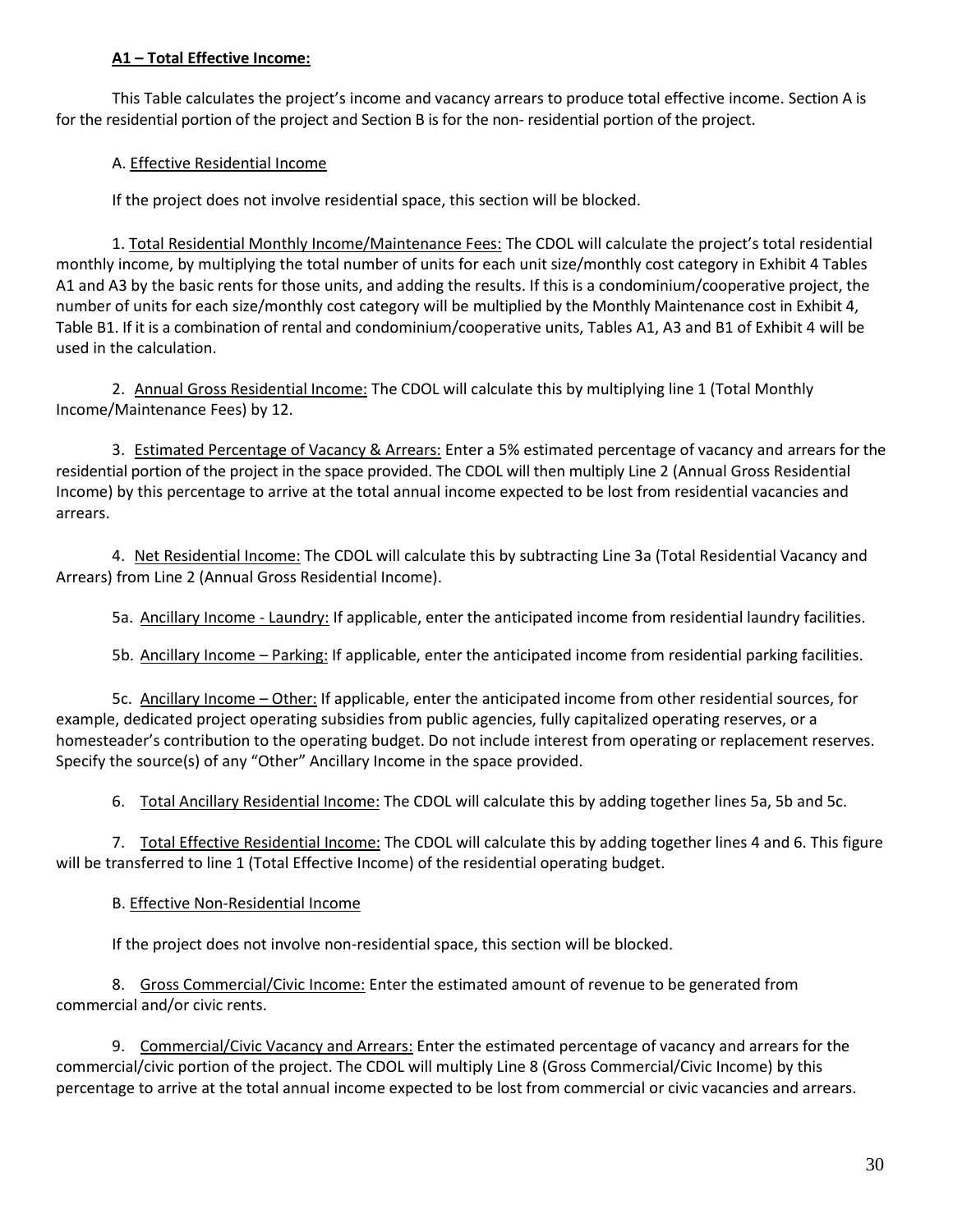**A1 – Total Effective Income:**

This Table calculates the project's income and vacancy arrears to produce total effective income. Section A is for the residential portion of the project and Section B is for the non- residential portion of the project.

A. Effective Residential Income

If the project does not involve residential space, this section will be blocked.

1. Total Residential Monthly Income/Maintenance Fees: The CDOL will calculate the project's total residential monthly income, by multiplying the total number of units for each unit size/monthly cost category in Exhibit 4 Tables A1 and A3 by the basic rents for those units, and adding the results. If this is a condominium/cooperative project, the number of units for each size/monthly cost category will be multiplied by the Monthly Maintenance cost in Exhibit 4, Table B1. If it is a combination of rental and condominium/cooperative units, Tables A1, A3 and B1 of Exhibit 4 will be used in the calculation.

2. Annual Gross Residential Income: The CDOL will calculate this by multiplying line 1 (Total Monthly Income/Maintenance Fees) by 12.

3. Estimated Percentage of Vacancy & Arrears: Enter a 5% estimated percentage of vacancy and arrears for the residential portion of the project in the space provided. The CDOL will then multiply Line 2 (Annual Gross Residential Income) by this percentage to arrive at the total annual income expected to be lost from residential vacancies and arrears.

4. Net Residential Income: The CDOL will calculate this by subtracting Line 3a (Total Residential Vacancy and Arrears) from Line 2 (Annual Gross Residential Income).

5a. Ancillary Income - Laundry: If applicable, enter the anticipated income from residential laundry facilities.

5b. Ancillary Income – Parking: If applicable, enter the anticipated income from residential parking facilities.

5c. Ancillary Income – Other: If applicable, enter the anticipated income from other residential sources, for example, dedicated project operating subsidies from public agencies, fully capitalized operating reserves, or a homesteader's contribution to the operating budget. Do not include interest from operating or replacement reserves. Specify the source(s) of any "Other" Ancillary Income in the space provided.

6. Total Ancillary Residential Income: The CDOL will calculate this by adding together lines 5a, 5b and 5c.

7. Total Effective Residential Income: The CDOL will calculate this by adding together lines 4 and 6. This figure will be transferred to line 1 (Total Effective Income) of the residential operating budget.

B. Effective Non-Residential Income

If the project does not involve non-residential space, this section will be blocked.

8. Gross Commercial/Civic Income: Enter the estimated amount of revenue to be generated from commercial and/or civic rents.

9. Commercial/Civic Vacancy and Arrears: Enter the estimated percentage of vacancy and arrears for the commercial/civic portion of the project. The CDOL will multiply Line 8 (Gross Commercial/Civic Income) by this percentage to arrive at the total annual income expected to be lost from commercial or civic vacancies and arrears.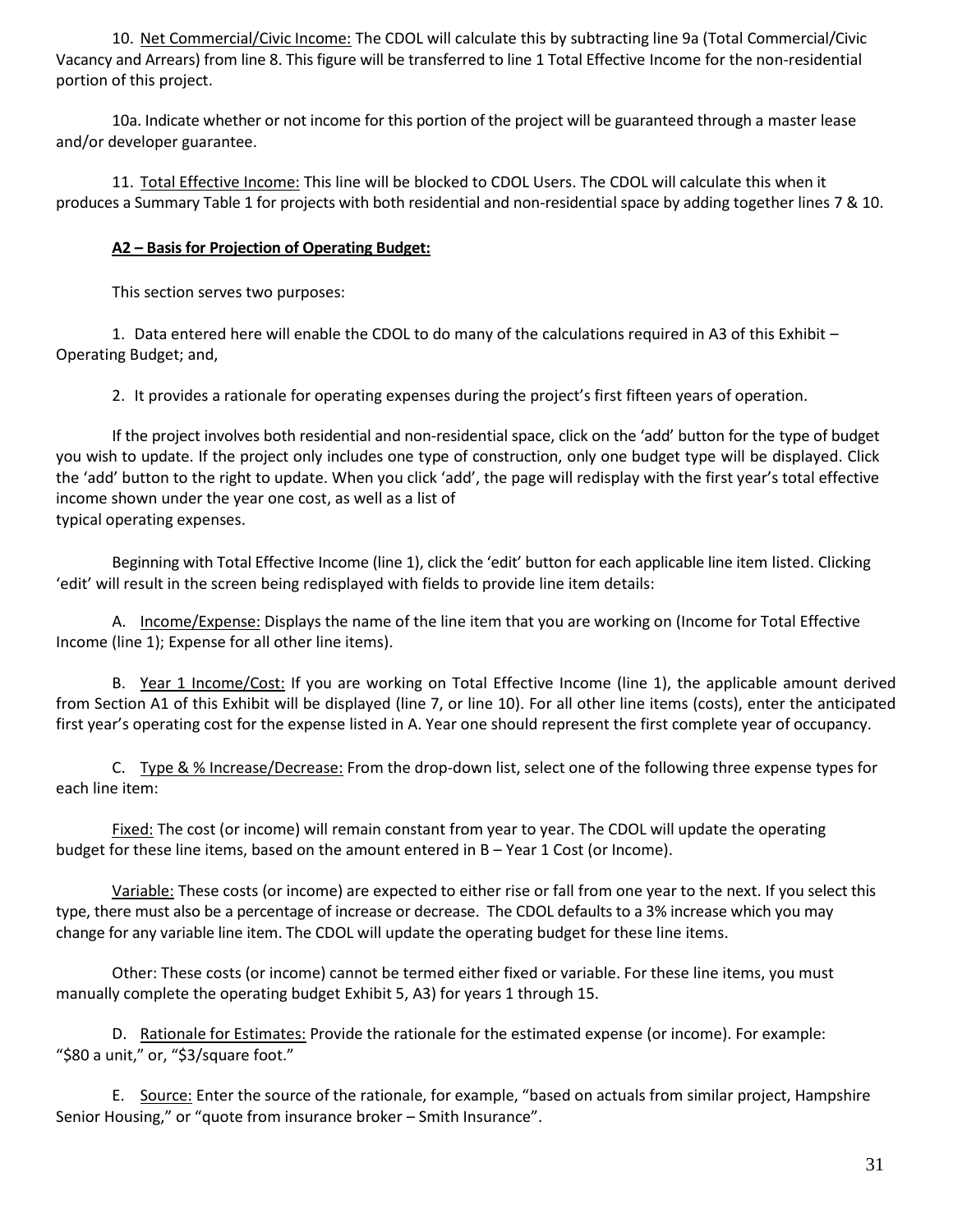10. Net Commercial/Civic Income: The CDOL will calculate this by subtracting line 9a (Total Commercial/Civic Vacancy and Arrears) from line 8. This figure will be transferred to line 1 Total Effective Income for the non-residential portion of this project.

10a. Indicate whether or not income for this portion of the project will be guaranteed through a master lease and/or developer guarantee.

11. Total Effective Income: This line will be blocked to CDOL Users. The CDOL will calculate this when it produces a Summary Table 1 for projects with both residential and non-residential space by adding together lines 7 & 10.

**A2 – Basis for Projection of Operating Budget:**

This section serves two purposes:

1. Data entered here will enable the CDOL to do many of the calculations required in A3 of this Exhibit – Operating Budget; and,

2. It provides a rationale for operating expenses during the project's first fifteen years of operation.

If the project involves both residential and non-residential space, click on the 'add' button for the type of budget you wish to update. If the project only includes one type of construction, only one budget type will be displayed. Click the 'add' button to the right to update. When you click 'add', the page will redisplay with the first year's total effective income shown under the year one cost, as well as a list of typical operating expenses.

Beginning with Total Effective Income (line 1), click the 'edit' button for each applicable line item listed. Clicking 'edit' will result in the screen being redisplayed with fields to provide line item details:

A. Income/Expense: Displays the name of the line item that you are working on (Income for Total Effective Income (line 1); Expense for all other line items).

B. Year 1 Income/Cost: If you are working on Total Effective Income (line 1), the applicable amount derived from Section A1 of this Exhibit will be displayed (line 7, or line 10). For all other line items (costs), enter the anticipated first year's operating cost for the expense listed in A. Year one should represent the first complete year of occupancy.

C. Type & % Increase/Decrease: From the drop-down list, select one of the following three expense types for each line item:

Fixed: The cost (or income) will remain constant from year to year. The CDOL will update the operating budget for these line items, based on the amount entered in B – Year 1 Cost (or Income).

Variable: These costs (or income) are expected to either rise or fall from one year to the next. If you select this type, there must also be a percentage of increase or decrease. The CDOL defaults to a 3% increase which you may change for any variable line item. The CDOL will update the operating budget for these line items.

Other: These costs (or income) cannot be termed either fixed or variable. For these line items, you must manually complete the operating budget Exhibit 5, A3) for years 1 through 15.

D. Rationale for Estimates: Provide the rationale for the estimated expense (or income). For example: "$80 a unit," or, "$3/square foot."

E. Source: Enter the source of the rationale, for example, "based on actuals from similar project, Hampshire Senior Housing," or "quote from insurance broker – Smith Insurance".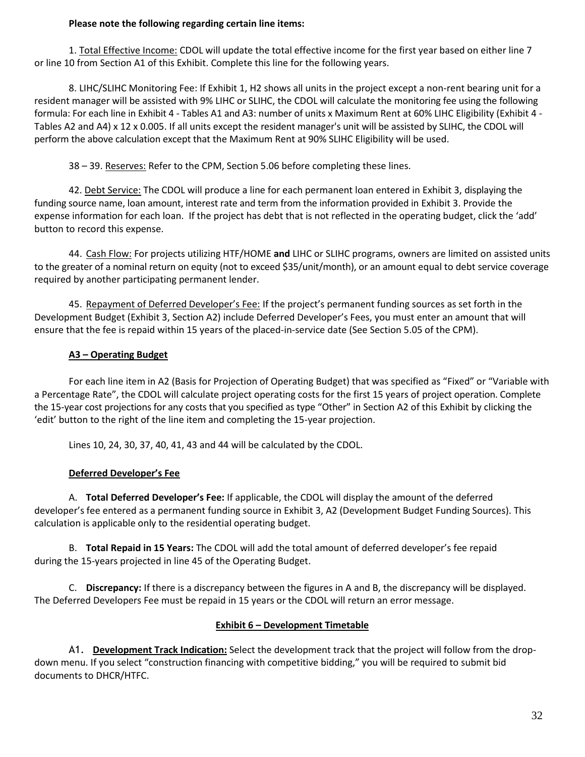**Please note the following regarding certain line items:**

1. Total Effective Income: CDOL will update the total effective income for the first year based on either line 7 or line 10 from Section A1 of this Exhibit. Complete this line for the following years.

8. LIHC/SLIHC Monitoring Fee: If Exhibit 1, H2 shows all units in the project except a non-rent bearing unit for a resident manager will be assisted with 9% LIHC or SLIHC, the CDOL will calculate the monitoring fee using the following formula: For each line in Exhibit 4 - Tables A1 and A3: number of units x Maximum Rent at 60% LIHC Eligibility (Exhibit 4 - Tables A2 and A4) x 12 x 0.005. If all units except the resident manager's unit will be assisted by SLIHC, the CDOL will perform the above calculation except that the Maximum Rent at 90% SLIHC Eligibility will be used.

38 – 39. Reserves: Refer to the CPM, Section 5.06 before completing these lines.

42. Debt Service: The CDOL will produce a line for each permanent loan entered in Exhibit 3, displaying the funding source name, loan amount, interest rate and term from the information provided in Exhibit 3. Provide the expense information for each loan. If the project has debt that is not reflected in the operating budget, click the 'add' button to record this expense.

44. Cash Flow: For projects utilizing HTF/HOME **and** LIHC or SLIHC programs, owners are limited on assisted units to the greater of a nominal return on equity (not to exceed $35/unit/month), or an amount equal to debt service coverage required by another participating permanent lender.

45. Repayment of Deferred Developer's Fee: If the project's permanent funding sources as set forth in the Development Budget (Exhibit 3, Section A2) include Deferred Developer's Fees, you must enter an amount that will ensure that the fee is repaid within 15 years of the placed-in-service date (See Section 5.05 of the CPM).

**A3 – Operating Budget**

For each line item in A2 (Basis for Projection of Operating Budget) that was specified as "Fixed" or "Variable with a Percentage Rate", the CDOL will calculate project operating costs for the first 15 years of project operation. Complete the 15-year cost projections for any costs that you specified as type "Other" in Section A2 of this Exhibit by clicking the 'edit' button to the right of the line item and completing the 15-year projection.

Lines 10, 24, 30, 37, 40, 41, 43 and 44 will be calculated by the CDOL.

**Deferred Developer's Fee**

A. **Total Deferred Developer's Fee:** If applicable, the CDOL will display the amount of the deferred developer's fee entered as a permanent funding source in Exhibit 3, A2 (Development Budget Funding Sources). This calculation is applicable only to the residential operating budget.

B. **Total Repaid in 15 Years:** The CDOL will add the total amount of deferred developer's fee repaid during the 15-years projected in line 45 of the Operating Budget.

C. **Discrepancy:** If there is a discrepancy between the figures in A and B, the discrepancy will be displayed. The Deferred Developers Fee must be repaid in 15 years or the CDOL will return an error message.

## Exhibit 6 – Development Timetable

A1. **Development Track Indication:** Select the development track that the project will follow from the drop-down menu. If you select "construction financing with competitive bidding," you will be required to submit bid documents to DHCR/HTFC.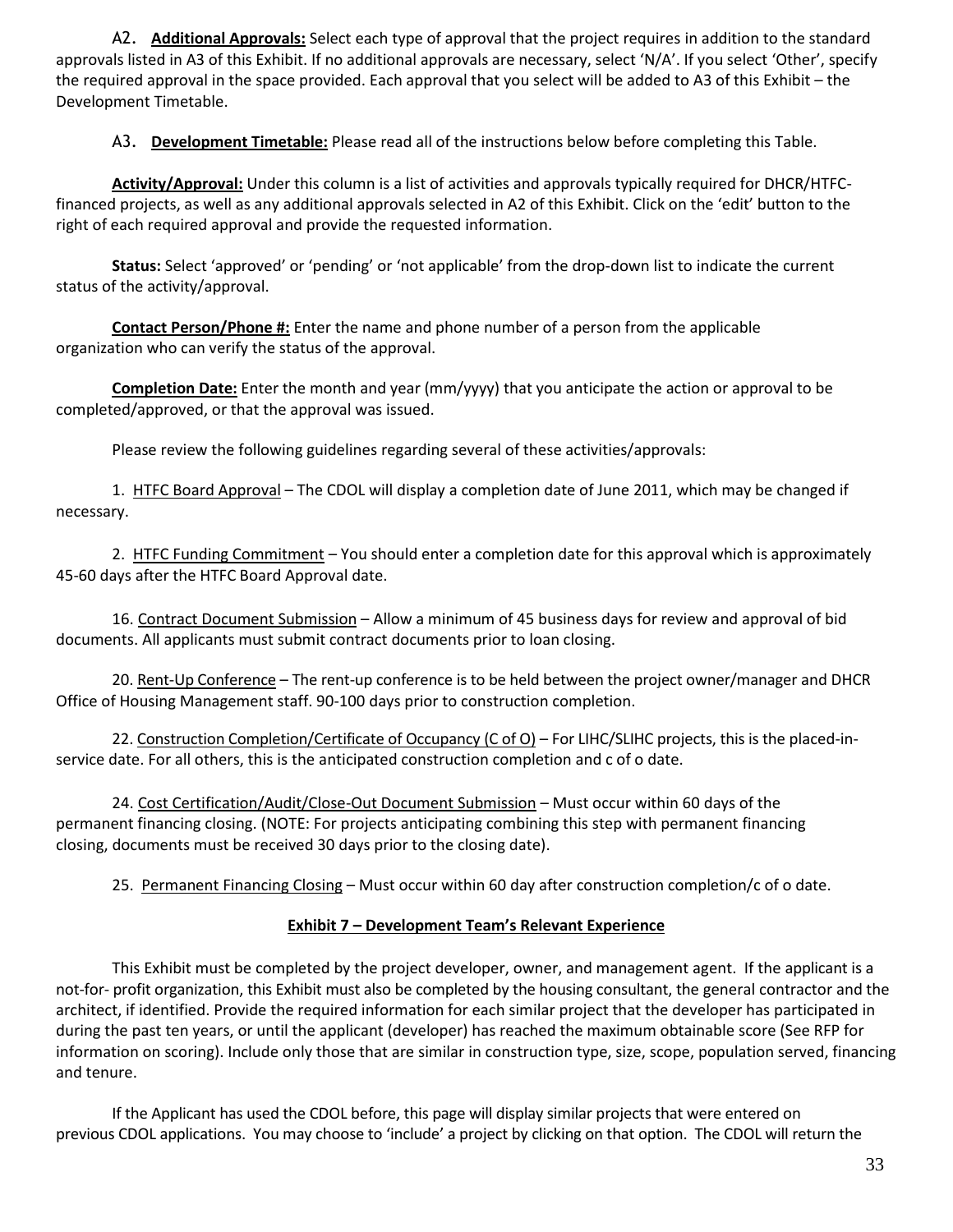A2. **Additional Approvals:** Select each type of approval that the project requires in addition to the standard approvals listed in A3 of this Exhibit. If no additional approvals are necessary, select 'N/A'. If you select 'Other', specify the required approval in the space provided. Each approval that you select will be added to A3 of this Exhibit – the Development Timetable.

A3. **Development Timetable:** Please read all of the instructions below before completing this Table.

**Activity/Approval:** Under this column is a list of activities and approvals typically required for DHCR/HTFC-financed projects, as well as any additional approvals selected in A2 of this Exhibit. Click on the 'edit' button to the right of each required approval and provide the requested information.

**Status:** Select 'approved' or 'pending' or 'not applicable' from the drop-down list to indicate the current status of the activity/approval.

**Contact Person/Phone #:** Enter the name and phone number of a person from the applicable organization who can verify the status of the approval.

**Completion Date:** Enter the month and year (mm/yyyy) that you anticipate the action or approval to be completed/approved, or that the approval was issued.

Please review the following guidelines regarding several of these activities/approvals:

1. HTFC Board Approval – The CDOL will display a completion date of June 2011, which may be changed if necessary.

2. HTFC Funding Commitment – You should enter a completion date for this approval which is approximately 45-60 days after the HTFC Board Approval date.

16. Contract Document Submission – Allow a minimum of 45 business days for review and approval of bid documents. All applicants must submit contract documents prior to loan closing.

20. Rent-Up Conference – The rent-up conference is to be held between the project owner/manager and DHCR Office of Housing Management staff. 90-100 days prior to construction completion.

22. Construction Completion/Certificate of Occupancy (C of O) – For LIHC/SLIHC projects, this is the placed-in-service date. For all others, this is the anticipated construction completion and c of o date.

24. Cost Certification/Audit/Close-Out Document Submission – Must occur within 60 days of the permanent financing closing. (NOTE: For projects anticipating combining this step with permanent financing closing, documents must be received 30 days prior to the closing date).

25. Permanent Financing Closing – Must occur within 60 day after construction completion/c of o date.

## Exhibit 7 – Development Team's Relevant Experience

This Exhibit must be completed by the project developer, owner, and management agent. If the applicant is a not-for- profit organization, this Exhibit must also be completed by the housing consultant, the general contractor and the architect, if identified. Provide the required information for each similar project that the developer has participated in during the past ten years, or until the applicant (developer) has reached the maximum obtainable score (See RFP for information on scoring). Include only those that are similar in construction type, size, scope, population served, financing and tenure.

If the Applicant has used the CDOL before, this page will display similar projects that were entered on previous CDOL applications. You may choose to 'include' a project by clicking on that option. The CDOL will return the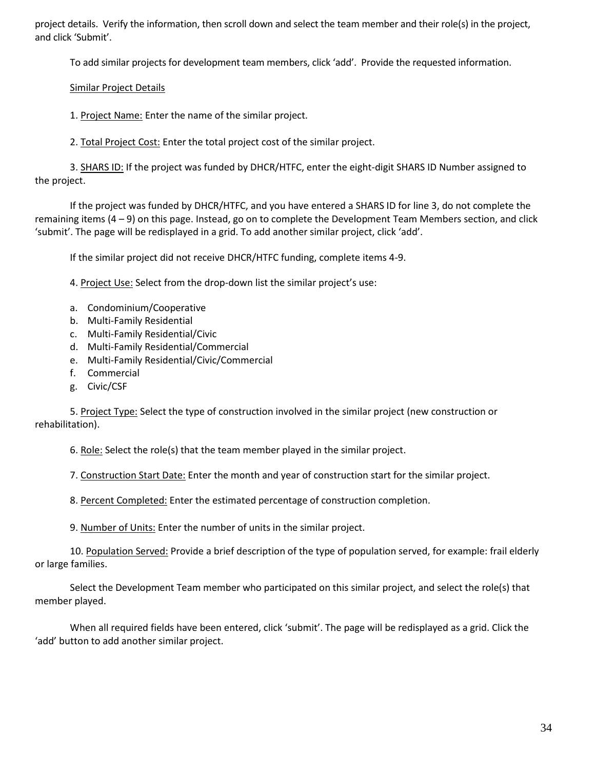project details. Verify the information, then scroll down and select the team member and their role(s) in the project, and click 'Submit'.

To add similar projects for development team members, click 'add'. Provide the requested information.

<u>Similar Project Details</u>

1. <u>Project Name:</u> Enter the name of the similar project.

2. <u>Total Project Cost:</u> Enter the total project cost of the similar project.

3. <u>SHARS ID:</u> If the project was funded by DHCR/HTFC, enter the eight-digit SHARS ID Number assigned to the project.

If the project was funded by DHCR/HTFC, and you have entered a SHARS ID for line 3, do not complete the remaining items (4 – 9) on this page. Instead, go on to complete the Development Team Members section, and click 'submit'. The page will be redisplayed in a grid. To add another similar project, click 'add'.

If the similar project did not receive DHCR/HTFC funding, complete items 4-9.

4. <u>Project Use:</u> Select from the drop-down list the similar project's use:

a. Condominium/Cooperative
b. Multi-Family Residential
c. Multi-Family Residential/Civic
d. Multi-Family Residential/Commercial
e. Multi-Family Residential/Civic/Commercial
f. Commercial
g. Civic/CSF

5. <u>Project Type:</u> Select the type of construction involved in the similar project (new construction or rehabilitation).

6. <u>Role:</u> Select the role(s) that the team member played in the similar project.

7. <u>Construction Start Date:</u> Enter the month and year of construction start for the similar project.

8. <u>Percent Completed:</u> Enter the estimated percentage of construction completion.

9. <u>Number of Units:</u> Enter the number of units in the similar project.

10. <u>Population Served:</u> Provide a brief description of the type of population served, for example: frail elderly or large families.

Select the Development Team member who participated on this similar project, and select the role(s) that member played.

When all required fields have been entered, click 'submit'. The page will be redisplayed as a grid. Click the 'add' button to add another similar project.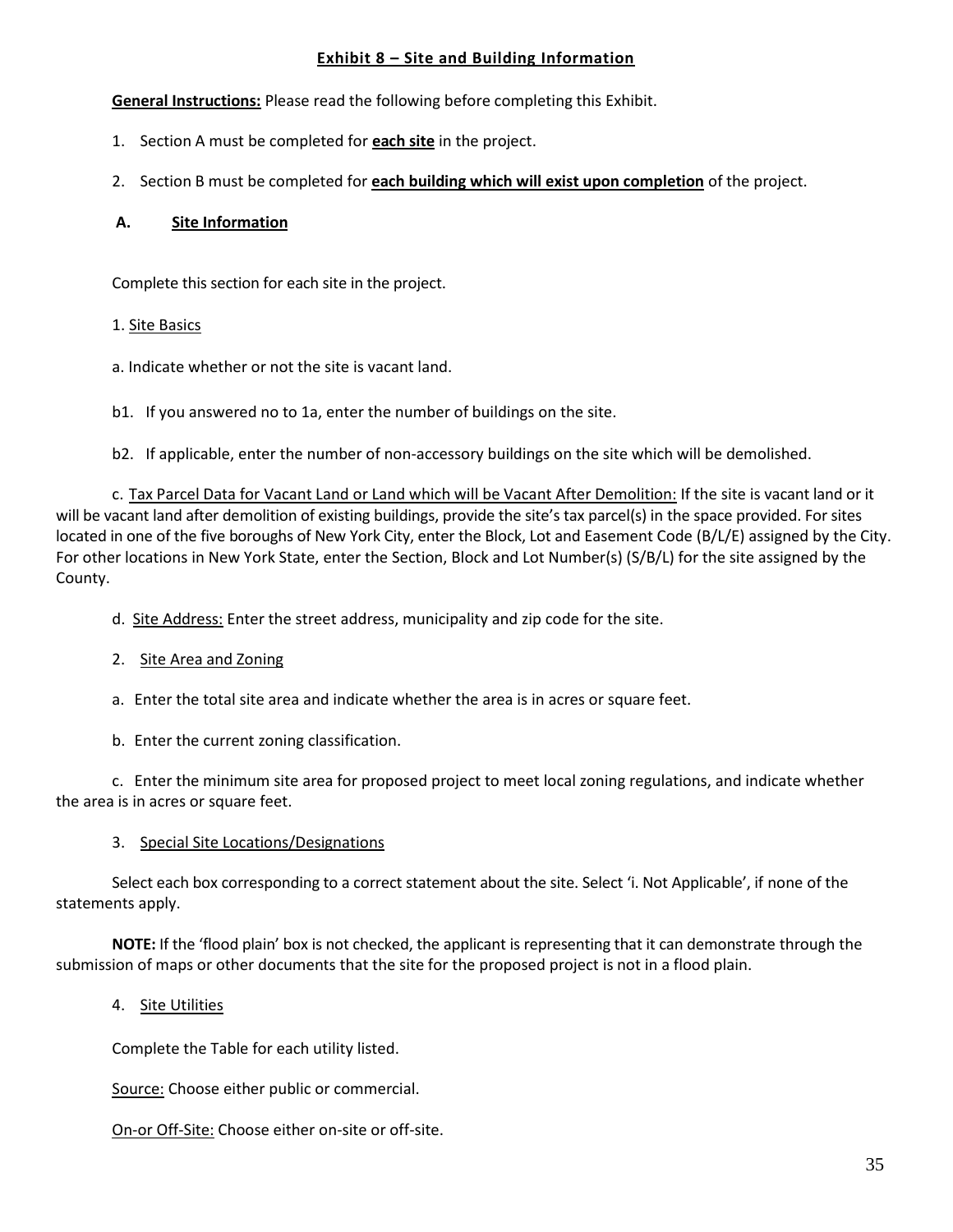## Exhibit 8 – Site and Building Information

**General Instructions:** Please read the following before completing this Exhibit.

1. Section A must be completed for **each site** in the project.
2. Section B must be completed for **each building which will exist upon completion** of the project.

### A. Site Information

Complete this section for each site in the project.

1. Site Basics

a. Indicate whether or not the site is vacant land.

b1. If you answered no to 1a, enter the number of buildings on the site.

b2. If applicable, enter the number of non-accessory buildings on the site which will be demolished.

c. Tax Parcel Data for Vacant Land or Land which will be Vacant After Demolition: If the site is vacant land or it will be vacant land after demolition of existing buildings, provide the site's tax parcel(s) in the space provided. For sites located in one of the five boroughs of New York City, enter the Block, Lot and Easement Code (B/L/E) assigned by the City. For other locations in New York State, enter the Section, Block and Lot Number(s) (S/B/L) for the site assigned by the County.

d. Site Address: Enter the street address, municipality and zip code for the site.

2. Site Area and Zoning

a. Enter the total site area and indicate whether the area is in acres or square feet.

b. Enter the current zoning classification.

c. Enter the minimum site area for proposed project to meet local zoning regulations, and indicate whether the area is in acres or square feet.

3. Special Site Locations/Designations

Select each box corresponding to a correct statement about the site. Select 'i. Not Applicable', if none of the statements apply.

**NOTE:** If the 'flood plain' box is not checked, the applicant is representing that it can demonstrate through the submission of maps or other documents that the site for the proposed project is not in a flood plain.

4. Site Utilities

Complete the Table for each utility listed.

Source: Choose either public or commercial.

On-or Off-Site: Choose either on-site or off-site.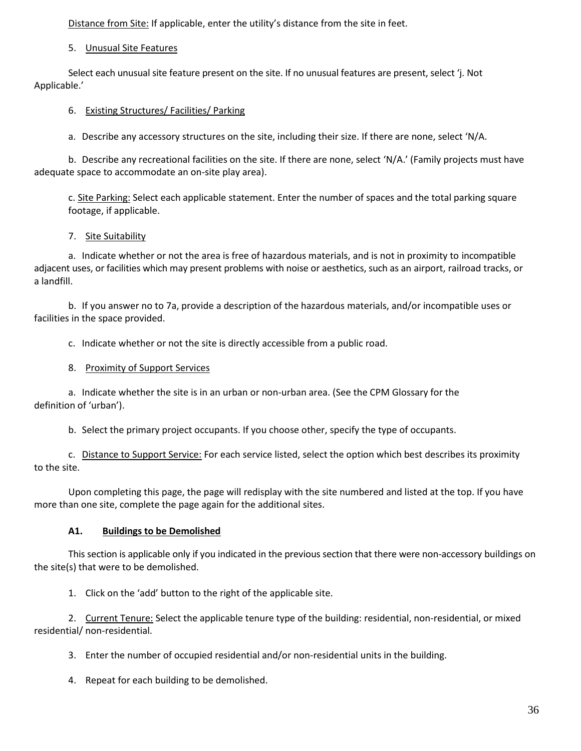Distance from Site: If applicable, enter the utility's distance from the site in feet.

5. Unusual Site Features

Select each unusual site feature present on the site. If no unusual features are present, select 'j. Not Applicable.'

6. Existing Structures/ Facilities/ Parking

a. Describe any accessory structures on the site, including their size. If there are none, select 'N/A.

b. Describe any recreational facilities on the site. If there are none, select 'N/A.' (Family projects must have adequate space to accommodate an on-site play area).

c. Site Parking: Select each applicable statement. Enter the number of spaces and the total parking square footage, if applicable.

7. Site Suitability

a. Indicate whether or not the area is free of hazardous materials, and is not in proximity to incompatible adjacent uses, or facilities which may present problems with noise or aesthetics, such as an airport, railroad tracks, or a landfill.

b. If you answer no to 7a, provide a description of the hazardous materials, and/or incompatible uses or facilities in the space provided.

c. Indicate whether or not the site is directly accessible from a public road.

8. Proximity of Support Services

a. Indicate whether the site is in an urban or non-urban area. (See the CPM Glossary for the definition of 'urban').

b. Select the primary project occupants. If you choose other, specify the type of occupants.

c. Distance to Support Service: For each service listed, select the option which best describes its proximity to the site.

Upon completing this page, the page will redisplay with the site numbered and listed at the top. If you have more than one site, complete the page again for the additional sites.

**A1. Buildings to be Demolished**

This section is applicable only if you indicated in the previous section that there were non-accessory buildings on the site(s) that were to be demolished.

1. Click on the 'add' button to the right of the applicable site.
2. Current Tenure: Select the applicable tenure type of the building: residential, non-residential, or mixed residential/ non-residential.
3. Enter the number of occupied residential and/or non-residential units in the building.
4. Repeat for each building to be demolished.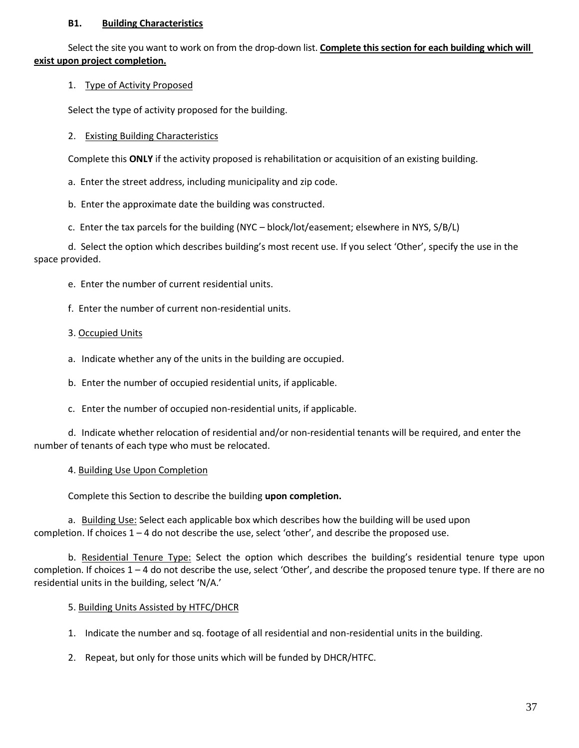## B1. Building Characteristics

Select the site you want to work on from the drop-down list. **Complete this section for each building which will exist upon project completion.**

1. Type of Activity Proposed

Select the type of activity proposed for the building.

2. Existing Building Characteristics

Complete this **ONLY** if the activity proposed is rehabilitation or acquisition of an existing building.

a. Enter the street address, including municipality and zip code.

b. Enter the approximate date the building was constructed.

c. Enter the tax parcels for the building (NYC – block/lot/easement; elsewhere in NYS, S/B/L)

d. Select the option which describes building's most recent use. If you select 'Other', specify the use in the space provided.

e. Enter the number of current residential units.

f. Enter the number of current non-residential units.

3. Occupied Units

a. Indicate whether any of the units in the building are occupied.

b. Enter the number of occupied residential units, if applicable.

c. Enter the number of occupied non-residential units, if applicable.

d. Indicate whether relocation of residential and/or non-residential tenants will be required, and enter the number of tenants of each type who must be relocated.

4. Building Use Upon Completion

Complete this Section to describe the building **upon completion.**

a. Building Use: Select each applicable box which describes how the building will be used upon completion. If choices 1 – 4 do not describe the use, select 'other', and describe the proposed use.

b. Residential Tenure Type: Select the option which describes the building's residential tenure type upon completion. If choices 1 – 4 do not describe the use, select 'Other', and describe the proposed tenure type. If there are no residential units in the building, select 'N/A.'

5. Building Units Assisted by HTFC/DHCR

1. Indicate the number and sq. footage of all residential and non-residential units in the building.
2. Repeat, but only for those units which will be funded by DHCR/HTFC.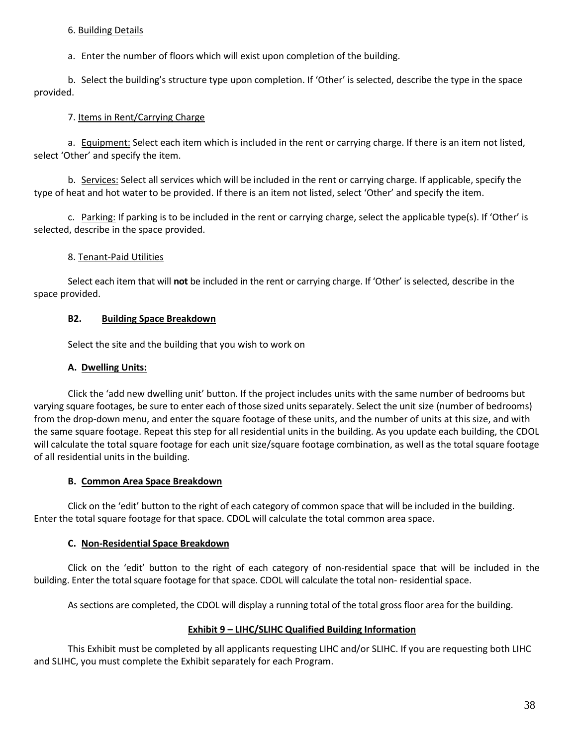6. Building Details

a. Enter the number of floors which will exist upon completion of the building.

b. Select the building's structure type upon completion. If 'Other' is selected, describe the type in the space provided.

7. Items in Rent/Carrying Charge

a. Equipment: Select each item which is included in the rent or carrying charge. If there is an item not listed, select 'Other' and specify the item.

b. Services: Select all services which will be included in the rent or carrying charge. If applicable, specify the type of heat and hot water to be provided. If there is an item not listed, select 'Other' and specify the item.

c. Parking: If parking is to be included in the rent or carrying charge, select the applicable type(s). If 'Other' is selected, describe in the space provided.

8. Tenant-Paid Utilities

Select each item that will **not** be included in the rent or carrying charge. If 'Other' is selected, describe in the space provided.

**B2. Building Space Breakdown**

Select the site and the building that you wish to work on

**A. Dwelling Units:**

Click the 'add new dwelling unit' button. If the project includes units with the same number of bedrooms but varying square footages, be sure to enter each of those sized units separately. Select the unit size (number of bedrooms) from the drop-down menu, and enter the square footage of these units, and the number of units at this size, and with the same square footage. Repeat this step for all residential units in the building. As you update each building, the CDOL will calculate the total square footage for each unit size/square footage combination, as well as the total square footage of all residential units in the building.

**B. Common Area Space Breakdown**

Click on the 'edit' button to the right of each category of common space that will be included in the building. Enter the total square footage for that space. CDOL will calculate the total common area space.

**C. Non-Residential Space Breakdown**

Click on the 'edit' button to the right of each category of non-residential space that will be included in the building. Enter the total square footage for that space. CDOL will calculate the total non- residential space.

As sections are completed, the CDOL will display a running total of the total gross floor area for the building.

**Exhibit 9 – LIHC/SLIHC Qualified Building Information**

This Exhibit must be completed by all applicants requesting LIHC and/or SLIHC. If you are requesting both LIHC and SLIHC, you must complete the Exhibit separately for each Program.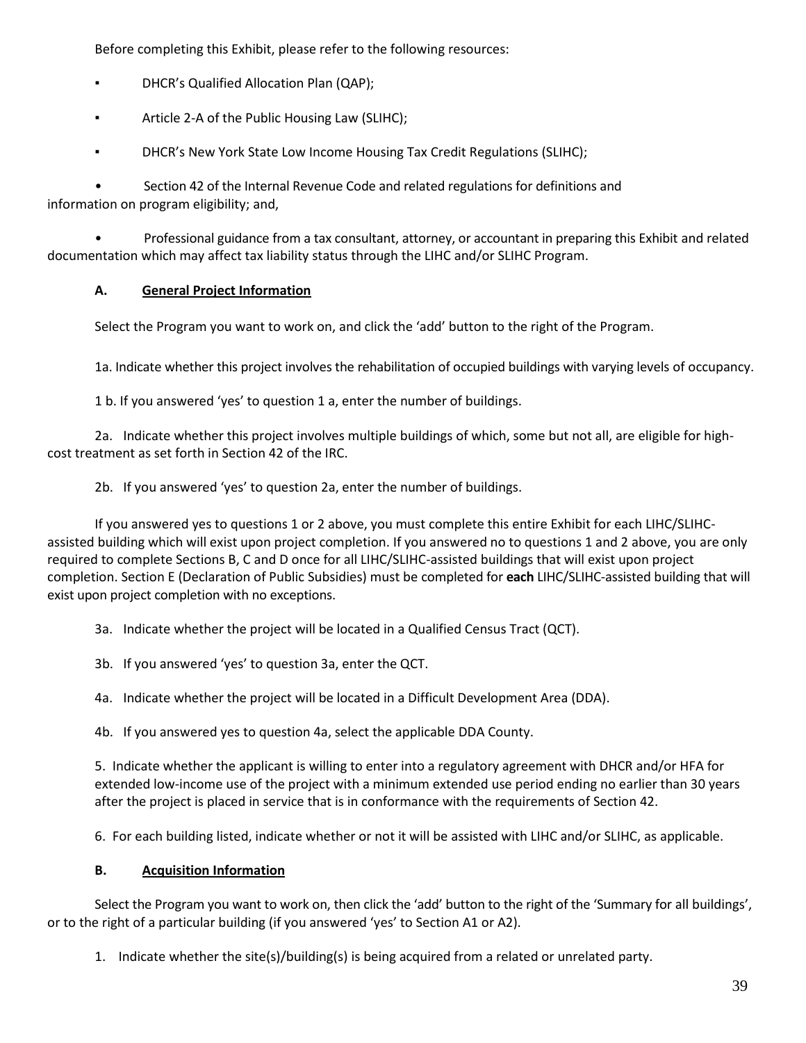Before completing this Exhibit, please refer to the following resources:

- DHCR's Qualified Allocation Plan (QAP);
- Article 2-A of the Public Housing Law (SLIHC);
- DHCR's New York State Low Income Housing Tax Credit Regulations (SLIHC);
- Section 42 of the Internal Revenue Code and related regulations for definitions and information on program eligibility; and,
- Professional guidance from a tax consultant, attorney, or accountant in preparing this Exhibit and related documentation which may affect tax liability status through the LIHC and/or SLIHC Program.

## A. General Project Information

Select the Program you want to work on, and click the 'add' button to the right of the Program.

1a. Indicate whether this project involves the rehabilitation of occupied buildings with varying levels of occupancy.

1 b. If you answered 'yes' to question 1 a, enter the number of buildings.

2a. Indicate whether this project involves multiple buildings of which, some but not all, are eligible for high-cost treatment as set forth in Section 42 of the IRC.

2b. If you answered 'yes' to question 2a, enter the number of buildings.

If you answered yes to questions 1 or 2 above, you must complete this entire Exhibit for each LIHC/SLIHC-assisted building which will exist upon project completion. If you answered no to questions 1 and 2 above, you are only required to complete Sections B, C and D once for all LIHC/SLIHC-assisted buildings that will exist upon project completion. Section E (Declaration of Public Subsidies) must be completed for **each** LIHC/SLIHC-assisted building that will exist upon project completion with no exceptions.

3a. Indicate whether the project will be located in a Qualified Census Tract (QCT).

3b. If you answered 'yes' to question 3a, enter the QCT.

4a. Indicate whether the project will be located in a Difficult Development Area (DDA).

4b. If you answered yes to question 4a, select the applicable DDA County.

5. Indicate whether the applicant is willing to enter into a regulatory agreement with DHCR and/or HFA for extended low-income use of the project with a minimum extended use period ending no earlier than 30 years after the project is placed in service that is in conformance with the requirements of Section 42.

6. For each building listed, indicate whether or not it will be assisted with LIHC and/or SLIHC, as applicable.

## B. Acquisition Information

Select the Program you want to work on, then click the 'add' button to the right of the 'Summary for all buildings', or to the right of a particular building (if you answered 'yes' to Section A1 or A2).

1. Indicate whether the site(s)/building(s) is being acquired from a related or unrelated party.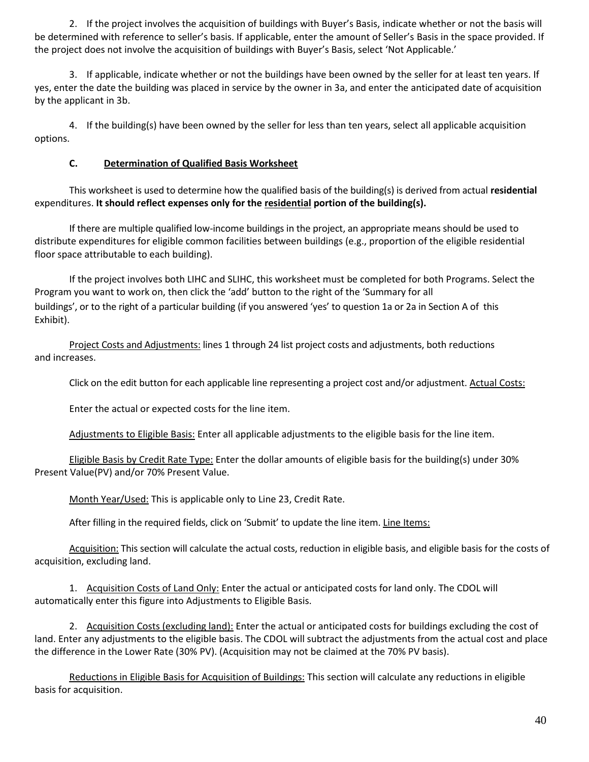2. If the project involves the acquisition of buildings with Buyer's Basis, indicate whether or not the basis will be determined with reference to seller's basis. If applicable, enter the amount of Seller's Basis in the space provided. If the project does not involve the acquisition of buildings with Buyer's Basis, select 'Not Applicable.'

3. If applicable, indicate whether or not the buildings have been owned by the seller for at least ten years. If yes, enter the date the building was placed in service by the owner in 3a, and enter the anticipated date of acquisition by the applicant in 3b.

4. If the building(s) have been owned by the seller for less than ten years, select all applicable acquisition options.

### C. Determination of Qualified Basis Worksheet

This worksheet is used to determine how the qualified basis of the building(s) is derived from actual **residential** expenditures. **It should reflect expenses only for the residential portion of the building(s).**

If there are multiple qualified low-income buildings in the project, an appropriate means should be used to distribute expenditures for eligible common facilities between buildings (e.g., proportion of the eligible residential floor space attributable to each building).

If the project involves both LIHC and SLIHC, this worksheet must be completed for both Programs. Select the Program you want to work on, then click the 'add' button to the right of the 'Summary for all buildings', or to the right of a particular building (if you answered 'yes' to question 1a or 2a in Section A of this Exhibit).

Project Costs and Adjustments: lines 1 through 24 list project costs and adjustments, both reductions and increases.

Click on the edit button for each applicable line representing a project cost and/or adjustment. Actual Costs:

Enter the actual or expected costs for the line item.

Adjustments to Eligible Basis: Enter all applicable adjustments to the eligible basis for the line item.

Eligible Basis by Credit Rate Type: Enter the dollar amounts of eligible basis for the building(s) under 30% Present Value(PV) and/or 70% Present Value.

Month Year/Used: This is applicable only to Line 23, Credit Rate.

After filling in the required fields, click on 'Submit' to update the line item. Line Items:

Acquisition: This section will calculate the actual costs, reduction in eligible basis, and eligible basis for the costs of acquisition, excluding land.

1. Acquisition Costs of Land Only: Enter the actual or anticipated costs for land only. The CDOL will automatically enter this figure into Adjustments to Eligible Basis.

2. Acquisition Costs (excluding land): Enter the actual or anticipated costs for buildings excluding the cost of land. Enter any adjustments to the eligible basis. The CDOL will subtract the adjustments from the actual cost and place the difference in the Lower Rate (30% PV). (Acquisition may not be claimed at the 70% PV basis).

Reductions in Eligible Basis for Acquisition of Buildings: This section will calculate any reductions in eligible basis for acquisition.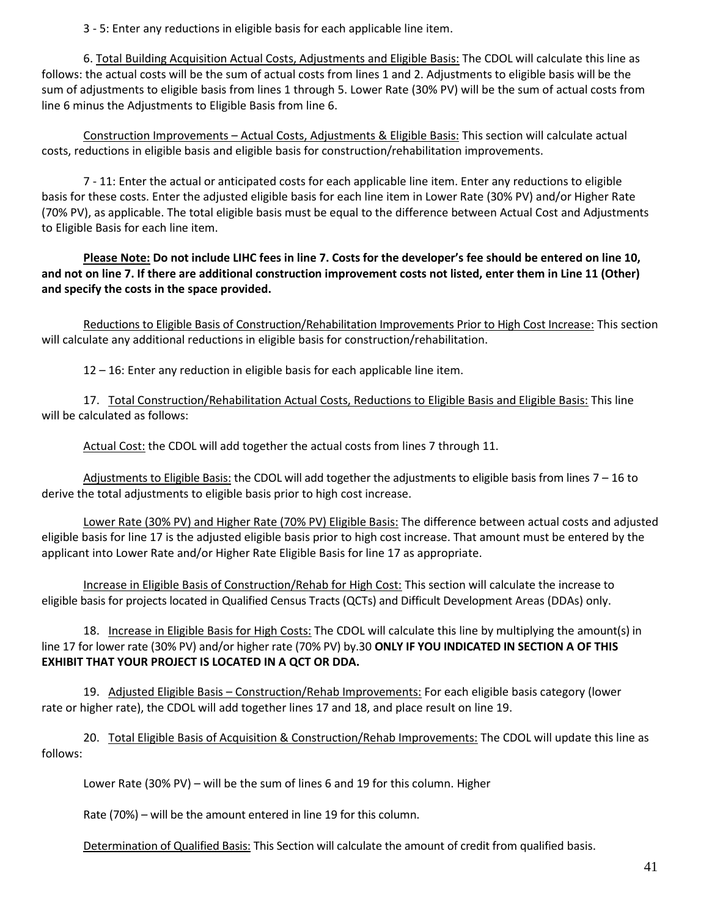3 - 5: Enter any reductions in eligible basis for each applicable line item.

6. Total Building Acquisition Actual Costs, Adjustments and Eligible Basis: The CDOL will calculate this line as follows: the actual costs will be the sum of actual costs from lines 1 and 2. Adjustments to eligible basis will be the sum of adjustments to eligible basis from lines 1 through 5. Lower Rate (30% PV) will be the sum of actual costs from line 6 minus the Adjustments to Eligible Basis from line 6.

Construction Improvements – Actual Costs, Adjustments & Eligible Basis: This section will calculate actual costs, reductions in eligible basis and eligible basis for construction/rehabilitation improvements.

7 - 11: Enter the actual or anticipated costs for each applicable line item. Enter any reductions to eligible basis for these costs. Enter the adjusted eligible basis for each line item in Lower Rate (30% PV) and/or Higher Rate (70% PV), as applicable. The total eligible basis must be equal to the difference between Actual Cost and Adjustments to Eligible Basis for each line item.

**Please Note: Do not include LIHC fees in line 7. Costs for the developer's fee should be entered on line 10, and not on line 7. If there are additional construction improvement costs not listed, enter them in Line 11 (Other) and specify the costs in the space provided.**

Reductions to Eligible Basis of Construction/Rehabilitation Improvements Prior to High Cost Increase: This section will calculate any additional reductions in eligible basis for construction/rehabilitation.

12 – 16: Enter any reduction in eligible basis for each applicable line item.

17. Total Construction/Rehabilitation Actual Costs, Reductions to Eligible Basis and Eligible Basis: This line will be calculated as follows:

Actual Cost: the CDOL will add together the actual costs from lines 7 through 11.

Adjustments to Eligible Basis: the CDOL will add together the adjustments to eligible basis from lines 7 – 16 to derive the total adjustments to eligible basis prior to high cost increase.

Lower Rate (30% PV) and Higher Rate (70% PV) Eligible Basis: The difference between actual costs and adjusted eligible basis for line 17 is the adjusted eligible basis prior to high cost increase. That amount must be entered by the applicant into Lower Rate and/or Higher Rate Eligible Basis for line 17 as appropriate.

Increase in Eligible Basis of Construction/Rehab for High Cost: This section will calculate the increase to eligible basis for projects located in Qualified Census Tracts (QCTs) and Difficult Development Areas (DDAs) only.

18. Increase in Eligible Basis for High Costs: The CDOL will calculate this line by multiplying the amount(s) in line 17 for lower rate (30% PV) and/or higher rate (70% PV) by.30 **ONLY IF YOU INDICATED IN SECTION A OF THIS EXHIBIT THAT YOUR PROJECT IS LOCATED IN A QCT OR DDA.**

19. Adjusted Eligible Basis – Construction/Rehab Improvements: For each eligible basis category (lower rate or higher rate), the CDOL will add together lines 17 and 18, and place result on line 19.

20. Total Eligible Basis of Acquisition & Construction/Rehab Improvements: The CDOL will update this line as follows:

Lower Rate (30% PV) – will be the sum of lines 6 and 19 for this column. Higher

Rate (70%) – will be the amount entered in line 19 for this column.

Determination of Qualified Basis: This Section will calculate the amount of credit from qualified basis.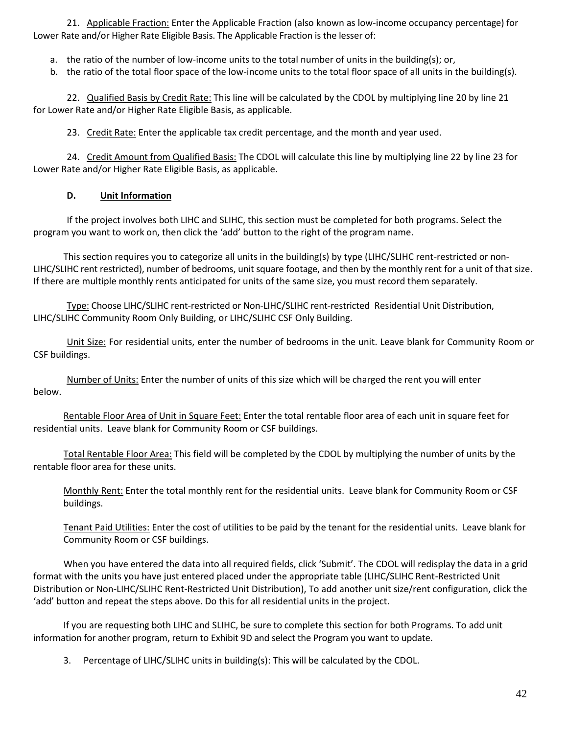21. Applicable Fraction: Enter the Applicable Fraction (also known as low-income occupancy percentage) for Lower Rate and/or Higher Rate Eligible Basis. The Applicable Fraction is the lesser of:

a. the ratio of the number of low-income units to the total number of units in the building(s); or,
b. the ratio of the total floor space of the low-income units to the total floor space of all units in the building(s).

22. Qualified Basis by Credit Rate: This line will be calculated by the CDOL by multiplying line 20 by line 21 for Lower Rate and/or Higher Rate Eligible Basis, as applicable.

23. Credit Rate: Enter the applicable tax credit percentage, and the month and year used.

24. Credit Amount from Qualified Basis: The CDOL will calculate this line by multiplying line 22 by line 23 for Lower Rate and/or Higher Rate Eligible Basis, as applicable.

### D. Unit Information

If the project involves both LIHC and SLIHC, this section must be completed for both programs. Select the program you want to work on, then click the 'add' button to the right of the program name.

This section requires you to categorize all units in the building(s) by type (LIHC/SLIHC rent-restricted or non-LIHC/SLIHC rent restricted), number of bedrooms, unit square footage, and then by the monthly rent for a unit of that size. If there are multiple monthly rents anticipated for units of the same size, you must record them separately.

Type: Choose LIHC/SLIHC rent-restricted or Non-LIHC/SLIHC rent-restricted Residential Unit Distribution, LIHC/SLIHC Community Room Only Building, or LIHC/SLIHC CSF Only Building.

Unit Size: For residential units, enter the number of bedrooms in the unit. Leave blank for Community Room or CSF buildings.

Number of Units: Enter the number of units of this size which will be charged the rent you will enter below.

Rentable Floor Area of Unit in Square Feet: Enter the total rentable floor area of each unit in square feet for residential units. Leave blank for Community Room or CSF buildings.

Total Rentable Floor Area: This field will be completed by the CDOL by multiplying the number of units by the rentable floor area for these units.

Monthly Rent: Enter the total monthly rent for the residential units. Leave blank for Community Room or CSF buildings.

Tenant Paid Utilities: Enter the cost of utilities to be paid by the tenant for the residential units. Leave blank for Community Room or CSF buildings.

When you have entered the data into all required fields, click 'Submit'. The CDOL will redisplay the data in a grid format with the units you have just entered placed under the appropriate table (LIHC/SLIHC Rent-Restricted Unit Distribution or Non-LIHC/SLIHC Rent-Restricted Unit Distribution), To add another unit size/rent configuration, click the 'add' button and repeat the steps above. Do this for all residential units in the project.

If you are requesting both LIHC and SLIHC, be sure to complete this section for both Programs. To add unit information for another program, return to Exhibit 9D and select the Program you want to update.

3. Percentage of LIHC/SLIHC units in building(s): This will be calculated by the CDOL.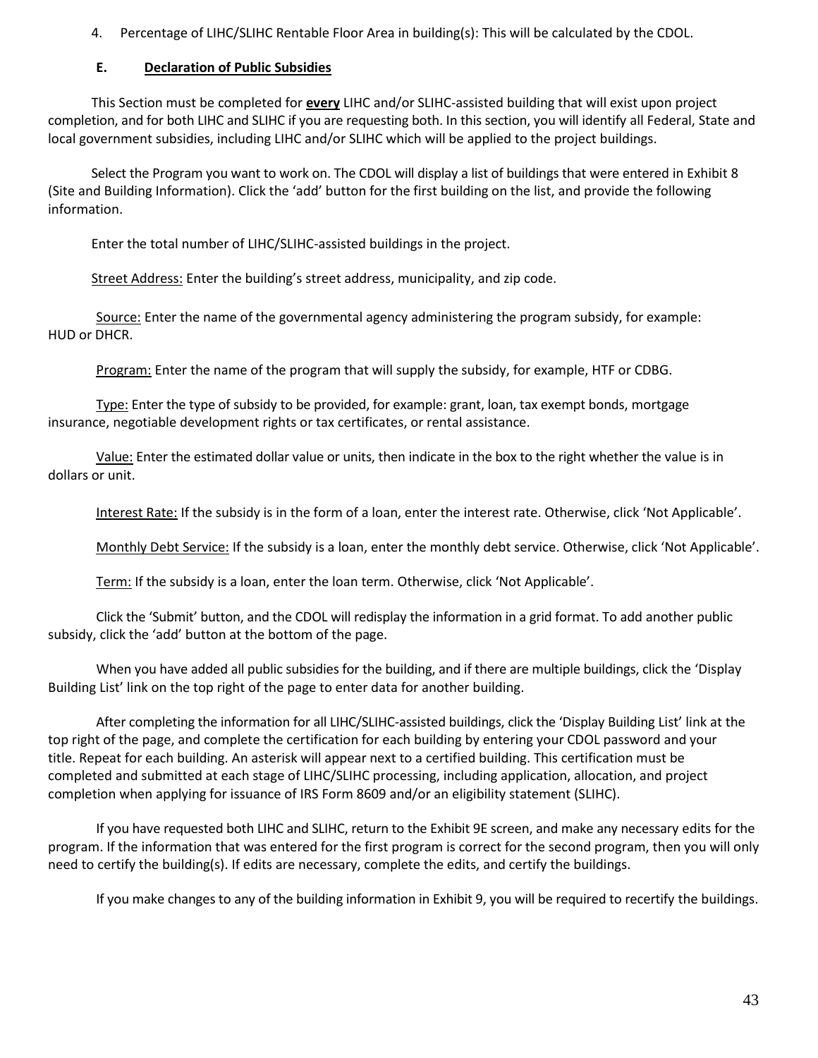4. Percentage of LIHC/SLIHC Rentable Floor Area in building(s): This will be calculated by the CDOL.

### E. Declaration of Public Subsidies

This Section must be completed for **every** LIHC and/or SLIHC-assisted building that will exist upon project completion, and for both LIHC and SLIHC if you are requesting both. In this section, you will identify all Federal, State and local government subsidies, including LIHC and/or SLIHC which will be applied to the project buildings.

Select the Program you want to work on. The CDOL will display a list of buildings that were entered in Exhibit 8 (Site and Building Information). Click the 'add' button for the first building on the list, and provide the following information.

Enter the total number of LIHC/SLIHC-assisted buildings in the project.

Street Address: Enter the building's street address, municipality, and zip code.

Source: Enter the name of the governmental agency administering the program subsidy, for example: HUD or DHCR.

Program: Enter the name of the program that will supply the subsidy, for example, HTF or CDBG.

Type: Enter the type of subsidy to be provided, for example: grant, loan, tax exempt bonds, mortgage insurance, negotiable development rights or tax certificates, or rental assistance.

Value: Enter the estimated dollar value or units, then indicate in the box to the right whether the value is in dollars or unit.

Interest Rate: If the subsidy is in the form of a loan, enter the interest rate. Otherwise, click 'Not Applicable'.

Monthly Debt Service: If the subsidy is a loan, enter the monthly debt service. Otherwise, click 'Not Applicable'.

Term: If the subsidy is a loan, enter the loan term. Otherwise, click 'Not Applicable'.

Click the 'Submit' button, and the CDOL will redisplay the information in a grid format. To add another public subsidy, click the 'add' button at the bottom of the page.

When you have added all public subsidies for the building, and if there are multiple buildings, click the 'Display Building List' link on the top right of the page to enter data for another building.

After completing the information for all LIHC/SLIHC-assisted buildings, click the 'Display Building List' link at the top right of the page, and complete the certification for each building by entering your CDOL password and your title. Repeat for each building. An asterisk will appear next to a certified building. This certification must be completed and submitted at each stage of LIHC/SLIHC processing, including application, allocation, and project completion when applying for issuance of IRS Form 8609 and/or an eligibility statement (SLIHC).

If you have requested both LIHC and SLIHC, return to the Exhibit 9E screen, and make any necessary edits for the program. If the information that was entered for the first program is correct for the second program, then you will only need to certify the building(s). If edits are necessary, complete the edits, and certify the buildings.

If you make changes to any of the building information in Exhibit 9, you will be required to recertify the buildings.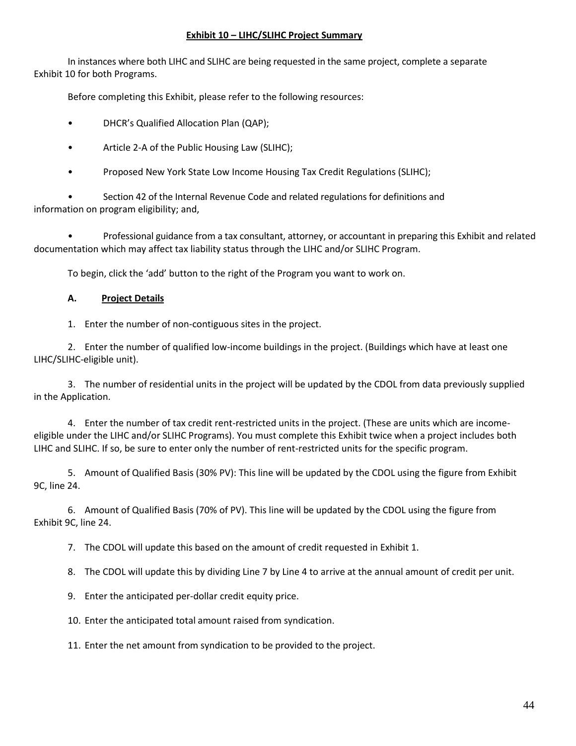## Exhibit 10 – LIHC/SLIHC Project Summary

In instances where both LIHC and SLIHC are being requested in the same project, complete a separate Exhibit 10 for both Programs.

Before completing this Exhibit, please refer to the following resources:

- DHCR's Qualified Allocation Plan (QAP);
- Article 2-A of the Public Housing Law (SLIHC);
- Proposed New York State Low Income Housing Tax Credit Regulations (SLIHC);
- Section 42 of the Internal Revenue Code and related regulations for definitions and information on program eligibility; and,
- Professional guidance from a tax consultant, attorney, or accountant in preparing this Exhibit and related documentation which may affect tax liability status through the LIHC and/or SLIHC Program.

To begin, click the 'add' button to the right of the Program you want to work on.

### A. Project Details

1. Enter the number of non-contiguous sites in the project.
2. Enter the number of qualified low-income buildings in the project. (Buildings which have at least one LIHC/SLIHC-eligible unit).
3. The number of residential units in the project will be updated by the CDOL from data previously supplied in the Application.
4. Enter the number of tax credit rent-restricted units in the project. (These are units which are income-eligible under the LIHC and/or SLIHC Programs). You must complete this Exhibit twice when a project includes both LIHC and SLIHC. If so, be sure to enter only the number of rent-restricted units for the specific program.
5. Amount of Qualified Basis (30% PV): This line will be updated by the CDOL using the figure from Exhibit 9C, line 24.
6. Amount of Qualified Basis (70% of PV). This line will be updated by the CDOL using the figure from Exhibit 9C, line 24.
7. The CDOL will update this based on the amount of credit requested in Exhibit 1.
8. The CDOL will update this by dividing Line 7 by Line 4 to arrive at the annual amount of credit per unit.
9. Enter the anticipated per-dollar credit equity price.
10. Enter the anticipated total amount raised from syndication.
11. Enter the net amount from syndication to be provided to the project.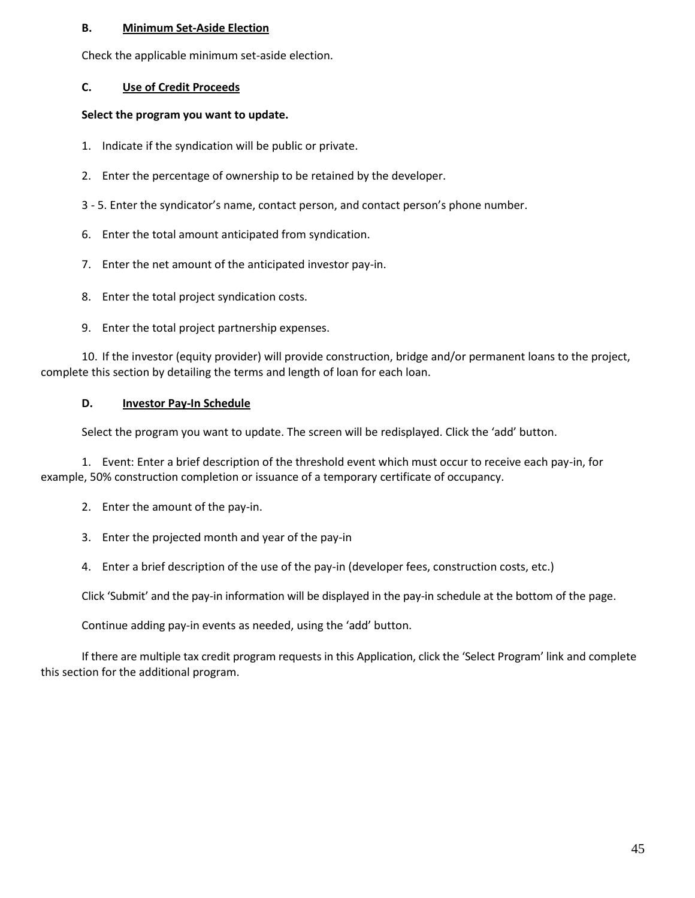### B. Minimum Set-Aside Election

Check the applicable minimum set-aside election.

### C. Use of Credit Proceeds

**Select the program you want to update.**

1. Indicate if the syndication will be public or private.

2. Enter the percentage of ownership to be retained by the developer.

3 - 5. Enter the syndicator's name, contact person, and contact person's phone number.

6. Enter the total amount anticipated from syndication.

7. Enter the net amount of the anticipated investor pay-in.

8. Enter the total project syndication costs.

9. Enter the total project partnership expenses.

10. If the investor (equity provider) will provide construction, bridge and/or permanent loans to the project, complete this section by detailing the terms and length of loan for each loan.

### D. Investor Pay-In Schedule

Select the program you want to update. The screen will be redisplayed. Click the 'add' button.

1. Event: Enter a brief description of the threshold event which must occur to receive each pay-in, for example, 50% construction completion or issuance of a temporary certificate of occupancy.

2. Enter the amount of the pay-in.

3. Enter the projected month and year of the pay-in

4. Enter a brief description of the use of the pay-in (developer fees, construction costs, etc.)

Click 'Submit' and the pay-in information will be displayed in the pay-in schedule at the bottom of the page.

Continue adding pay-in events as needed, using the 'add' button.

If there are multiple tax credit program requests in this Application, click the 'Select Program' link and complete this section for the additional program.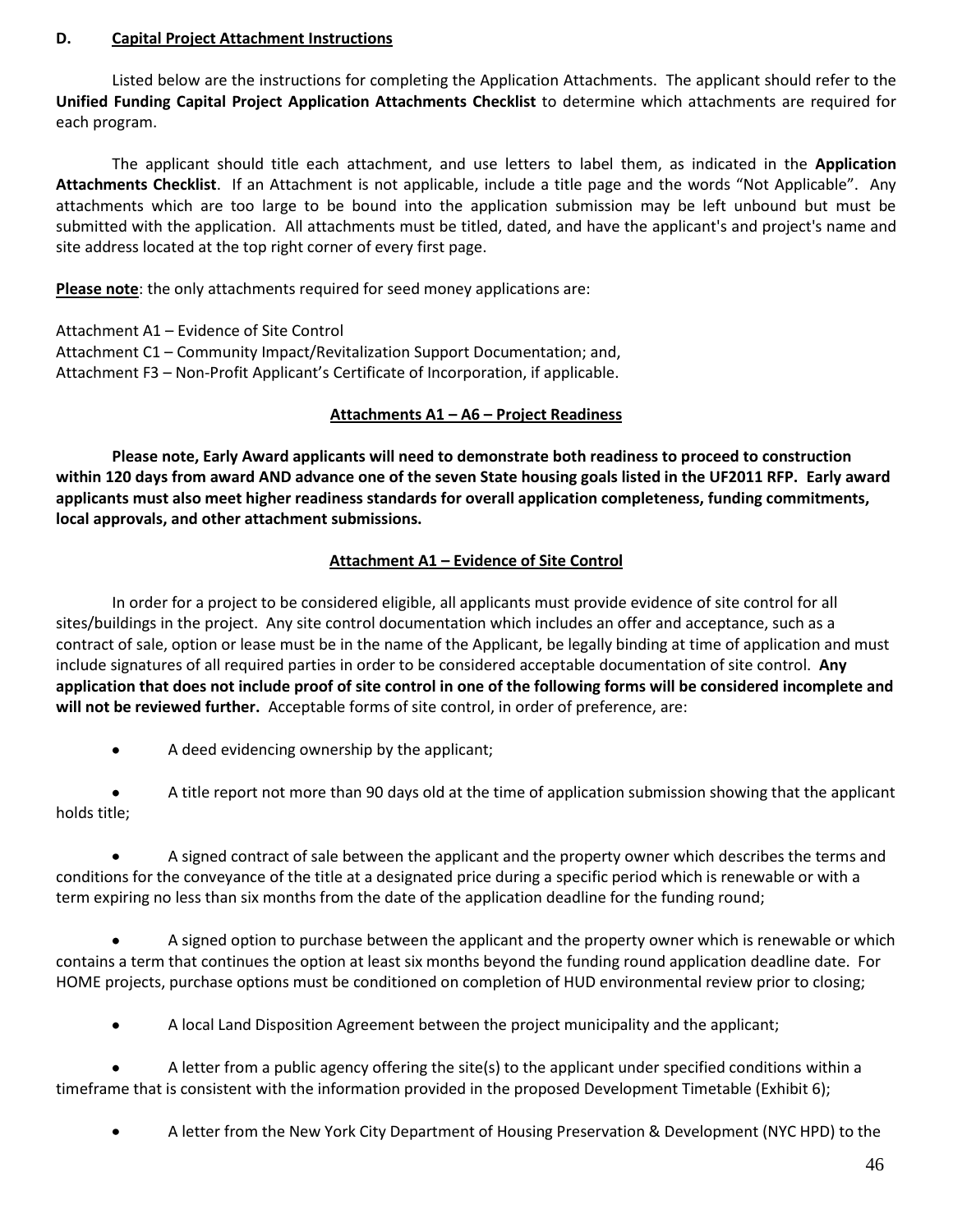## D. Capital Project Attachment Instructions

Listed below are the instructions for completing the Application Attachments. The applicant should refer to the **Unified Funding Capital Project Application Attachments Checklist** to determine which attachments are required for each program.

The applicant should title each attachment, and use letters to label them, as indicated in the **Application Attachments Checklist**. If an Attachment is not applicable, include a title page and the words "Not Applicable". Any attachments which are too large to be bound into the application submission may be left unbound but must be submitted with the application. All attachments must be titled, dated, and have the applicant's and project's name and site address located at the top right corner of every first page.

**Please note**: the only attachments required for seed money applications are:

Attachment A1 – Evidence of Site Control
Attachment C1 – Community Impact/Revitalization Support Documentation; and,
Attachment F3 – Non-Profit Applicant's Certificate of Incorporation, if applicable.

### Attachments A1 – A6 – Project Readiness

**Please note, Early Award applicants will need to demonstrate both readiness to proceed to construction within 120 days from award AND advance one of the seven State housing goals listed in the UF2011 RFP. Early award applicants must also meet higher readiness standards for overall application completeness, funding commitments, local approvals, and other attachment submissions.**

### Attachment A1 – Evidence of Site Control

In order for a project to be considered eligible, all applicants must provide evidence of site control for all sites/buildings in the project. Any site control documentation which includes an offer and acceptance, such as a contract of sale, option or lease must be in the name of the Applicant, be legally binding at time of application and must include signatures of all required parties in order to be considered acceptable documentation of site control. **Any application that does not include proof of site control in one of the following forms will be considered incomplete and will not be reviewed further.** Acceptable forms of site control, in order of preference, are:

- A deed evidencing ownership by the applicant;
- A title report not more than 90 days old at the time of application submission showing that the applicant holds title;
- A signed contract of sale between the applicant and the property owner which describes the terms and conditions for the conveyance of the title at a designated price during a specific period which is renewable or with a term expiring no less than six months from the date of the application deadline for the funding round;
- A signed option to purchase between the applicant and the property owner which is renewable or which contains a term that continues the option at least six months beyond the funding round application deadline date. For HOME projects, purchase options must be conditioned on completion of HUD environmental review prior to closing;
- A local Land Disposition Agreement between the project municipality and the applicant;
- A letter from a public agency offering the site(s) to the applicant under specified conditions within a timeframe that is consistent with the information provided in the proposed Development Timetable (Exhibit 6);
- A letter from the New York City Department of Housing Preservation & Development (NYC HPD) to the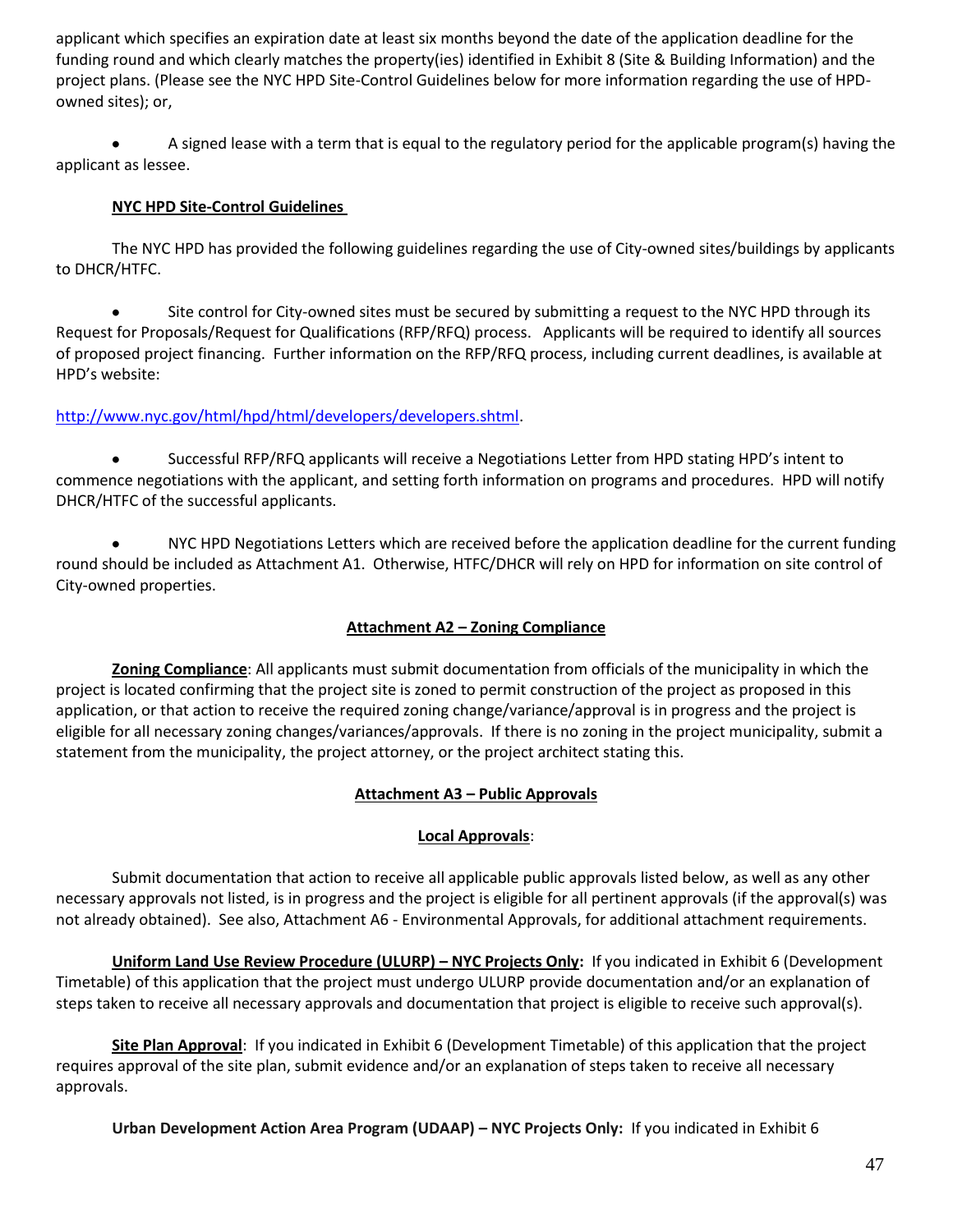applicant which specifies an expiration date at least six months beyond the date of the application deadline for the funding round and which clearly matches the property(ies) identified in Exhibit 8 (Site & Building Information) and the project plans. (Please see the NYC HPD Site-Control Guidelines below for more information regarding the use of HPD-owned sites); or,

- A signed lease with a term that is equal to the regulatory period for the applicable program(s) having the applicant as lessee.

**NYC HPD Site-Control Guidelines**

The NYC HPD has provided the following guidelines regarding the use of City-owned sites/buildings by applicants to DHCR/HTFC.

- Site control for City-owned sites must be secured by submitting a request to the NYC HPD through its Request for Proposals/Request for Qualifications (RFP/RFQ) process. Applicants will be required to identify all sources of proposed project financing. Further information on the RFP/RFQ process, including current deadlines, is available at HPD's website:

http://www.nyc.gov/html/hpd/html/developers/developers.shtml.

- Successful RFP/RFQ applicants will receive a Negotiations Letter from HPD stating HPD's intent to commence negotiations with the applicant, and setting forth information on programs and procedures. HPD will notify DHCR/HTFC of the successful applicants.

- NYC HPD Negotiations Letters which are received before the application deadline for the current funding round should be included as Attachment A1. Otherwise, HTFC/DHCR will rely on HPD for information on site control of City-owned properties.

## Attachment A2 – Zoning Compliance

**Zoning Compliance**: All applicants must submit documentation from officials of the municipality in which the project is located confirming that the project site is zoned to permit construction of the project as proposed in this application, or that action to receive the required zoning change/variance/approval is in progress and the project is eligible for all necessary zoning changes/variances/approvals. If there is no zoning in the project municipality, submit a statement from the municipality, the project attorney, or the project architect stating this.

## Attachment A3 – Public Approvals

### Local Approvals:

Submit documentation that action to receive all applicable public approvals listed below, as well as any other necessary approvals not listed, is in progress and the project is eligible for all pertinent approvals (if the approval(s) was not already obtained). See also, Attachment A6 - Environmental Approvals, for additional attachment requirements.

**Uniform Land Use Review Procedure (ULURP) – NYC Projects Only:** If you indicated in Exhibit 6 (Development Timetable) of this application that the project must undergo ULURP provide documentation and/or an explanation of steps taken to receive all necessary approvals and documentation that project is eligible to receive such approval(s).

**Site Plan Approval**: If you indicated in Exhibit 6 (Development Timetable) of this application that the project requires approval of the site plan, submit evidence and/or an explanation of steps taken to receive all necessary approvals.

**Urban Development Action Area Program (UDAAP) – NYC Projects Only:** If you indicated in Exhibit 6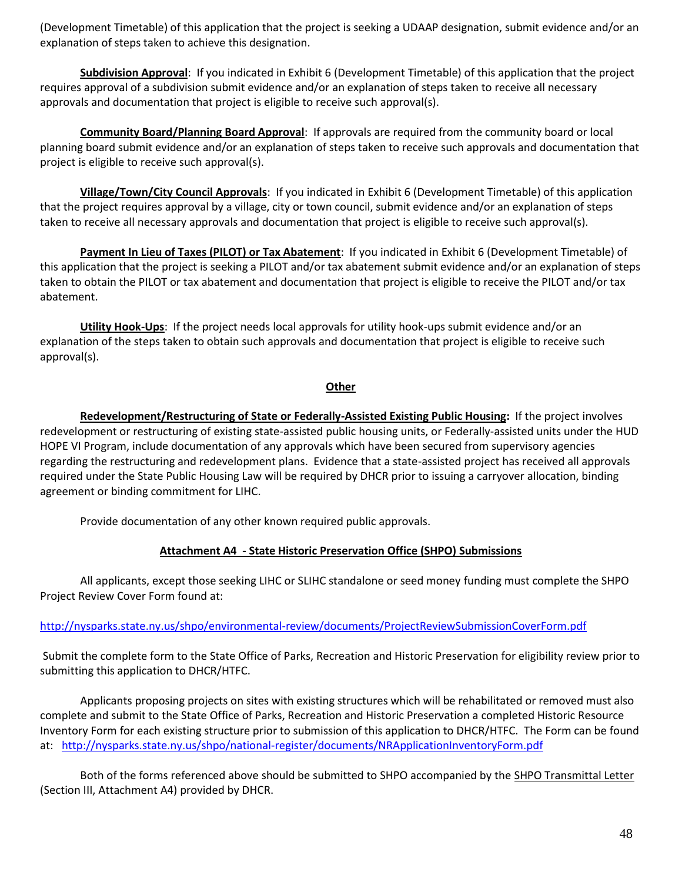(Development Timetable) of this application that the project is seeking a UDAAP designation, submit evidence and/or an explanation of steps taken to achieve this designation.

**Subdivision Approval**: If you indicated in Exhibit 6 (Development Timetable) of this application that the project requires approval of a subdivision submit evidence and/or an explanation of steps taken to receive all necessary approvals and documentation that project is eligible to receive such approval(s).

**Community Board/Planning Board Approval**: If approvals are required from the community board or local planning board submit evidence and/or an explanation of steps taken to receive such approvals and documentation that project is eligible to receive such approval(s).

**Village/Town/City Council Approvals**: If you indicated in Exhibit 6 (Development Timetable) of this application that the project requires approval by a village, city or town council, submit evidence and/or an explanation of steps taken to receive all necessary approvals and documentation that project is eligible to receive such approval(s).

**Payment In Lieu of Taxes (PILOT) or Tax Abatement**: If you indicated in Exhibit 6 (Development Timetable) of this application that the project is seeking a PILOT and/or tax abatement submit evidence and/or an explanation of steps taken to obtain the PILOT or tax abatement and documentation that project is eligible to receive the PILOT and/or tax abatement.

**Utility Hook-Ups**: If the project needs local approvals for utility hook-ups submit evidence and/or an explanation of the steps taken to obtain such approvals and documentation that project is eligible to receive such approval(s).

## Other

**Redevelopment/Restructuring of State or Federally-Assisted Existing Public Housing:** If the project involves redevelopment or restructuring of existing state-assisted public housing units, or Federally-assisted units under the HUD HOPE VI Program, include documentation of any approvals which have been secured from supervisory agencies regarding the restructuring and redevelopment plans. Evidence that a state-assisted project has received all approvals required under the State Public Housing Law will be required by DHCR prior to issuing a carryover allocation, binding agreement or binding commitment for LIHC.

Provide documentation of any other known required public approvals.

## Attachment A4 - State Historic Preservation Office (SHPO) Submissions

All applicants, except those seeking LIHC or SLIHC standalone or seed money funding must complete the SHPO Project Review Cover Form found at:

http://nysparks.state.ny.us/shpo/environmental-review/documents/ProjectReviewSubmissionCoverForm.pdf

Submit the complete form to the State Office of Parks, Recreation and Historic Preservation for eligibility review prior to submitting this application to DHCR/HTFC.

Applicants proposing projects on sites with existing structures which will be rehabilitated or removed must also complete and submit to the State Office of Parks, Recreation and Historic Preservation a completed Historic Resource Inventory Form for each existing structure prior to submission of this application to DHCR/HTFC. The Form can be found at: http://nysparks.state.ny.us/shpo/national-register/documents/NRApplicationInventoryForm.pdf

Both of the forms referenced above should be submitted to SHPO accompanied by the SHPO Transmittal Letter (Section III, Attachment A4) provided by DHCR.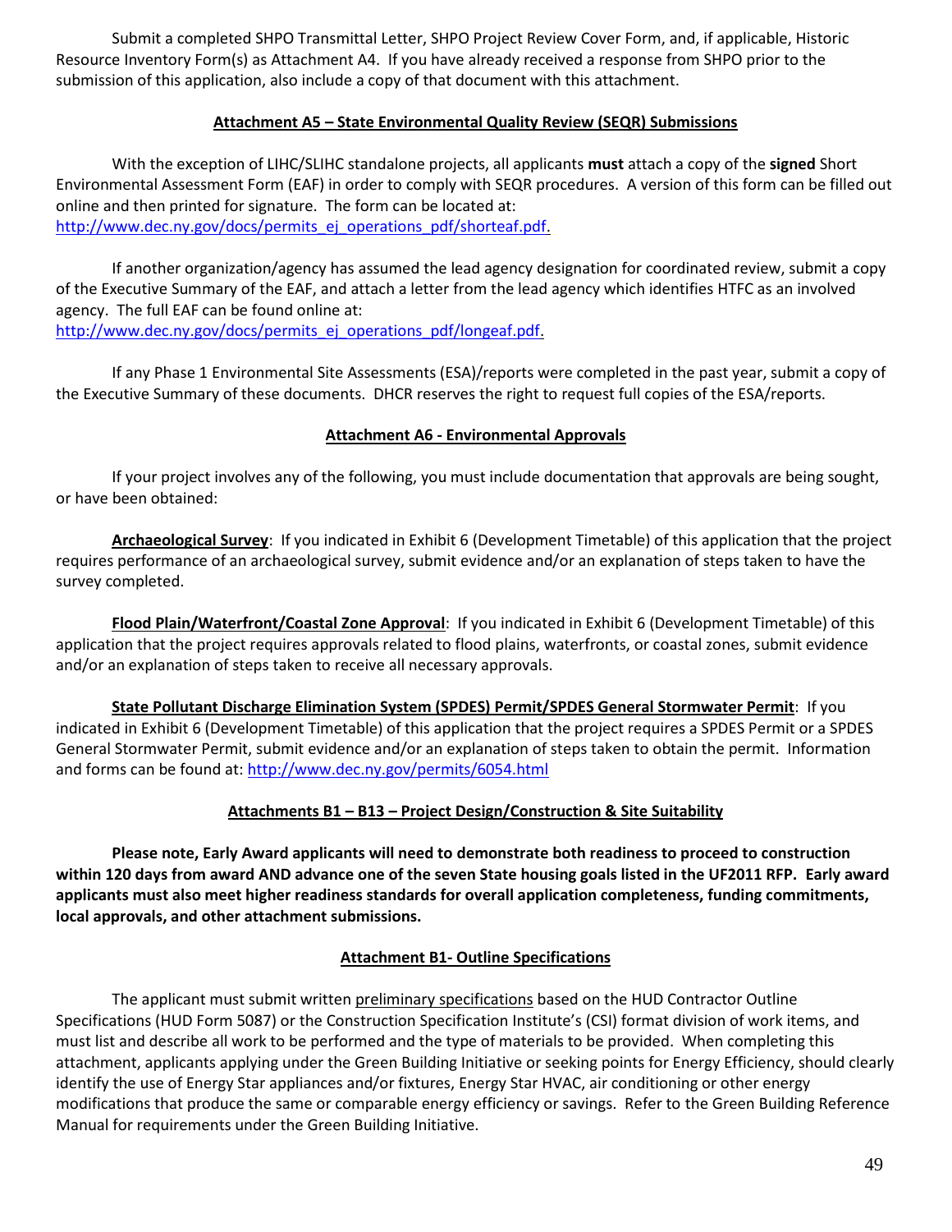Submit a completed SHPO Transmittal Letter, SHPO Project Review Cover Form, and, if applicable, Historic Resource Inventory Form(s) as Attachment A4. If you have already received a response from SHPO prior to the submission of this application, also include a copy of that document with this attachment.

## Attachment A5 – State Environmental Quality Review (SEQR) Submissions

With the exception of LIHC/SLIHC standalone projects, all applicants **must** attach a copy of the **signed** Short Environmental Assessment Form (EAF) in order to comply with SEQR procedures. A version of this form can be filled out online and then printed for signature. The form can be located at: http://www.dec.ny.gov/docs/permits_ej_operations_pdf/shorteaf.pdf.

If another organization/agency has assumed the lead agency designation for coordinated review, submit a copy of the Executive Summary of the EAF, and attach a letter from the lead agency which identifies HTFC as an involved agency. The full EAF can be found online at: http://www.dec.ny.gov/docs/permits_ej_operations_pdf/longeaf.pdf.

If any Phase 1 Environmental Site Assessments (ESA)/reports were completed in the past year, submit a copy of the Executive Summary of these documents. DHCR reserves the right to request full copies of the ESA/reports.

## Attachment A6 - Environmental Approvals

If your project involves any of the following, you must include documentation that approvals are being sought, or have been obtained:

**Archaeological Survey**: If you indicated in Exhibit 6 (Development Timetable) of this application that the project requires performance of an archaeological survey, submit evidence and/or an explanation of steps taken to have the survey completed.

**Flood Plain/Waterfront/Coastal Zone Approval**: If you indicated in Exhibit 6 (Development Timetable) of this application that the project requires approvals related to flood plains, waterfronts, or coastal zones, submit evidence and/or an explanation of steps taken to receive all necessary approvals.

**State Pollutant Discharge Elimination System (SPDES) Permit/SPDES General Stormwater Permit**: If you indicated in Exhibit 6 (Development Timetable) of this application that the project requires a SPDES Permit or a SPDES General Stormwater Permit, submit evidence and/or an explanation of steps taken to obtain the permit. Information and forms can be found at: http://www.dec.ny.gov/permits/6054.html

## Attachments B1 – B13 – Project Design/Construction & Site Suitability

**Please note, Early Award applicants will need to demonstrate both readiness to proceed to construction within 120 days from award AND advance one of the seven State housing goals listed in the UF2011 RFP. Early award applicants must also meet higher readiness standards for overall application completeness, funding commitments, local approvals, and other attachment submissions.**

## Attachment B1- Outline Specifications

The applicant must submit written preliminary specifications based on the HUD Contractor Outline Specifications (HUD Form 5087) or the Construction Specification Institute's (CSI) format division of work items, and must list and describe all work to be performed and the type of materials to be provided. When completing this attachment, applicants applying under the Green Building Initiative or seeking points for Energy Efficiency, should clearly identify the use of Energy Star appliances and/or fixtures, Energy Star HVAC, air conditioning or other energy modifications that produce the same or comparable energy efficiency or savings. Refer to the Green Building Reference Manual for requirements under the Green Building Initiative.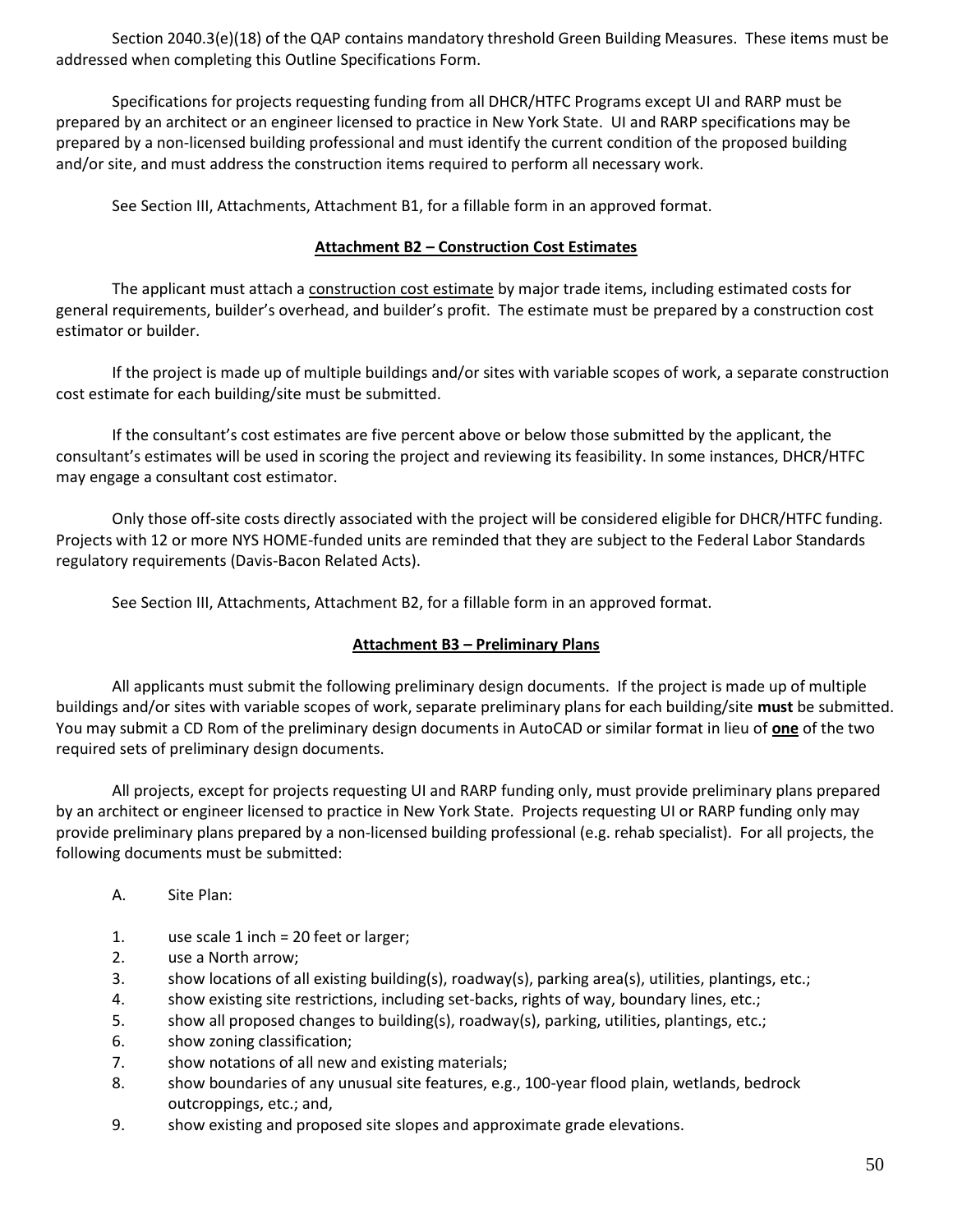Section 2040.3(e)(18) of the QAP contains mandatory threshold Green Building Measures. These items must be addressed when completing this Outline Specifications Form.

Specifications for projects requesting funding from all DHCR/HTFC Programs except UI and RARP must be prepared by an architect or an engineer licensed to practice in New York State. UI and RARP specifications may be prepared by a non-licensed building professional and must identify the current condition of the proposed building and/or site, and must address the construction items required to perform all necessary work.

See Section III, Attachments, Attachment B1, for a fillable form in an approved format.

## Attachment B2 – Construction Cost Estimates

The applicant must attach a construction cost estimate by major trade items, including estimated costs for general requirements, builder's overhead, and builder's profit. The estimate must be prepared by a construction cost estimator or builder.

If the project is made up of multiple buildings and/or sites with variable scopes of work, a separate construction cost estimate for each building/site must be submitted.

If the consultant's cost estimates are five percent above or below those submitted by the applicant, the consultant's estimates will be used in scoring the project and reviewing its feasibility. In some instances, DHCR/HTFC may engage a consultant cost estimator.

Only those off-site costs directly associated with the project will be considered eligible for DHCR/HTFC funding. Projects with 12 or more NYS HOME-funded units are reminded that they are subject to the Federal Labor Standards regulatory requirements (Davis-Bacon Related Acts).

See Section III, Attachments, Attachment B2, for a fillable form in an approved format.

## Attachment B3 – Preliminary Plans

All applicants must submit the following preliminary design documents. If the project is made up of multiple buildings and/or sites with variable scopes of work, separate preliminary plans for each building/site **must** be submitted. You may submit a CD Rom of the preliminary design documents in AutoCAD or similar format in lieu of **one** of the two required sets of preliminary design documents.

All projects, except for projects requesting UI and RARP funding only, must provide preliminary plans prepared by an architect or engineer licensed to practice in New York State. Projects requesting UI or RARP funding only may provide preliminary plans prepared by a non-licensed building professional (e.g. rehab specialist). For all projects, the following documents must be submitted:

A. Site Plan:

1. use scale 1 inch = 20 feet or larger;
2. use a North arrow;
3. show locations of all existing building(s), roadway(s), parking area(s), utilities, plantings, etc.;
4. show existing site restrictions, including set-backs, rights of way, boundary lines, etc.;
5. show all proposed changes to building(s), roadway(s), parking, utilities, plantings, etc.;
6. show zoning classification;
7. show notations of all new and existing materials;
8. show boundaries of any unusual site features, e.g., 100-year flood plain, wetlands, bedrock outcroppings, etc.; and,
9. show existing and proposed site slopes and approximate grade elevations.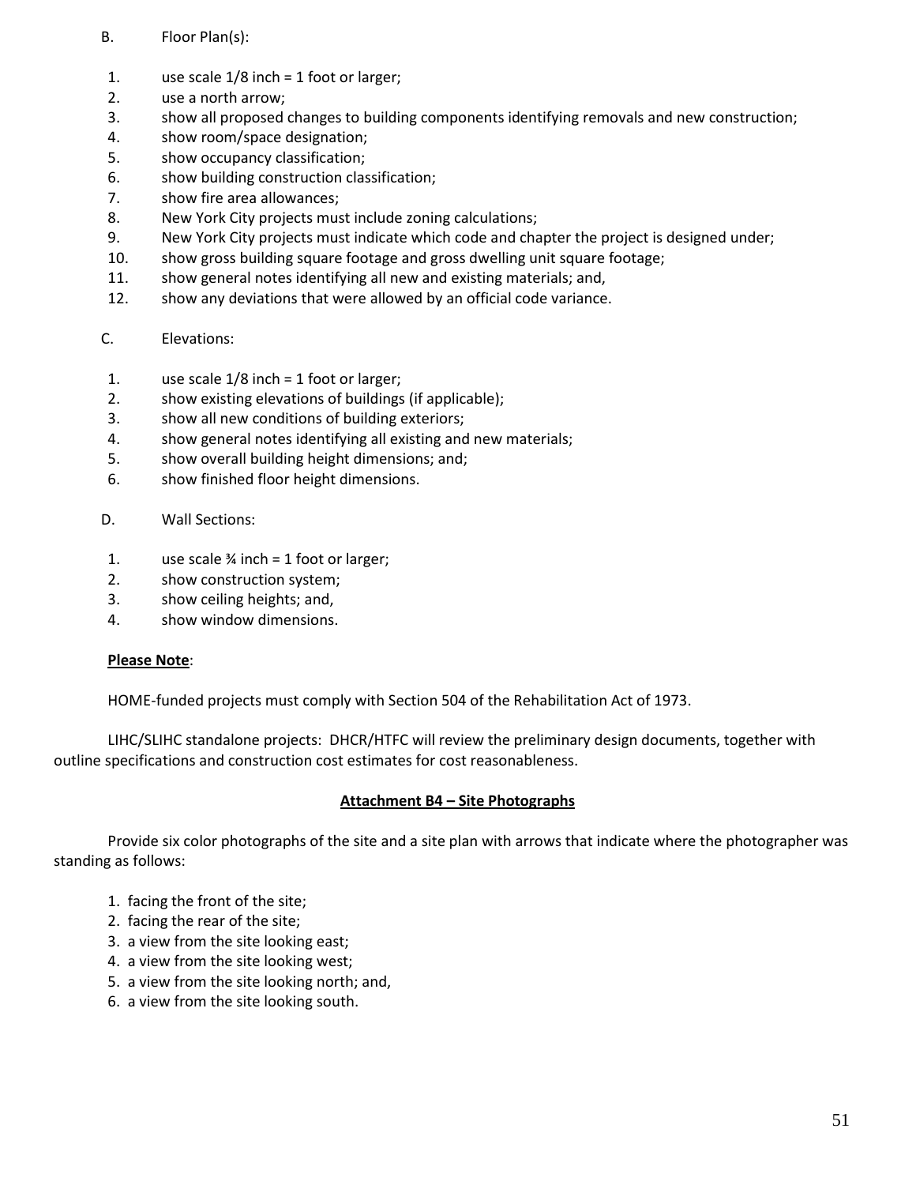B. Floor Plan(s):

1. use scale 1/8 inch = 1 foot or larger;
2. use a north arrow;
3. show all proposed changes to building components identifying removals and new construction;
4. show room/space designation;
5. show occupancy classification;
6. show building construction classification;
7. show fire area allowances;
8. New York City projects must include zoning calculations;
9. New York City projects must indicate which code and chapter the project is designed under;
10. show gross building square footage and gross dwelling unit square footage;
11. show general notes identifying all new and existing materials; and,
12. show any deviations that were allowed by an official code variance.

C. Elevations:

1. use scale 1/8 inch = 1 foot or larger;
2. show existing elevations of buildings (if applicable);
3. show all new conditions of building exteriors;
4. show general notes identifying all existing and new materials;
5. show overall building height dimensions; and;
6. show finished floor height dimensions.

D. Wall Sections:

1. use scale ¾ inch = 1 foot or larger;
2. show construction system;
3. show ceiling heights; and,
4. show window dimensions.

**Please Note**:

HOME-funded projects must comply with Section 504 of the Rehabilitation Act of 1973.

LIHC/SLIHC standalone projects: DHCR/HTFC will review the preliminary design documents, together with outline specifications and construction cost estimates for cost reasonableness.

## Attachment B4 – Site Photographs

Provide six color photographs of the site and a site plan with arrows that indicate where the photographer was standing as follows:

1. facing the front of the site;
2. facing the rear of the site;
3. a view from the site looking east;
4. a view from the site looking west;
5. a view from the site looking north; and,
6. a view from the site looking south.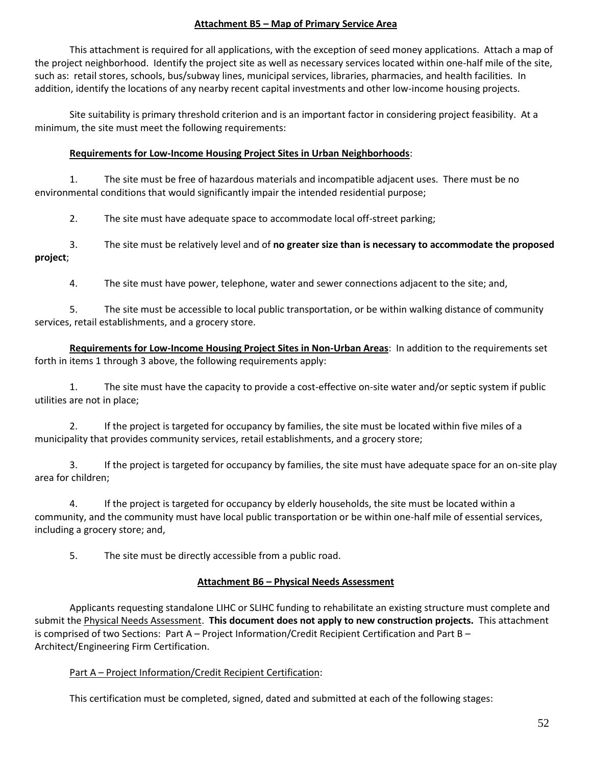## Attachment B5 – Map of Primary Service Area

This attachment is required for all applications, with the exception of seed money applications. Attach a map of the project neighborhood. Identify the project site as well as necessary services located within one-half mile of the site, such as: retail stores, schools, bus/subway lines, municipal services, libraries, pharmacies, and health facilities. In addition, identify the locations of any nearby recent capital investments and other low-income housing projects.

Site suitability is primary threshold criterion and is an important factor in considering project feasibility. At a minimum, the site must meet the following requirements:

**Requirements for Low-Income Housing Project Sites in Urban Neighborhoods**:

1. The site must be free of hazardous materials and incompatible adjacent uses. There must be no environmental conditions that would significantly impair the intended residential purpose;

2. The site must have adequate space to accommodate local off-street parking;

3. The site must be relatively level and of **no greater size than is necessary to accommodate the proposed project**;

4. The site must have power, telephone, water and sewer connections adjacent to the site; and,

5. The site must be accessible to local public transportation, or be within walking distance of community services, retail establishments, and a grocery store.

**Requirements for Low-Income Housing Project Sites in Non-Urban Areas**: In addition to the requirements set forth in items 1 through 3 above, the following requirements apply:

1. The site must have the capacity to provide a cost-effective on-site water and/or septic system if public utilities are not in place;

2. If the project is targeted for occupancy by families, the site must be located within five miles of a municipality that provides community services, retail establishments, and a grocery store;

3. If the project is targeted for occupancy by families, the site must have adequate space for an on-site play area for children;

4. If the project is targeted for occupancy by elderly households, the site must be located within a community, and the community must have local public transportation or be within one-half mile of essential services, including a grocery store; and,

5. The site must be directly accessible from a public road.

## Attachment B6 – Physical Needs Assessment

Applicants requesting standalone LIHC or SLIHC funding to rehabilitate an existing structure must complete and submit the Physical Needs Assessment. **This document does not apply to new construction projects.** This attachment is comprised of two Sections: Part A – Project Information/Credit Recipient Certification and Part B – Architect/Engineering Firm Certification.

Part A – Project Information/Credit Recipient Certification:

This certification must be completed, signed, dated and submitted at each of the following stages: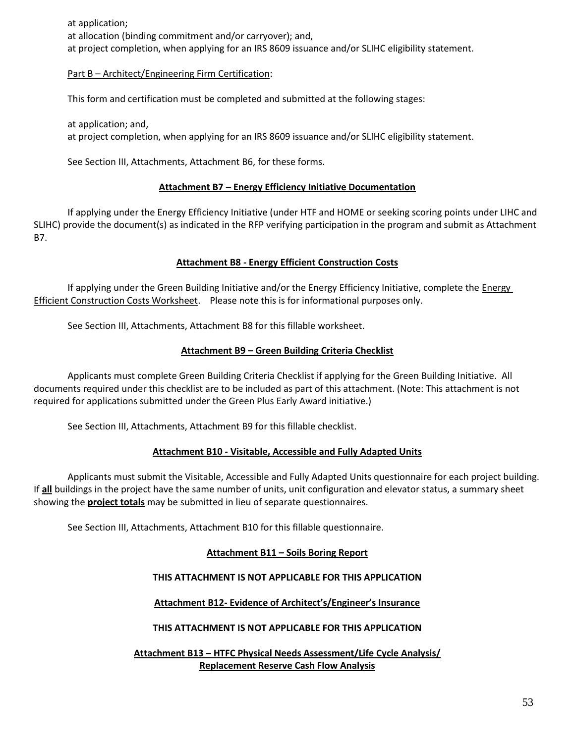at application;
at allocation (binding commitment and/or carryover); and,
at project completion, when applying for an IRS 8609 issuance and/or SLIHC eligibility statement.

Part B – Architect/Engineering Firm Certification:

This form and certification must be completed and submitted at the following stages:

at application; and,
at project completion, when applying for an IRS 8609 issuance and/or SLIHC eligibility statement.

See Section III, Attachments, Attachment B6, for these forms.

**Attachment B7 – Energy Efficiency Initiative Documentation**

If applying under the Energy Efficiency Initiative (under HTF and HOME or seeking scoring points under LIHC and SLIHC) provide the document(s) as indicated in the RFP verifying participation in the program and submit as Attachment B7.

**Attachment B8 - Energy Efficient Construction Costs**

If applying under the Green Building Initiative and/or the Energy Efficiency Initiative, complete the Energy Efficient Construction Costs Worksheet. Please note this is for informational purposes only.

See Section III, Attachments, Attachment B8 for this fillable worksheet.

**Attachment B9 – Green Building Criteria Checklist**

Applicants must complete Green Building Criteria Checklist if applying for the Green Building Initiative. All documents required under this checklist are to be included as part of this attachment. (Note: This attachment is not required for applications submitted under the Green Plus Early Award initiative.)

See Section III, Attachments, Attachment B9 for this fillable checklist.

**Attachment B10 - Visitable, Accessible and Fully Adapted Units**

Applicants must submit the Visitable, Accessible and Fully Adapted Units questionnaire for each project building. If **all** buildings in the project have the same number of units, unit configuration and elevator status, a summary sheet showing the **project totals** may be submitted in lieu of separate questionnaires.

See Section III, Attachments, Attachment B10 for this fillable questionnaire.

**Attachment B11 – Soils Boring Report**

**THIS ATTACHMENT IS NOT APPLICABLE FOR THIS APPLICATION**

**Attachment B12- Evidence of Architect's/Engineer's Insurance**

**THIS ATTACHMENT IS NOT APPLICABLE FOR THIS APPLICATION**

**Attachment B13 – HTFC Physical Needs Assessment/Life Cycle Analysis/ Replacement Reserve Cash Flow Analysis**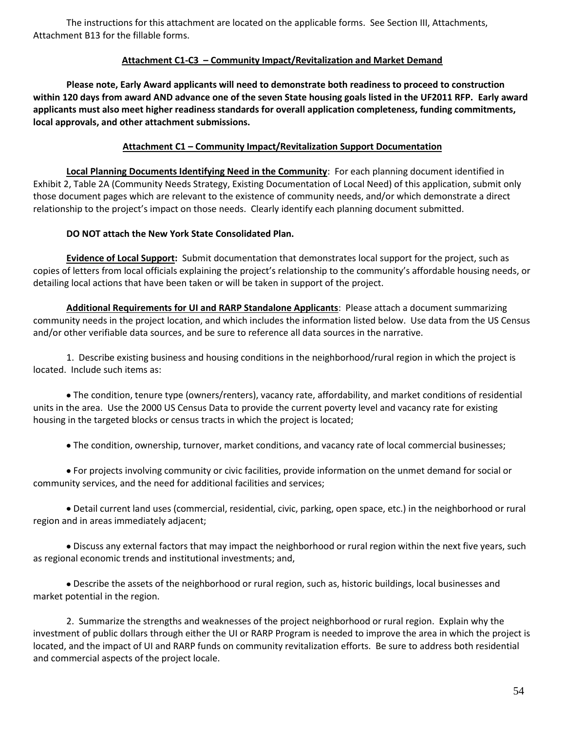The instructions for this attachment are located on the applicable forms. See Section III, Attachments, Attachment B13 for the fillable forms.

## Attachment C1-C3 – Community Impact/Revitalization and Market Demand

**Please note, Early Award applicants will need to demonstrate both readiness to proceed to construction within 120 days from award AND advance one of the seven State housing goals listed in the UF2011 RFP. Early award applicants must also meet higher readiness standards for overall application completeness, funding commitments, local approvals, and other attachment submissions.**

## Attachment C1 – Community Impact/Revitalization Support Documentation

**Local Planning Documents Identifying Need in the Community**: For each planning document identified in Exhibit 2, Table 2A (Community Needs Strategy, Existing Documentation of Local Need) of this application, submit only those document pages which are relevant to the existence of community needs, and/or which demonstrate a direct relationship to the project's impact on those needs. Clearly identify each planning document submitted.

**DO NOT attach the New York State Consolidated Plan.**

**Evidence of Local Support:** Submit documentation that demonstrates local support for the project, such as copies of letters from local officials explaining the project's relationship to the community's affordable housing needs, or detailing local actions that have been taken or will be taken in support of the project.

**Additional Requirements for UI and RARP Standalone Applicants**: Please attach a document summarizing community needs in the project location, and which includes the information listed below. Use data from the US Census and/or other verifiable data sources, and be sure to reference all data sources in the narrative.

1. Describe existing business and housing conditions in the neighborhood/rural region in which the project is located. Include such items as:

   - The condition, tenure type (owners/renters), vacancy rate, affordability, and market conditions of residential units in the area. Use the 2000 US Census Data to provide the current poverty level and vacancy rate for existing housing in the targeted blocks or census tracts in which the project is located;

   - The condition, ownership, turnover, market conditions, and vacancy rate of local commercial businesses;

   - For projects involving community or civic facilities, provide information on the unmet demand for social or community services, and the need for additional facilities and services;

   - Detail current land uses (commercial, residential, civic, parking, open space, etc.) in the neighborhood or rural region and in areas immediately adjacent;

   - Discuss any external factors that may impact the neighborhood or rural region within the next five years, such as regional economic trends and institutional investments; and,

   - Describe the assets of the neighborhood or rural region, such as, historic buildings, local businesses and market potential in the region.

2. Summarize the strengths and weaknesses of the project neighborhood or rural region. Explain why the investment of public dollars through either the UI or RARP Program is needed to improve the area in which the project is located, and the impact of UI and RARP funds on community revitalization efforts. Be sure to address both residential and commercial aspects of the project locale.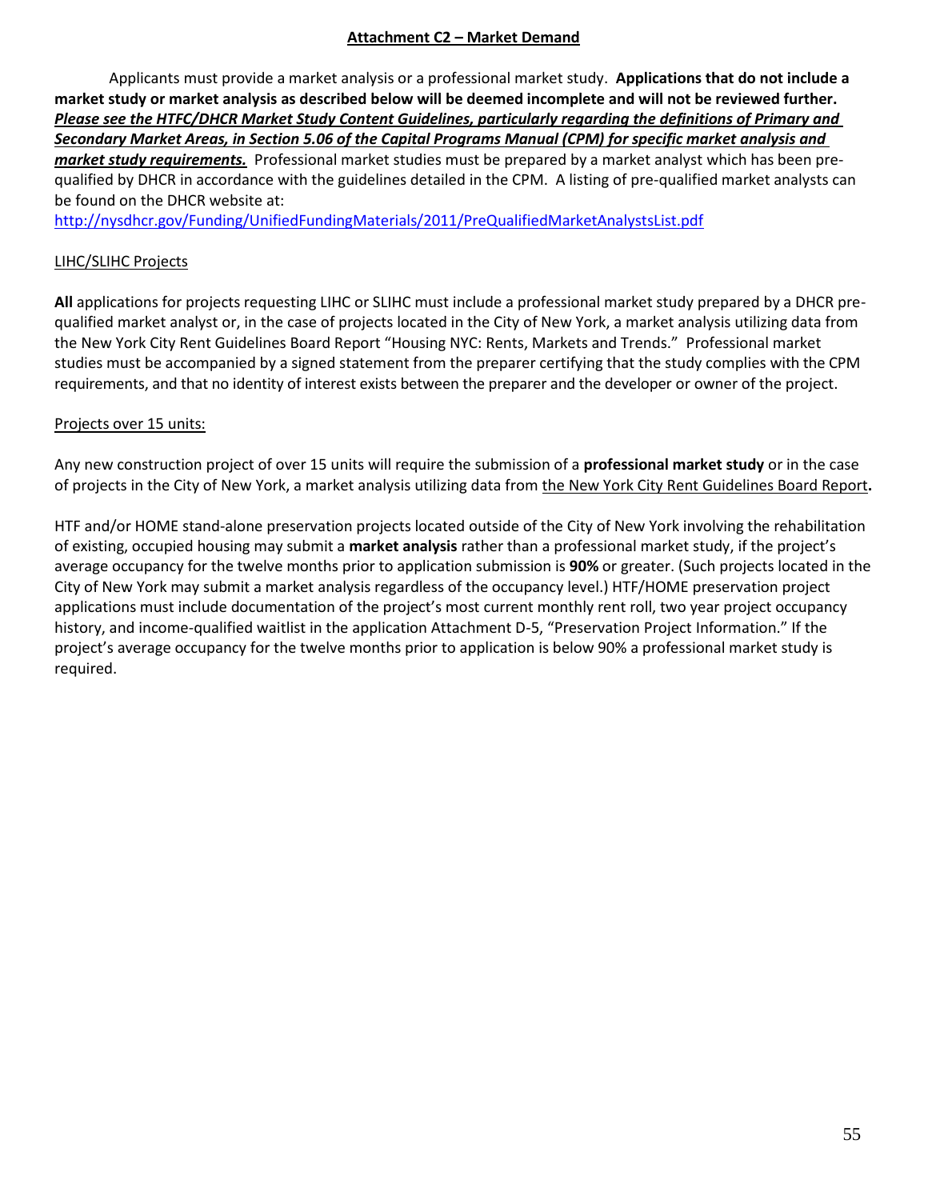## Attachment C2 – Market Demand

Applicants must provide a market analysis or a professional market study. **Applications that do not include a market study or market analysis as described below will be deemed incomplete and will not be reviewed further.** ***Please see the HTFC/DHCR Market Study Content Guidelines, particularly regarding the definitions of Primary and Secondary Market Areas, in Section 5.06 of the Capital Programs Manual (CPM) for specific market analysis and market study requirements.*** Professional market studies must be prepared by a market analyst which has been pre-qualified by DHCR in accordance with the guidelines detailed in the CPM. A listing of pre-qualified market analysts can be found on the DHCR website at:
http://nysdhcr.gov/Funding/UnifiedFundingMaterials/2011/PreQualifiedMarketAnalystsList.pdf

LIHC/SLIHC Projects

**All** applications for projects requesting LIHC or SLIHC must include a professional market study prepared by a DHCR pre-qualified market analyst or, in the case of projects located in the City of New York, a market analysis utilizing data from the New York City Rent Guidelines Board Report "Housing NYC: Rents, Markets and Trends." Professional market studies must be accompanied by a signed statement from the preparer certifying that the study complies with the CPM requirements, and that no identity of interest exists between the preparer and the developer or owner of the project.

Projects over 15 units:

Any new construction project of over 15 units will require the submission of a **professional market study** or in the case of projects in the City of New York, a market analysis utilizing data from the New York City Rent Guidelines Board Report**.**

HTF and/or HOME stand-alone preservation projects located outside of the City of New York involving the rehabilitation of existing, occupied housing may submit a **market analysis** rather than a professional market study, if the project's average occupancy for the twelve months prior to application submission is **90%** or greater. (Such projects located in the City of New York may submit a market analysis regardless of the occupancy level.) HTF/HOME preservation project applications must include documentation of the project's most current monthly rent roll, two year project occupancy history, and income-qualified waitlist in the application Attachment D-5, "Preservation Project Information." If the project's average occupancy for the twelve months prior to application is below 90% a professional market study is required.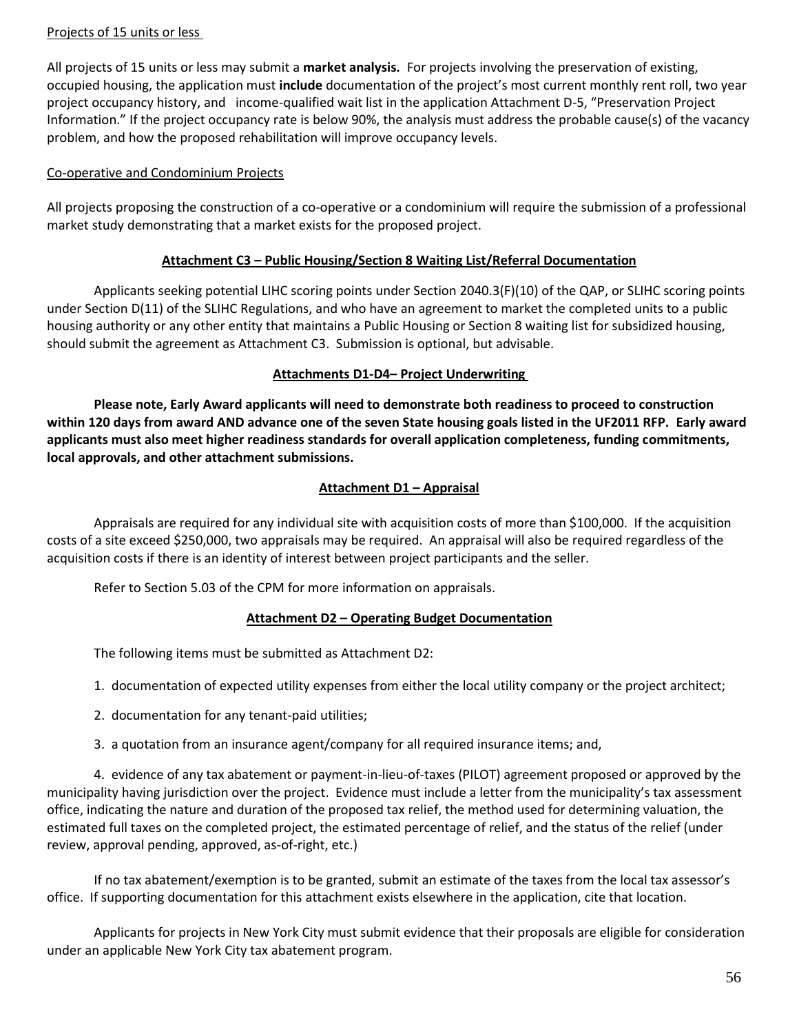Projects of 15 units or less

All projects of 15 units or less may submit a **market analysis.** For projects involving the preservation of existing, occupied housing, the application must **include** documentation of the project's most current monthly rent roll, two year project occupancy history, and income-qualified wait list in the application Attachment D-5, "Preservation Project Information." If the project occupancy rate is below 90%, the analysis must address the probable cause(s) of the vacancy problem, and how the proposed rehabilitation will improve occupancy levels.

Co-operative and Condominium Projects

All projects proposing the construction of a co-operative or a condominium will require the submission of a professional market study demonstrating that a market exists for the proposed project.

## Attachment C3 – Public Housing/Section 8 Waiting List/Referral Documentation

Applicants seeking potential LIHC scoring points under Section 2040.3(F)(10) of the QAP, or SLIHC scoring points under Section D(11) of the SLIHC Regulations, and who have an agreement to market the completed units to a public housing authority or any other entity that maintains a Public Housing or Section 8 waiting list for subsidized housing, should submit the agreement as Attachment C3. Submission is optional, but advisable.

## Attachments D1-D4– Project Underwriting

**Please note, Early Award applicants will need to demonstrate both readiness to proceed to construction within 120 days from award AND advance one of the seven State housing goals listed in the UF2011 RFP. Early award applicants must also meet higher readiness standards for overall application completeness, funding commitments, local approvals, and other attachment submissions.**

## Attachment D1 – Appraisal

Appraisals are required for any individual site with acquisition costs of more than $100,000. If the acquisition costs of a site exceed $250,000, two appraisals may be required. An appraisal will also be required regardless of the acquisition costs if there is an identity of interest between project participants and the seller.

Refer to Section 5.03 of the CPM for more information on appraisals.

## Attachment D2 – Operating Budget Documentation

The following items must be submitted as Attachment D2:

1. documentation of expected utility expenses from either the local utility company or the project architect;
2. documentation for any tenant-paid utilities;
3. a quotation from an insurance agent/company for all required insurance items; and,
4. evidence of any tax abatement or payment-in-lieu-of-taxes (PILOT) agreement proposed or approved by the municipality having jurisdiction over the project. Evidence must include a letter from the municipality's tax assessment office, indicating the nature and duration of the proposed tax relief, the method used for determining valuation, the estimated full taxes on the completed project, the estimated percentage of relief, and the status of the relief (under review, approval pending, approved, as-of-right, etc.)

If no tax abatement/exemption is to be granted, submit an estimate of the taxes from the local tax assessor's office. If supporting documentation for this attachment exists elsewhere in the application, cite that location.

Applicants for projects in New York City must submit evidence that their proposals are eligible for consideration under an applicable New York City tax abatement program.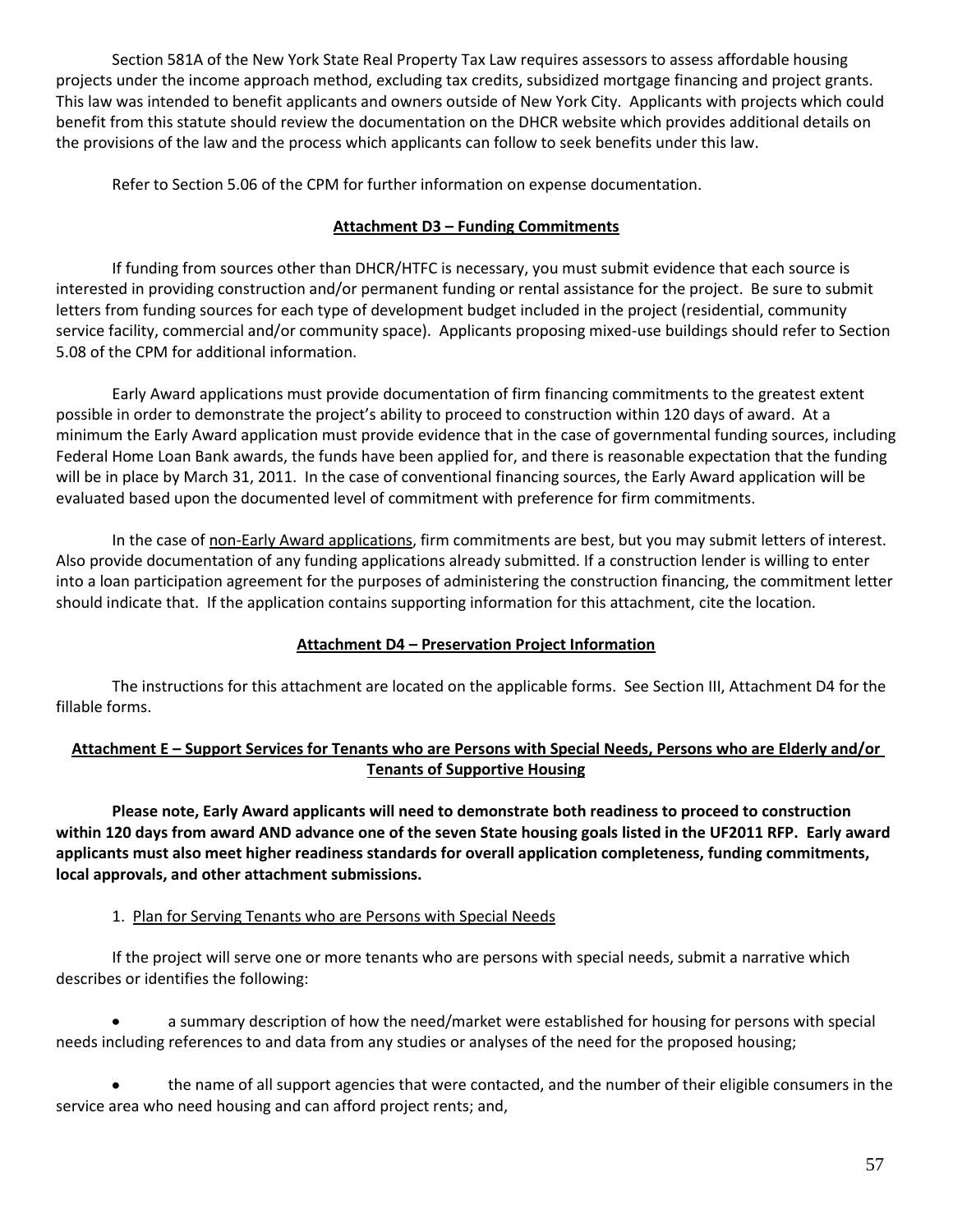Section 581A of the New York State Real Property Tax Law requires assessors to assess affordable housing projects under the income approach method, excluding tax credits, subsidized mortgage financing and project grants. This law was intended to benefit applicants and owners outside of New York City. Applicants with projects which could benefit from this statute should review the documentation on the DHCR website which provides additional details on the provisions of the law and the process which applicants can follow to seek benefits under this law.

Refer to Section 5.06 of the CPM for further information on expense documentation.

### Attachment D3 – Funding Commitments

If funding from sources other than DHCR/HTFC is necessary, you must submit evidence that each source is interested in providing construction and/or permanent funding or rental assistance for the project. Be sure to submit letters from funding sources for each type of development budget included in the project (residential, community service facility, commercial and/or community space). Applicants proposing mixed-use buildings should refer to Section 5.08 of the CPM for additional information.

Early Award applications must provide documentation of firm financing commitments to the greatest extent possible in order to demonstrate the project's ability to proceed to construction within 120 days of award. At a minimum the Early Award application must provide evidence that in the case of governmental funding sources, including Federal Home Loan Bank awards, the funds have been applied for, and there is reasonable expectation that the funding will be in place by March 31, 2011. In the case of conventional financing sources, the Early Award application will be evaluated based upon the documented level of commitment with preference for firm commitments.

In the case of non-Early Award applications, firm commitments are best, but you may submit letters of interest. Also provide documentation of any funding applications already submitted. If a construction lender is willing to enter into a loan participation agreement for the purposes of administering the construction financing, the commitment letter should indicate that. If the application contains supporting information for this attachment, cite the location.

### Attachment D4 – Preservation Project Information

The instructions for this attachment are located on the applicable forms. See Section III, Attachment D4 for the fillable forms.

### Attachment E – Support Services for Tenants who are Persons with Special Needs, Persons who are Elderly and/or Tenants of Supportive Housing

**Please note, Early Award applicants will need to demonstrate both readiness to proceed to construction within 120 days from award AND advance one of the seven State housing goals listed in the UF2011 RFP. Early award applicants must also meet higher readiness standards for overall application completeness, funding commitments, local approvals, and other attachment submissions.**

1. Plan for Serving Tenants who are Persons with Special Needs

If the project will serve one or more tenants who are persons with special needs, submit a narrative which describes or identifies the following:

- a summary description of how the need/market were established for housing for persons with special needs including references to and data from any studies or analyses of the need for the proposed housing;
- the name of all support agencies that were contacted, and the number of their eligible consumers in the service area who need housing and can afford project rents; and,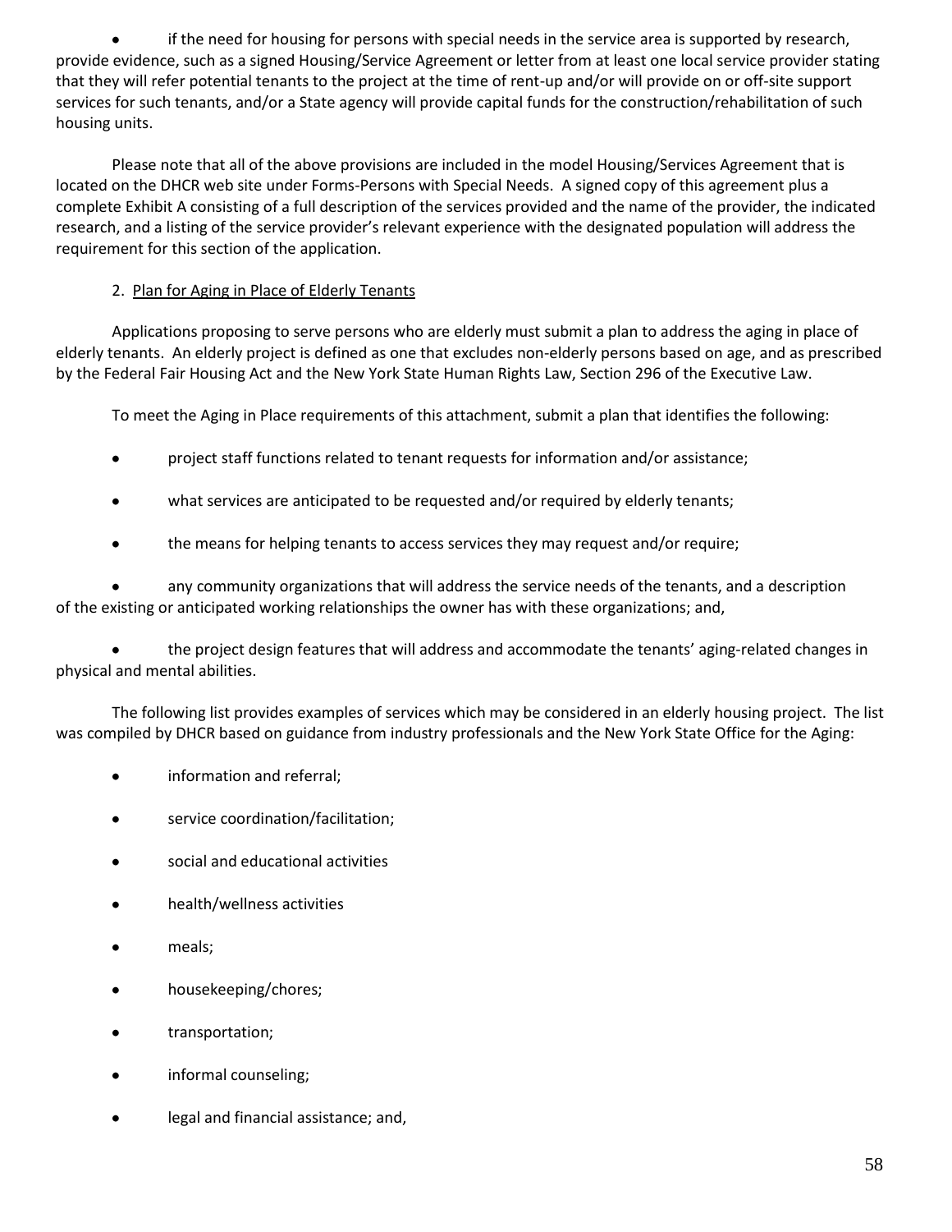- if the need for housing for persons with special needs in the service area is supported by research, provide evidence, such as a signed Housing/Service Agreement or letter from at least one local service provider stating that they will refer potential tenants to the project at the time of rent-up and/or will provide on or off-site support services for such tenants, and/or a State agency will provide capital funds for the construction/rehabilitation of such housing units.

Please note that all of the above provisions are included in the model Housing/Services Agreement that is located on the DHCR web site under Forms-Persons with Special Needs. A signed copy of this agreement plus a complete Exhibit A consisting of a full description of the services provided and the name of the provider, the indicated research, and a listing of the service provider's relevant experience with the designated population will address the requirement for this section of the application.

2. Plan for Aging in Place of Elderly Tenants

Applications proposing to serve persons who are elderly must submit a plan to address the aging in place of elderly tenants. An elderly project is defined as one that excludes non-elderly persons based on age, and as prescribed by the Federal Fair Housing Act and the New York State Human Rights Law, Section 296 of the Executive Law.

To meet the Aging in Place requirements of this attachment, submit a plan that identifies the following:

- project staff functions related to tenant requests for information and/or assistance;
- what services are anticipated to be requested and/or required by elderly tenants;
- the means for helping tenants to access services they may request and/or require;
- any community organizations that will address the service needs of the tenants, and a description of the existing or anticipated working relationships the owner has with these organizations; and,
- the project design features that will address and accommodate the tenants' aging-related changes in physical and mental abilities.

The following list provides examples of services which may be considered in an elderly housing project. The list was compiled by DHCR based on guidance from industry professionals and the New York State Office for the Aging:

- information and referral;
- service coordination/facilitation;
- social and educational activities
- health/wellness activities
- meals;
- housekeeping/chores;
- transportation;
- informal counseling;
- legal and financial assistance; and,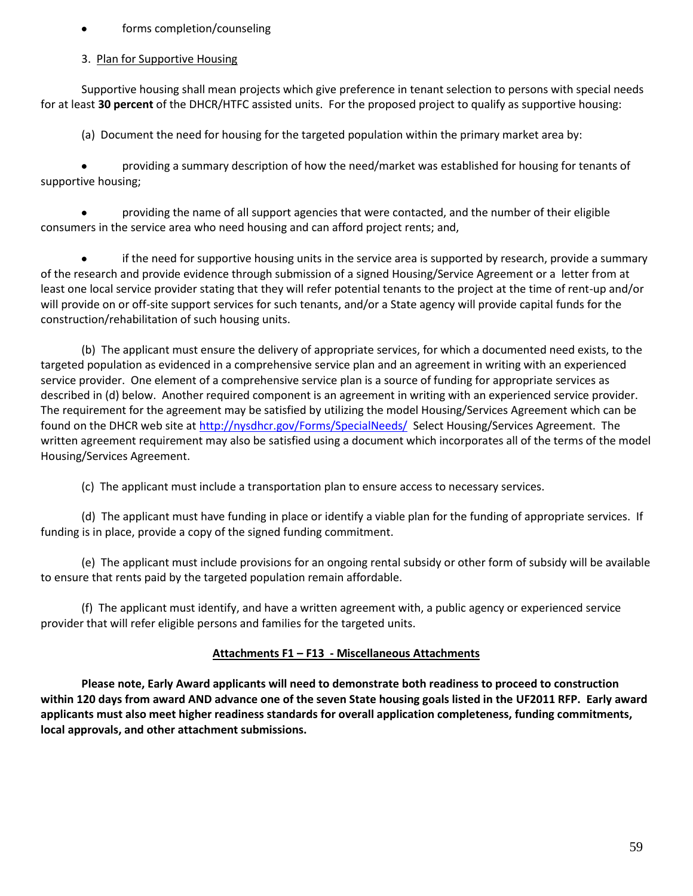- forms completion/counseling

3. Plan for Supportive Housing

Supportive housing shall mean projects which give preference in tenant selection to persons with special needs for at least **30 percent** of the DHCR/HTFC assisted units. For the proposed project to qualify as supportive housing:

(a) Document the need for housing for the targeted population within the primary market area by:

- providing a summary description of how the need/market was established for housing for tenants of supportive housing;

- providing the name of all support agencies that were contacted, and the number of their eligible consumers in the service area who need housing and can afford project rents; and,

- if the need for supportive housing units in the service area is supported by research, provide a summary of the research and provide evidence through submission of a signed Housing/Service Agreement or a letter from at least one local service provider stating that they will refer potential tenants to the project at the time of rent-up and/or will provide on or off-site support services for such tenants, and/or a State agency will provide capital funds for the construction/rehabilitation of such housing units.

(b) The applicant must ensure the delivery of appropriate services, for which a documented need exists, to the targeted population as evidenced in a comprehensive service plan and an agreement in writing with an experienced service provider. One element of a comprehensive service plan is a source of funding for appropriate services as described in (d) below. Another required component is an agreement in writing with an experienced service provider. The requirement for the agreement may be satisfied by utilizing the model Housing/Services Agreement which can be found on the DHCR web site at http://nysdhcr.gov/Forms/SpecialNeeds/ Select Housing/Services Agreement. The written agreement requirement may also be satisfied using a document which incorporates all of the terms of the model Housing/Services Agreement.

(c) The applicant must include a transportation plan to ensure access to necessary services.

(d) The applicant must have funding in place or identify a viable plan for the funding of appropriate services. If funding is in place, provide a copy of the signed funding commitment.

(e) The applicant must include provisions for an ongoing rental subsidy or other form of subsidy will be available to ensure that rents paid by the targeted population remain affordable.

(f) The applicant must identify, and have a written agreement with, a public agency or experienced service provider that will refer eligible persons and families for the targeted units.

## Attachments F1 – F13 - Miscellaneous Attachments

**Please note, Early Award applicants will need to demonstrate both readiness to proceed to construction within 120 days from award AND advance one of the seven State housing goals listed in the UF2011 RFP. Early award applicants must also meet higher readiness standards for overall application completeness, funding commitments, local approvals, and other attachment submissions.**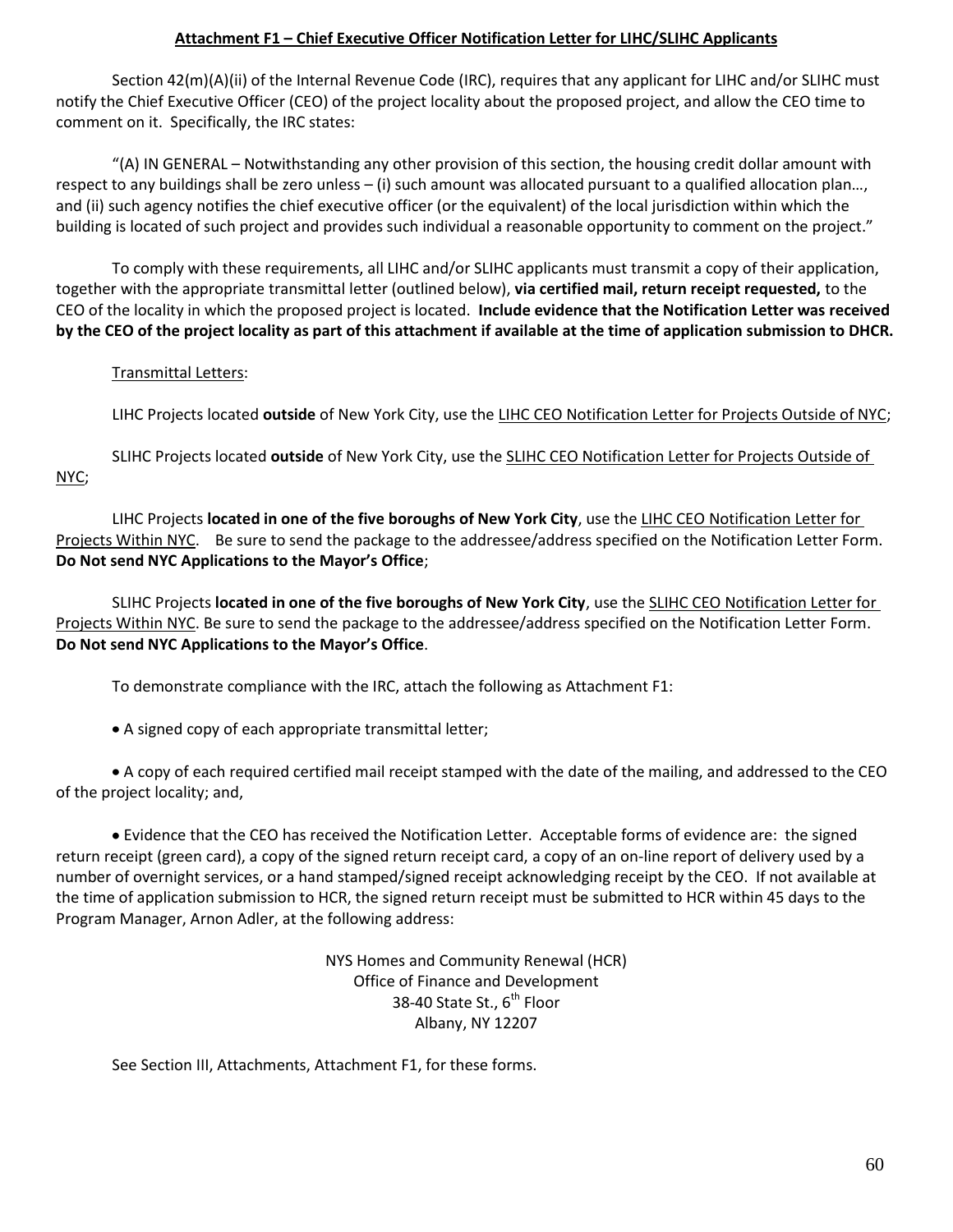## Attachment F1 – Chief Executive Officer Notification Letter for LIHC/SLIHC Applicants

Section 42(m)(A)(ii) of the Internal Revenue Code (IRC), requires that any applicant for LIHC and/or SLIHC must notify the Chief Executive Officer (CEO) of the project locality about the proposed project, and allow the CEO time to comment on it. Specifically, the IRC states:

"(A) IN GENERAL – Notwithstanding any other provision of this section, the housing credit dollar amount with respect to any buildings shall be zero unless – (i) such amount was allocated pursuant to a qualified allocation plan…, and (ii) such agency notifies the chief executive officer (or the equivalent) of the local jurisdiction within which the building is located of such project and provides such individual a reasonable opportunity to comment on the project."

To comply with these requirements, all LIHC and/or SLIHC applicants must transmit a copy of their application, together with the appropriate transmittal letter (outlined below), **via certified mail, return receipt requested,** to the CEO of the locality in which the proposed project is located. **Include evidence that the Notification Letter was received by the CEO of the project locality as part of this attachment if available at the time of application submission to DHCR.**

Transmittal Letters:

LIHC Projects located **outside** of New York City, use the LIHC CEO Notification Letter for Projects Outside of NYC;

SLIHC Projects located **outside** of New York City, use the SLIHC CEO Notification Letter for Projects Outside of NYC;

LIHC Projects **located in one of the five boroughs of New York City**, use the LIHC CEO Notification Letter for Projects Within NYC. Be sure to send the package to the addressee/address specified on the Notification Letter Form. **Do Not send NYC Applications to the Mayor's Office**;

SLIHC Projects **located in one of the five boroughs of New York City**, use the SLIHC CEO Notification Letter for Projects Within NYC. Be sure to send the package to the addressee/address specified on the Notification Letter Form. **Do Not send NYC Applications to the Mayor's Office**.

To demonstrate compliance with the IRC, attach the following as Attachment F1:

- A signed copy of each appropriate transmittal letter;
- A copy of each required certified mail receipt stamped with the date of the mailing, and addressed to the CEO of the project locality; and,
- Evidence that the CEO has received the Notification Letter. Acceptable forms of evidence are: the signed return receipt (green card), a copy of the signed return receipt card, a copy of an on-line report of delivery used by a number of overnight services, or a hand stamped/signed receipt acknowledging receipt by the CEO. If not available at the time of application submission to HCR, the signed return receipt must be submitted to HCR within 45 days to the Program Manager, Arnon Adler, at the following address:

NYS Homes and Community Renewal (HCR)
Office of Finance and Development
38-40 State St., 6th Floor
Albany, NY 12207

See Section III, Attachments, Attachment F1, for these forms.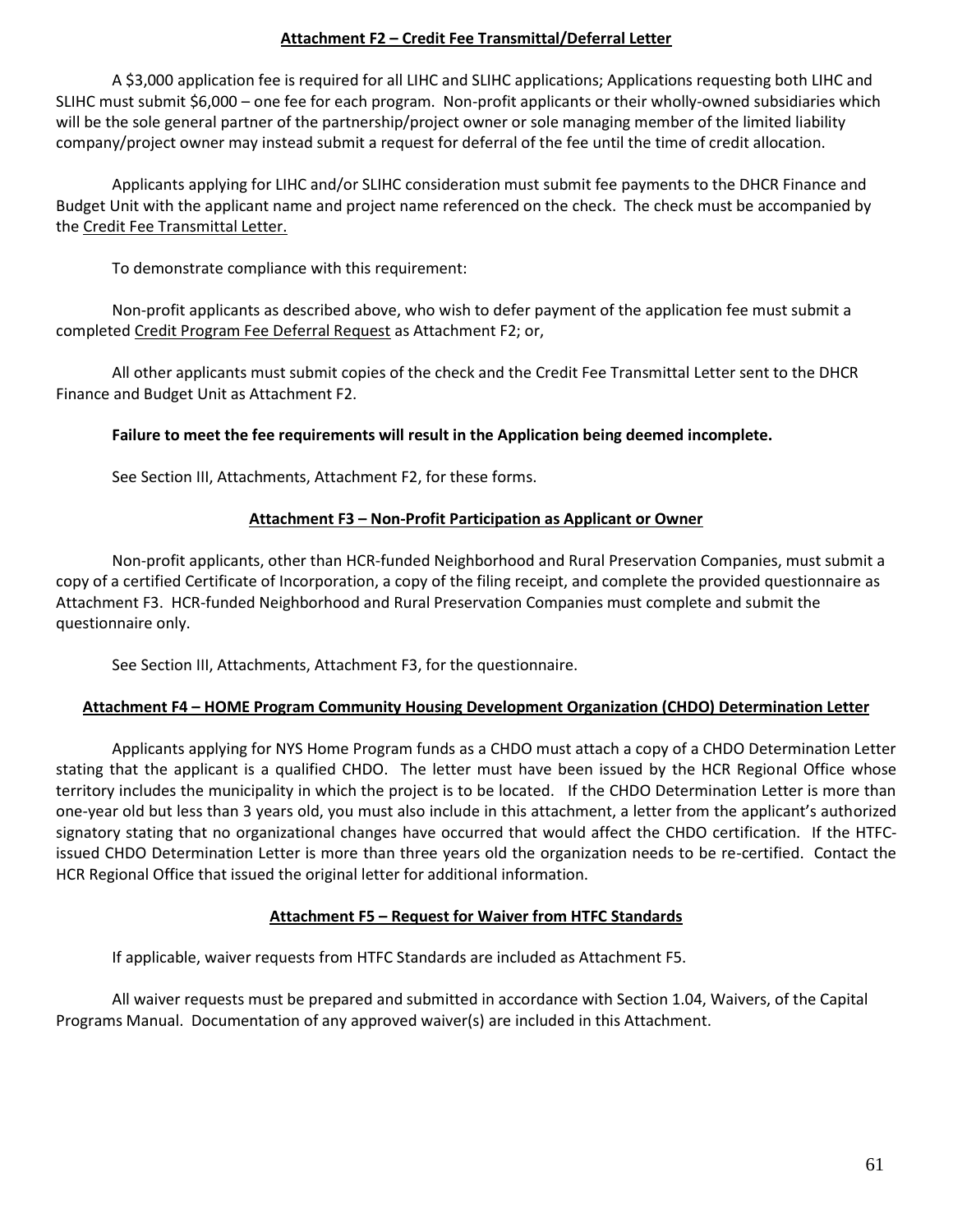## Attachment F2 – Credit Fee Transmittal/Deferral Letter

A $3,000 application fee is required for all LIHC and SLIHC applications; Applications requesting both LIHC and SLIHC must submit $6,000 – one fee for each program. Non-profit applicants or their wholly-owned subsidiaries which will be the sole general partner of the partnership/project owner or sole managing member of the limited liability company/project owner may instead submit a request for deferral of the fee until the time of credit allocation.

Applicants applying for LIHC and/or SLIHC consideration must submit fee payments to the DHCR Finance and Budget Unit with the applicant name and project name referenced on the check. The check must be accompanied by the Credit Fee Transmittal Letter.

To demonstrate compliance with this requirement:

Non-profit applicants as described above, who wish to defer payment of the application fee must submit a completed Credit Program Fee Deferral Request as Attachment F2; or,

All other applicants must submit copies of the check and the Credit Fee Transmittal Letter sent to the DHCR Finance and Budget Unit as Attachment F2.

**Failure to meet the fee requirements will result in the Application being deemed incomplete.**

See Section III, Attachments, Attachment F2, for these forms.

## Attachment F3 – Non-Profit Participation as Applicant or Owner

Non-profit applicants, other than HCR-funded Neighborhood and Rural Preservation Companies, must submit a copy of a certified Certificate of Incorporation, a copy of the filing receipt, and complete the provided questionnaire as Attachment F3. HCR-funded Neighborhood and Rural Preservation Companies must complete and submit the questionnaire only.

See Section III, Attachments, Attachment F3, for the questionnaire.

## Attachment F4 – HOME Program Community Housing Development Organization (CHDO) Determination Letter

Applicants applying for NYS Home Program funds as a CHDO must attach a copy of a CHDO Determination Letter stating that the applicant is a qualified CHDO. The letter must have been issued by the HCR Regional Office whose territory includes the municipality in which the project is to be located. If the CHDO Determination Letter is more than one-year old but less than 3 years old, you must also include in this attachment, a letter from the applicant's authorized signatory stating that no organizational changes have occurred that would affect the CHDO certification. If the HTFC-issued CHDO Determination Letter is more than three years old the organization needs to be re-certified. Contact the HCR Regional Office that issued the original letter for additional information.

## Attachment F5 – Request for Waiver from HTFC Standards

If applicable, waiver requests from HTFC Standards are included as Attachment F5.

All waiver requests must be prepared and submitted in accordance with Section 1.04, Waivers, of the Capital Programs Manual. Documentation of any approved waiver(s) are included in this Attachment.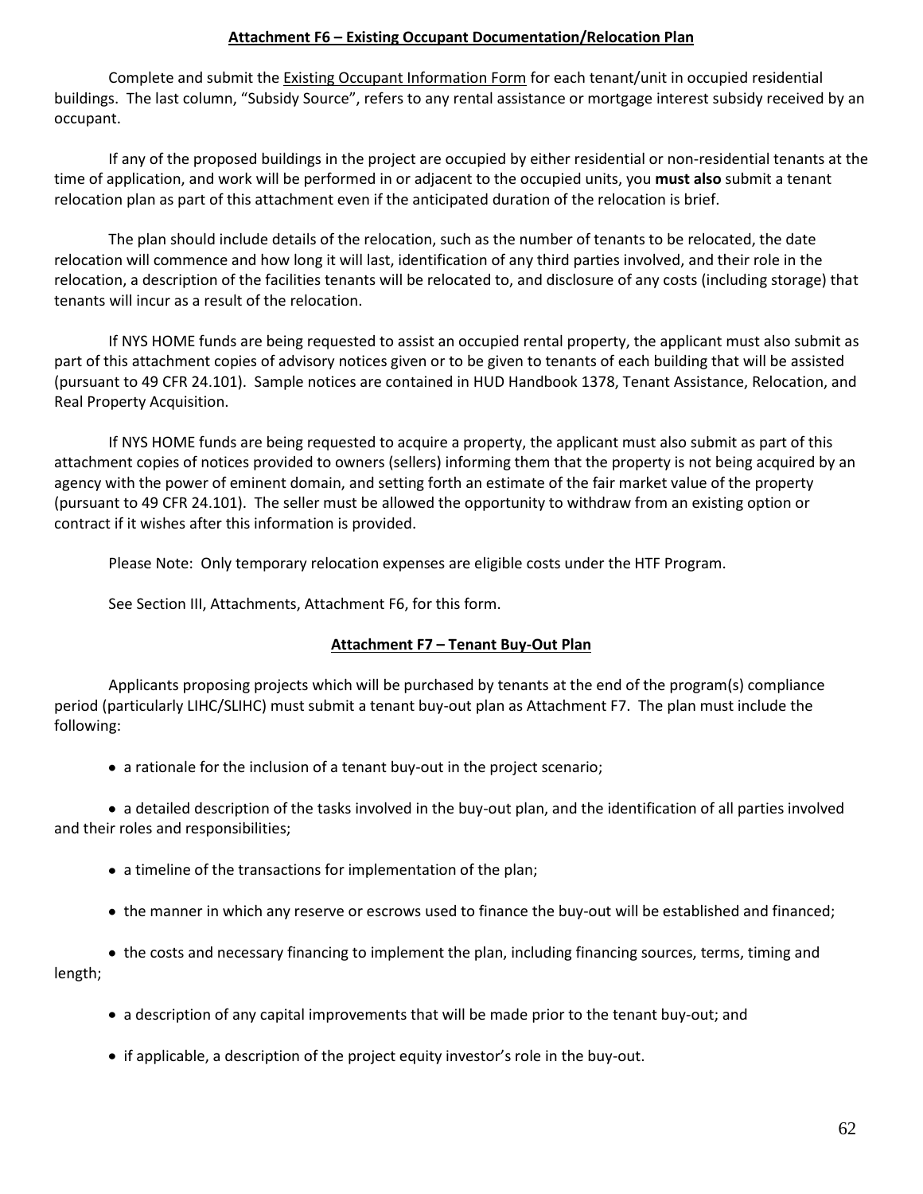## Attachment F6 – Existing Occupant Documentation/Relocation Plan

Complete and submit the Existing Occupant Information Form for each tenant/unit in occupied residential buildings. The last column, "Subsidy Source", refers to any rental assistance or mortgage interest subsidy received by an occupant.

If any of the proposed buildings in the project are occupied by either residential or non-residential tenants at the time of application, and work will be performed in or adjacent to the occupied units, you **must also** submit a tenant relocation plan as part of this attachment even if the anticipated duration of the relocation is brief.

The plan should include details of the relocation, such as the number of tenants to be relocated, the date relocation will commence and how long it will last, identification of any third parties involved, and their role in the relocation, a description of the facilities tenants will be relocated to, and disclosure of any costs (including storage) that tenants will incur as a result of the relocation.

If NYS HOME funds are being requested to assist an occupied rental property, the applicant must also submit as part of this attachment copies of advisory notices given or to be given to tenants of each building that will be assisted (pursuant to 49 CFR 24.101). Sample notices are contained in HUD Handbook 1378, Tenant Assistance, Relocation, and Real Property Acquisition.

If NYS HOME funds are being requested to acquire a property, the applicant must also submit as part of this attachment copies of notices provided to owners (sellers) informing them that the property is not being acquired by an agency with the power of eminent domain, and setting forth an estimate of the fair market value of the property (pursuant to 49 CFR 24.101). The seller must be allowed the opportunity to withdraw from an existing option or contract if it wishes after this information is provided.

Please Note: Only temporary relocation expenses are eligible costs under the HTF Program.

See Section III, Attachments, Attachment F6, for this form.

## Attachment F7 – Tenant Buy-Out Plan

Applicants proposing projects which will be purchased by tenants at the end of the program(s) compliance period (particularly LIHC/SLIHC) must submit a tenant buy-out plan as Attachment F7. The plan must include the following:

- a rationale for the inclusion of a tenant buy-out in the project scenario;
- a detailed description of the tasks involved in the buy-out plan, and the identification of all parties involved and their roles and responsibilities;
- a timeline of the transactions for implementation of the plan;
- the manner in which any reserve or escrows used to finance the buy-out will be established and financed;
- the costs and necessary financing to implement the plan, including financing sources, terms, timing and length;
- a description of any capital improvements that will be made prior to the tenant buy-out; and
- if applicable, a description of the project equity investor's role in the buy-out.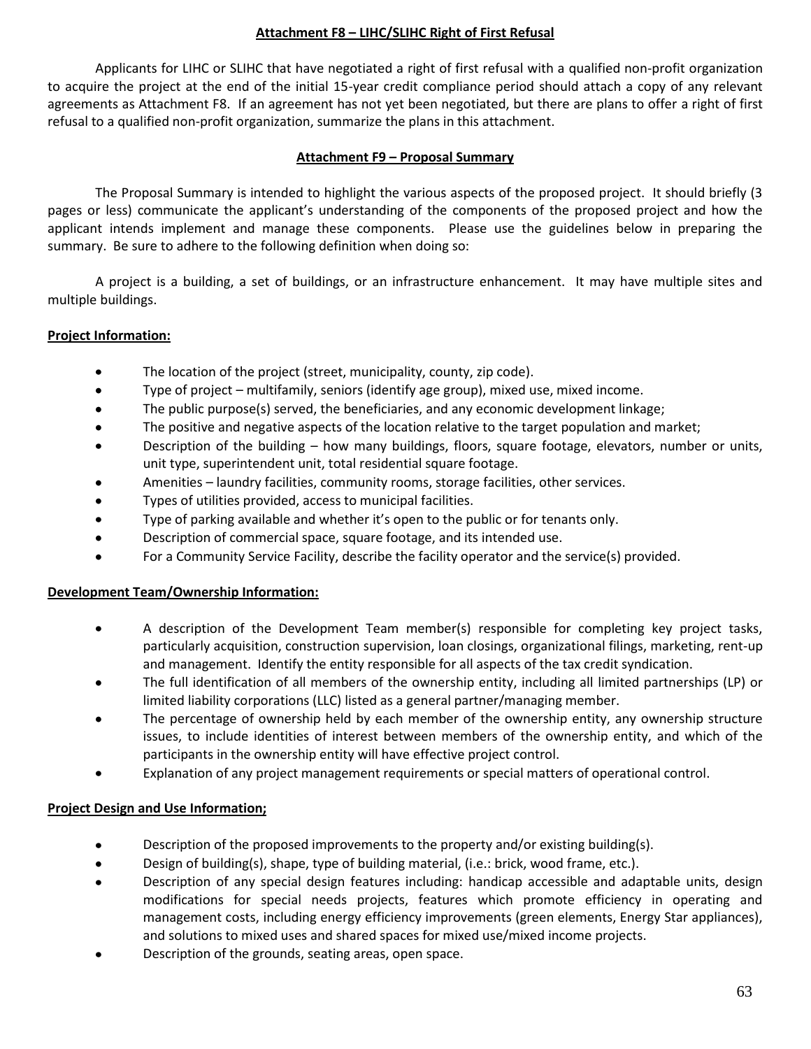## Attachment F8 – LIHC/SLIHC Right of First Refusal

Applicants for LIHC or SLIHC that have negotiated a right of first refusal with a qualified non-profit organization to acquire the project at the end of the initial 15-year credit compliance period should attach a copy of any relevant agreements as Attachment F8. If an agreement has not yet been negotiated, but there are plans to offer a right of first refusal to a qualified non-profit organization, summarize the plans in this attachment.

## Attachment F9 – Proposal Summary

The Proposal Summary is intended to highlight the various aspects of the proposed project. It should briefly (3 pages or less) communicate the applicant's understanding of the components of the proposed project and how the applicant intends implement and manage these components. Please use the guidelines below in preparing the summary. Be sure to adhere to the following definition when doing so:

A project is a building, a set of buildings, or an infrastructure enhancement. It may have multiple sites and multiple buildings.

**Project Information:**

- The location of the project (street, municipality, county, zip code).
- Type of project – multifamily, seniors (identify age group), mixed use, mixed income.
- The public purpose(s) served, the beneficiaries, and any economic development linkage;
- The positive and negative aspects of the location relative to the target population and market;
- Description of the building – how many buildings, floors, square footage, elevators, number or units, unit type, superintendent unit, total residential square footage.
- Amenities – laundry facilities, community rooms, storage facilities, other services.
- Types of utilities provided, access to municipal facilities.
- Type of parking available and whether it's open to the public or for tenants only.
- Description of commercial space, square footage, and its intended use.
- For a Community Service Facility, describe the facility operator and the service(s) provided.

**Development Team/Ownership Information:**

- A description of the Development Team member(s) responsible for completing key project tasks, particularly acquisition, construction supervision, loan closings, organizational filings, marketing, rent-up and management. Identify the entity responsible for all aspects of the tax credit syndication.
- The full identification of all members of the ownership entity, including all limited partnerships (LP) or limited liability corporations (LLC) listed as a general partner/managing member.
- The percentage of ownership held by each member of the ownership entity, any ownership structure issues, to include identities of interest between members of the ownership entity, and which of the participants in the ownership entity will have effective project control.
- Explanation of any project management requirements or special matters of operational control.

**Project Design and Use Information;**

- Description of the proposed improvements to the property and/or existing building(s).
- Design of building(s), shape, type of building material, (i.e.: brick, wood frame, etc.).
- Description of any special design features including: handicap accessible and adaptable units, design modifications for special needs projects, features which promote efficiency in operating and management costs, including energy efficiency improvements (green elements, Energy Star appliances), and solutions to mixed uses and shared spaces for mixed use/mixed income projects.
- Description of the grounds, seating areas, open space.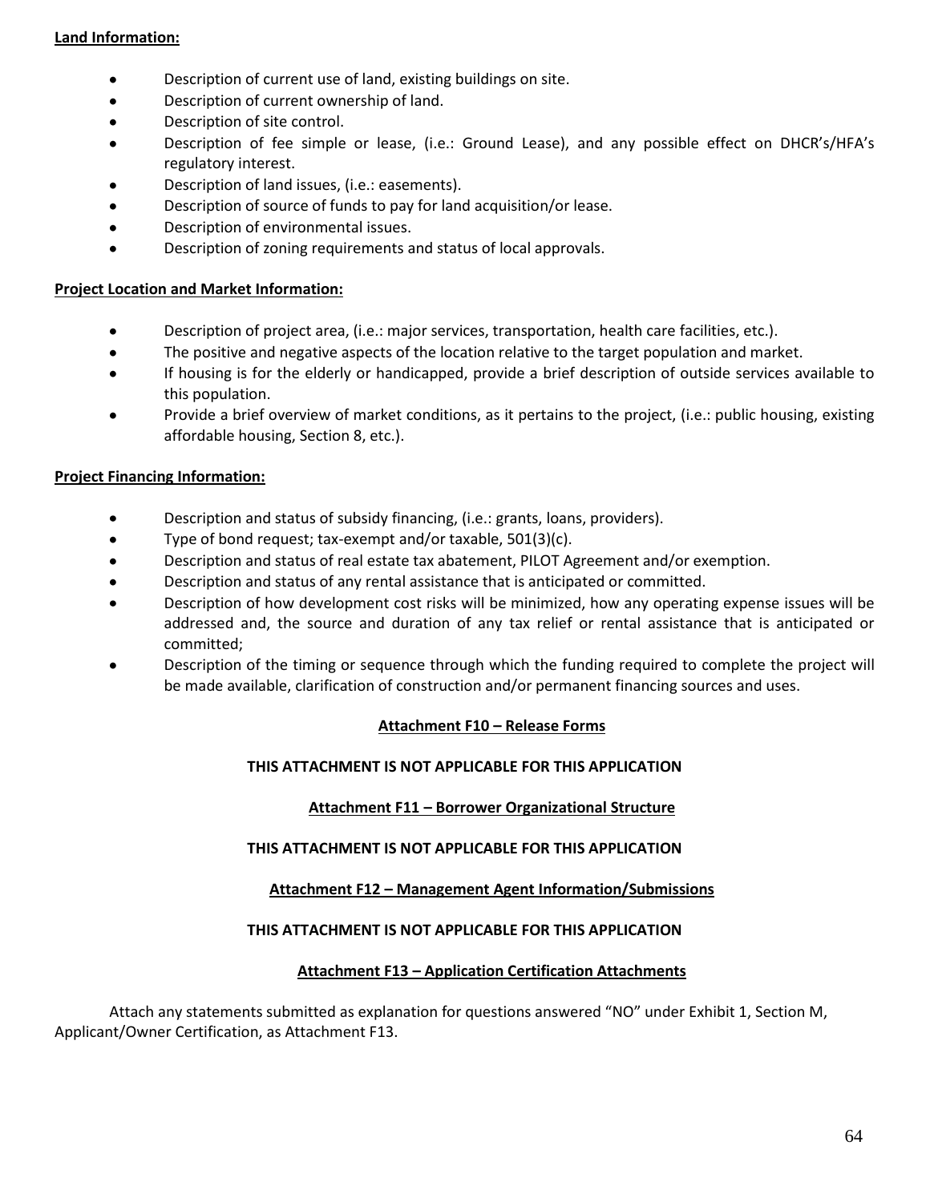**Land Information:**

- Description of current use of land, existing buildings on site.
- Description of current ownership of land.
- Description of site control.
- Description of fee simple or lease, (i.e.: Ground Lease), and any possible effect on DHCR's/HFA's regulatory interest.
- Description of land issues, (i.e.: easements).
- Description of source of funds to pay for land acquisition/or lease.
- Description of environmental issues.
- Description of zoning requirements and status of local approvals.

**Project Location and Market Information:**

- Description of project area, (i.e.: major services, transportation, health care facilities, etc.).
- The positive and negative aspects of the location relative to the target population and market.
- If housing is for the elderly or handicapped, provide a brief description of outside services available to this population.
- Provide a brief overview of market conditions, as it pertains to the project, (i.e.: public housing, existing affordable housing, Section 8, etc.).

**Project Financing Information:**

- Description and status of subsidy financing, (i.e.: grants, loans, providers).
- Type of bond request; tax-exempt and/or taxable, 501(3)(c).
- Description and status of real estate tax abatement, PILOT Agreement and/or exemption.
- Description and status of any rental assistance that is anticipated or committed.
- Description of how development cost risks will be minimized, how any operating expense issues will be addressed and, the source and duration of any tax relief or rental assistance that is anticipated or committed;
- Description of the timing or sequence through which the funding required to complete the project will be made available, clarification of construction and/or permanent financing sources and uses.

**Attachment F10 – Release Forms**

**THIS ATTACHMENT IS NOT APPLICABLE FOR THIS APPLICATION**

**Attachment F11 – Borrower Organizational Structure**

**THIS ATTACHMENT IS NOT APPLICABLE FOR THIS APPLICATION**

**Attachment F12 – Management Agent Information/Submissions**

**THIS ATTACHMENT IS NOT APPLICABLE FOR THIS APPLICATION**

**Attachment F13 – Application Certification Attachments**

Attach any statements submitted as explanation for questions answered "NO" under Exhibit 1, Section M, Applicant/Owner Certification, as Attachment F13.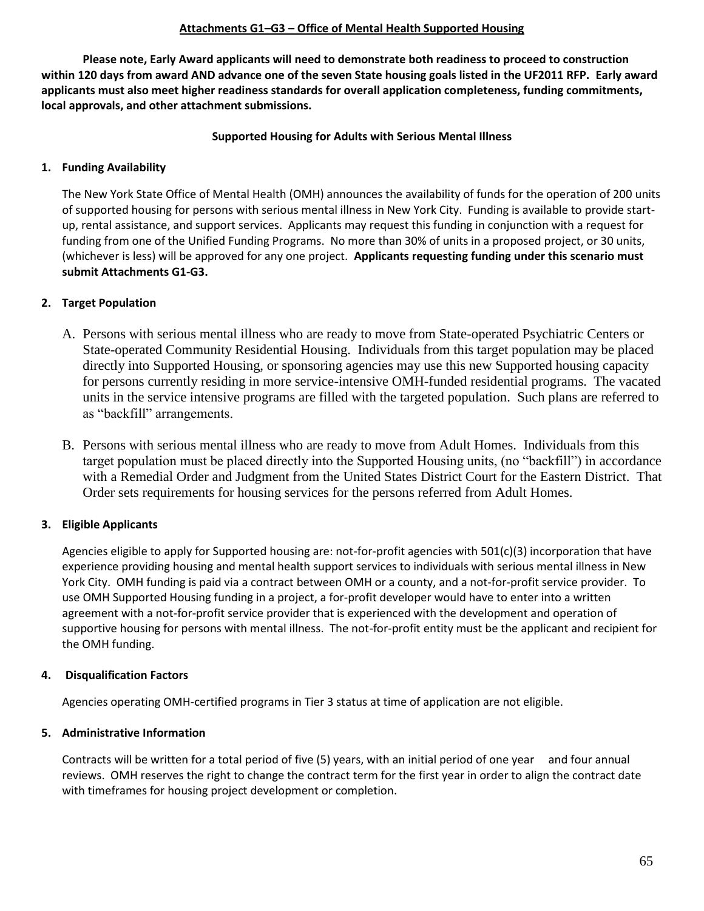## Attachments G1–G3 – Office of Mental Health Supported Housing

**Please note, Early Award applicants will need to demonstrate both readiness to proceed to construction within 120 days from award AND advance one of the seven State housing goals listed in the UF2011 RFP. Early award applicants must also meet higher readiness standards for overall application completeness, funding commitments, local approvals, and other attachment submissions.**

### Supported Housing for Adults with Serious Mental Illness

**1. Funding Availability**

The New York State Office of Mental Health (OMH) announces the availability of funds for the operation of 200 units of supported housing for persons with serious mental illness in New York City. Funding is available to provide start-up, rental assistance, and support services. Applicants may request this funding in conjunction with a request for funding from one of the Unified Funding Programs. No more than 30% of units in a proposed project, or 30 units, (whichever is less) will be approved for any one project. **Applicants requesting funding under this scenario must submit Attachments G1-G3.**

**2. Target Population**

A. Persons with serious mental illness who are ready to move from State-operated Psychiatric Centers or State-operated Community Residential Housing. Individuals from this target population may be placed directly into Supported Housing, or sponsoring agencies may use this new Supported housing capacity for persons currently residing in more service-intensive OMH-funded residential programs. The vacated units in the service intensive programs are filled with the targeted population. Such plans are referred to as "backfill" arrangements.

B. Persons with serious mental illness who are ready to move from Adult Homes. Individuals from this target population must be placed directly into the Supported Housing units, (no "backfill") in accordance with a Remedial Order and Judgment from the United States District Court for the Eastern District. That Order sets requirements for housing services for the persons referred from Adult Homes.

**3. Eligible Applicants**

Agencies eligible to apply for Supported housing are: not-for-profit agencies with 501(c)(3) incorporation that have experience providing housing and mental health support services to individuals with serious mental illness in New York City. OMH funding is paid via a contract between OMH or a county, and a not-for-profit service provider. To use OMH Supported Housing funding in a project, a for-profit developer would have to enter into a written agreement with a not-for-profit service provider that is experienced with the development and operation of supportive housing for persons with mental illness. The not-for-profit entity must be the applicant and recipient for the OMH funding.

**4. Disqualification Factors**

Agencies operating OMH-certified programs in Tier 3 status at time of application are not eligible.

**5. Administrative Information**

Contracts will be written for a total period of five (5) years, with an initial period of one year and four annual reviews. OMH reserves the right to change the contract term for the first year in order to align the contract date with timeframes for housing project development or completion.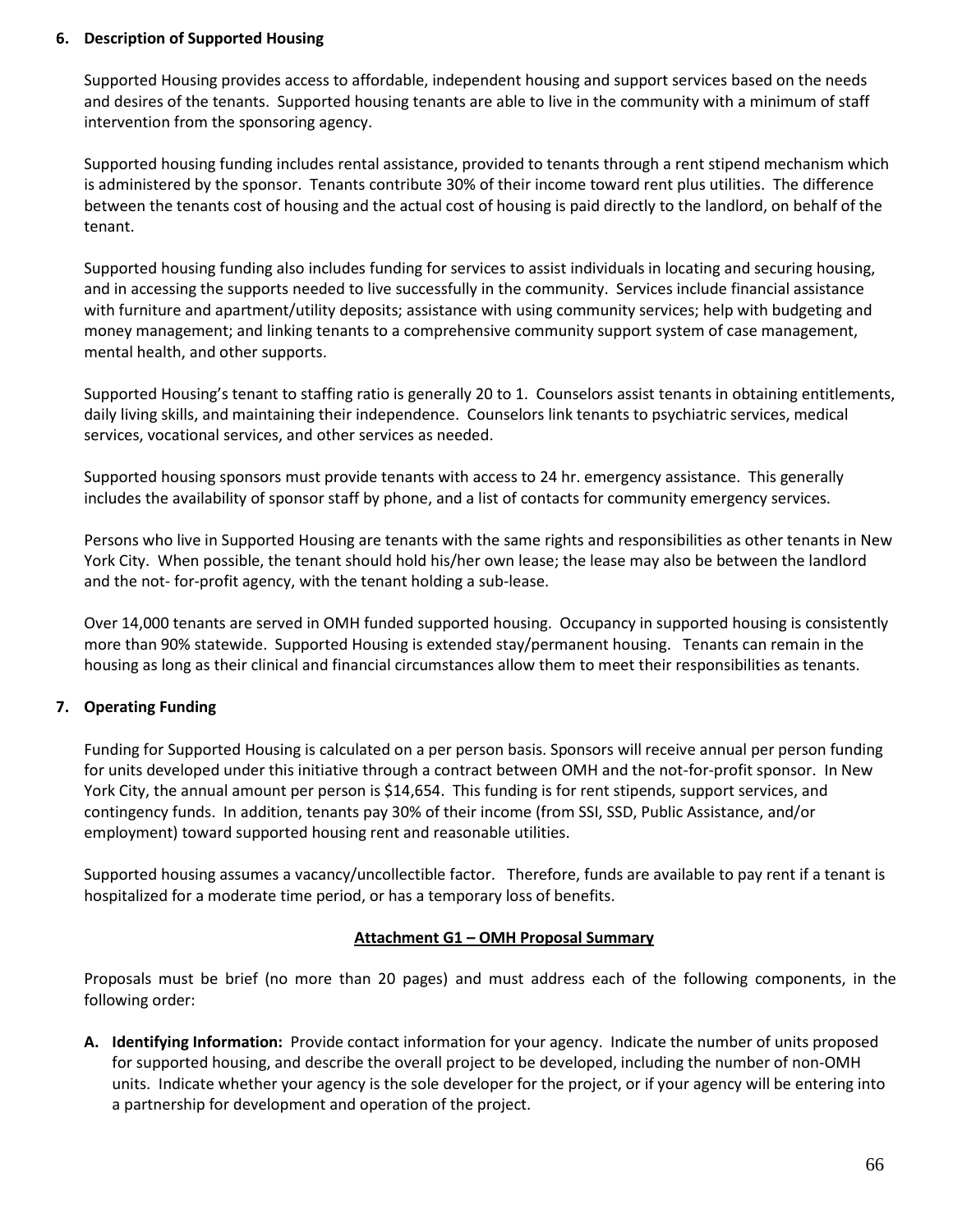## 6. Description of Supported Housing

Supported Housing provides access to affordable, independent housing and support services based on the needs and desires of the tenants. Supported housing tenants are able to live in the community with a minimum of staff intervention from the sponsoring agency.

Supported housing funding includes rental assistance, provided to tenants through a rent stipend mechanism which is administered by the sponsor. Tenants contribute 30% of their income toward rent plus utilities. The difference between the tenants cost of housing and the actual cost of housing is paid directly to the landlord, on behalf of the tenant.

Supported housing funding also includes funding for services to assist individuals in locating and securing housing, and in accessing the supports needed to live successfully in the community. Services include financial assistance with furniture and apartment/utility deposits; assistance with using community services; help with budgeting and money management; and linking tenants to a comprehensive community support system of case management, mental health, and other supports.

Supported Housing's tenant to staffing ratio is generally 20 to 1. Counselors assist tenants in obtaining entitlements, daily living skills, and maintaining their independence. Counselors link tenants to psychiatric services, medical services, vocational services, and other services as needed.

Supported housing sponsors must provide tenants with access to 24 hr. emergency assistance. This generally includes the availability of sponsor staff by phone, and a list of contacts for community emergency services.

Persons who live in Supported Housing are tenants with the same rights and responsibilities as other tenants in New York City. When possible, the tenant should hold his/her own lease; the lease may also be between the landlord and the not- for-profit agency, with the tenant holding a sub-lease.

Over 14,000 tenants are served in OMH funded supported housing. Occupancy in supported housing is consistently more than 90% statewide. Supported Housing is extended stay/permanent housing. Tenants can remain in the housing as long as their clinical and financial circumstances allow them to meet their responsibilities as tenants.

## 7. Operating Funding

Funding for Supported Housing is calculated on a per person basis. Sponsors will receive annual per person funding for units developed under this initiative through a contract between OMH and the not-for-profit sponsor. In New York City, the annual amount per person is $14,654. This funding is for rent stipends, support services, and contingency funds. In addition, tenants pay 30% of their income (from SSI, SSD, Public Assistance, and/or employment) toward supported housing rent and reasonable utilities.

Supported housing assumes a vacancy/uncollectible factor. Therefore, funds are available to pay rent if a tenant is hospitalized for a moderate time period, or has a temporary loss of benefits.

## Attachment G1 – OMH Proposal Summary

Proposals must be brief (no more than 20 pages) and must address each of the following components, in the following order:

**A. Identifying Information:** Provide contact information for your agency. Indicate the number of units proposed for supported housing, and describe the overall project to be developed, including the number of non-OMH units. Indicate whether your agency is the sole developer for the project, or if your agency will be entering into a partnership for development and operation of the project.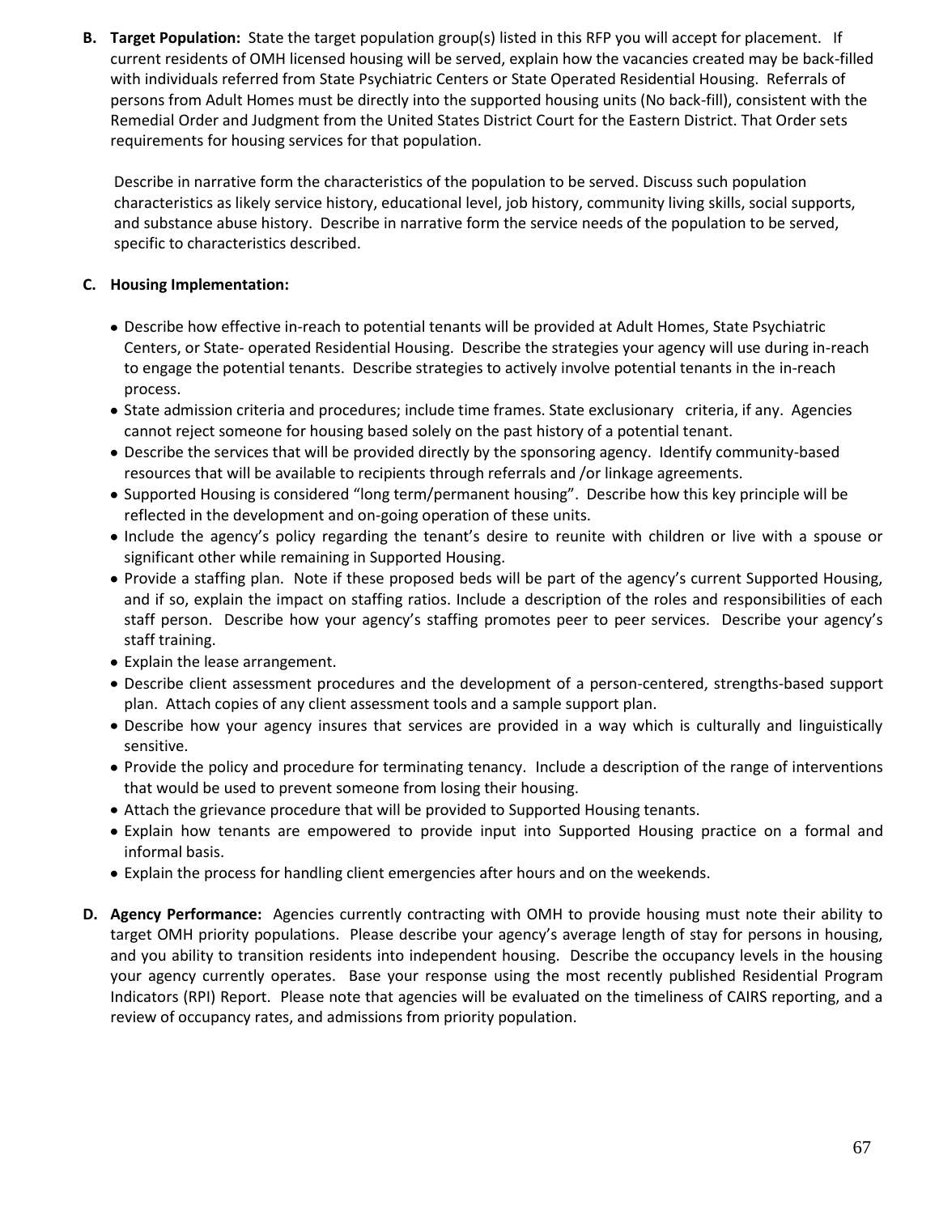**B. Target Population:** State the target population group(s) listed in this RFP you will accept for placement. If current residents of OMH licensed housing will be served, explain how the vacancies created may be back-filled with individuals referred from State Psychiatric Centers or State Operated Residential Housing. Referrals of persons from Adult Homes must be directly into the supported housing units (No back-fill), consistent with the Remedial Order and Judgment from the United States District Court for the Eastern District. That Order sets requirements for housing services for that population.

Describe in narrative form the characteristics of the population to be served. Discuss such population characteristics as likely service history, educational level, job history, community living skills, social supports, and substance abuse history. Describe in narrative form the service needs of the population to be served, specific to characteristics described.

**C. Housing Implementation:**

- Describe how effective in-reach to potential tenants will be provided at Adult Homes, State Psychiatric Centers, or State- operated Residential Housing. Describe the strategies your agency will use during in-reach to engage the potential tenants. Describe strategies to actively involve potential tenants in the in-reach process.
- State admission criteria and procedures; include time frames. State exclusionary criteria, if any. Agencies cannot reject someone for housing based solely on the past history of a potential tenant.
- Describe the services that will be provided directly by the sponsoring agency. Identify community-based resources that will be available to recipients through referrals and /or linkage agreements.
- Supported Housing is considered "long term/permanent housing". Describe how this key principle will be reflected in the development and on-going operation of these units.
- Include the agency's policy regarding the tenant's desire to reunite with children or live with a spouse or significant other while remaining in Supported Housing.
- Provide a staffing plan. Note if these proposed beds will be part of the agency's current Supported Housing, and if so, explain the impact on staffing ratios. Include a description of the roles and responsibilities of each staff person. Describe how your agency's staffing promotes peer to peer services. Describe your agency's staff training.
- Explain the lease arrangement.
- Describe client assessment procedures and the development of a person-centered, strengths-based support plan. Attach copies of any client assessment tools and a sample support plan.
- Describe how your agency insures that services are provided in a way which is culturally and linguistically sensitive.
- Provide the policy and procedure for terminating tenancy. Include a description of the range of interventions that would be used to prevent someone from losing their housing.
- Attach the grievance procedure that will be provided to Supported Housing tenants.
- Explain how tenants are empowered to provide input into Supported Housing practice on a formal and informal basis.
- Explain the process for handling client emergencies after hours and on the weekends.

**D. Agency Performance:** Agencies currently contracting with OMH to provide housing must note their ability to target OMH priority populations. Please describe your agency's average length of stay for persons in housing, and you ability to transition residents into independent housing. Describe the occupancy levels in the housing your agency currently operates. Base your response using the most recently published Residential Program Indicators (RPI) Report. Please note that agencies will be evaluated on the timeliness of CAIRS reporting, and a review of occupancy rates, and admissions from priority population.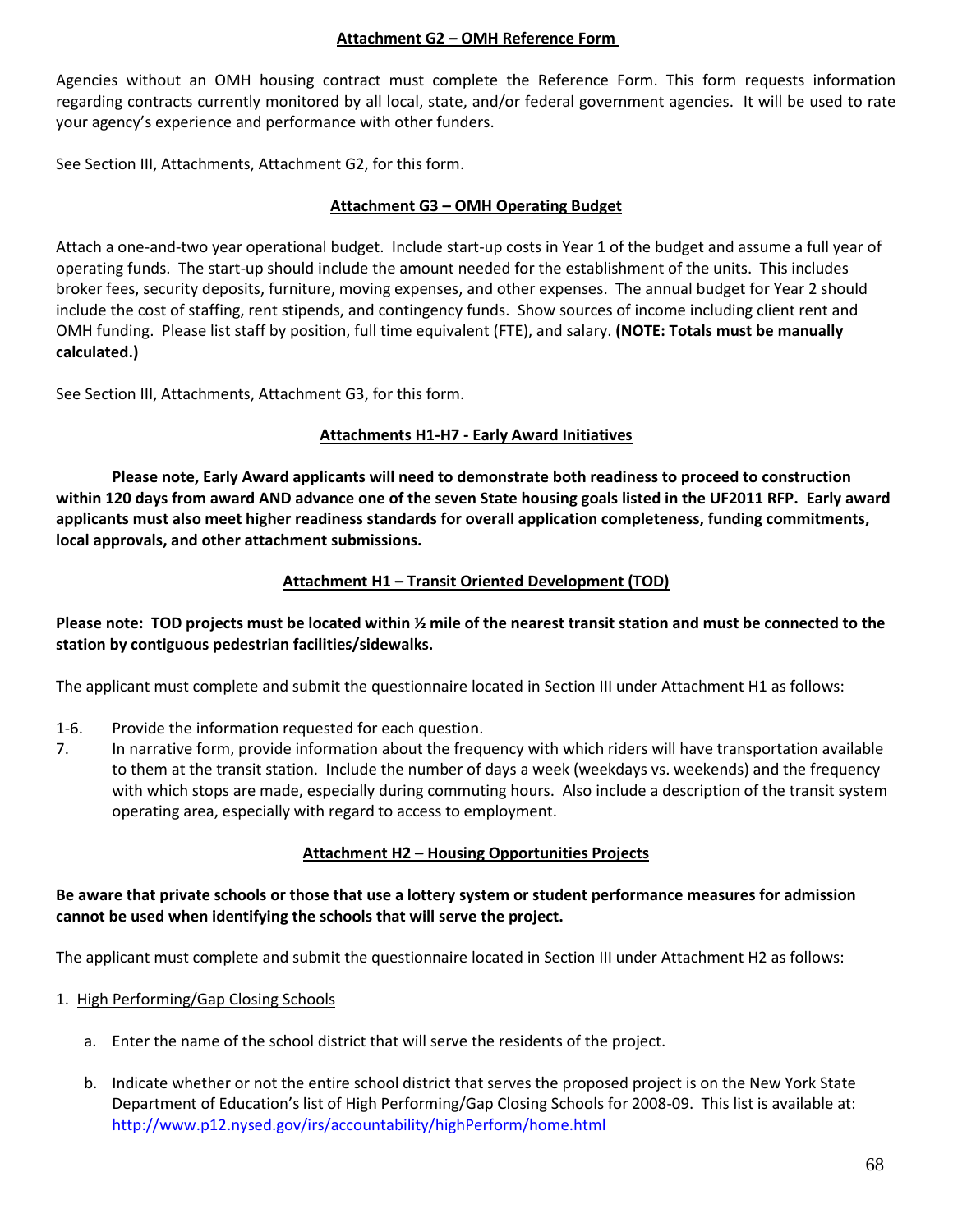## Attachment G2 – OMH Reference Form

Agencies without an OMH housing contract must complete the Reference Form. This form requests information regarding contracts currently monitored by all local, state, and/or federal government agencies. It will be used to rate your agency's experience and performance with other funders.

See Section III, Attachments, Attachment G2, for this form.

## Attachment G3 – OMH Operating Budget

Attach a one-and-two year operational budget. Include start-up costs in Year 1 of the budget and assume a full year of operating funds. The start-up should include the amount needed for the establishment of the units. This includes broker fees, security deposits, furniture, moving expenses, and other expenses. The annual budget for Year 2 should include the cost of staffing, rent stipends, and contingency funds. Show sources of income including client rent and OMH funding. Please list staff by position, full time equivalent (FTE), and salary. **(NOTE: Totals must be manually calculated.)**

See Section III, Attachments, Attachment G3, for this form.

## Attachments H1-H7 - Early Award Initiatives

**Please note, Early Award applicants will need to demonstrate both readiness to proceed to construction within 120 days from award AND advance one of the seven State housing goals listed in the UF2011 RFP. Early award applicants must also meet higher readiness standards for overall application completeness, funding commitments, local approvals, and other attachment submissions.**

## Attachment H1 – Transit Oriented Development (TOD)

**Please note: TOD projects must be located within ½ mile of the nearest transit station and must be connected to the station by contiguous pedestrian facilities/sidewalks.**

The applicant must complete and submit the questionnaire located in Section III under Attachment H1 as follows:

1-6. Provide the information requested for each question.

7. In narrative form, provide information about the frequency with which riders will have transportation available to them at the transit station. Include the number of days a week (weekdays vs. weekends) and the frequency with which stops are made, especially during commuting hours. Also include a description of the transit system operating area, especially with regard to access to employment.

## Attachment H2 – Housing Opportunities Projects

**Be aware that private schools or those that use a lottery system or student performance measures for admission cannot be used when identifying the schools that will serve the project.**

The applicant must complete and submit the questionnaire located in Section III under Attachment H2 as follows:

1. High Performing/Gap Closing Schools

    a. Enter the name of the school district that will serve the residents of the project.

    b. Indicate whether or not the entire school district that serves the proposed project is on the New York State Department of Education's list of High Performing/Gap Closing Schools for 2008-09. This list is available at: http://www.p12.nysed.gov/irs/accountability/highPerform/home.html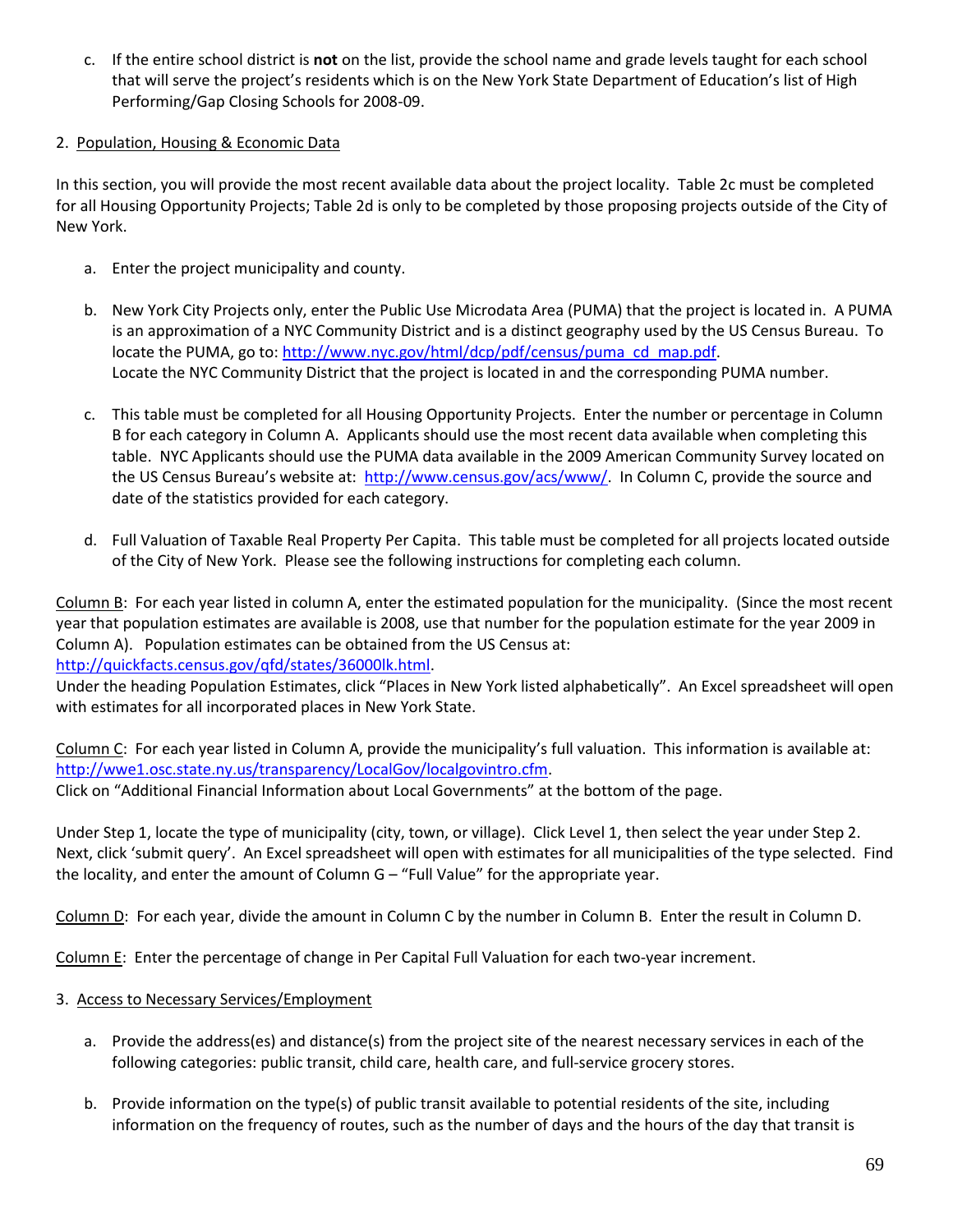c. If the entire school district is **not** on the list, provide the school name and grade levels taught for each school that will serve the project's residents which is on the New York State Department of Education's list of High Performing/Gap Closing Schools for 2008-09.

2. Population, Housing & Economic Data

In this section, you will provide the most recent available data about the project locality. Table 2c must be completed for all Housing Opportunity Projects; Table 2d is only to be completed by those proposing projects outside of the City of New York.

a. Enter the project municipality and county.

b. New York City Projects only, enter the Public Use Microdata Area (PUMA) that the project is located in. A PUMA is an approximation of a NYC Community District and is a distinct geography used by the US Census Bureau. To locate the PUMA, go to: http://www.nyc.gov/html/dcp/pdf/census/puma_cd_map.pdf.
Locate the NYC Community District that the project is located in and the corresponding PUMA number.

c. This table must be completed for all Housing Opportunity Projects. Enter the number or percentage in Column B for each category in Column A. Applicants should use the most recent data available when completing this table. NYC Applicants should use the PUMA data available in the 2009 American Community Survey located on the US Census Bureau's website at: http://www.census.gov/acs/www/. In Column C, provide the source and date of the statistics provided for each category.

d. Full Valuation of Taxable Real Property Per Capita. This table must be completed for all projects located outside of the City of New York. Please see the following instructions for completing each column.

Column B: For each year listed in column A, enter the estimated population for the municipality. (Since the most recent year that population estimates are available is 2008, use that number for the population estimate for the year 2009 in Column A). Population estimates can be obtained from the US Census at:
http://quickfacts.census.gov/qfd/states/36000lk.html.
Under the heading Population Estimates, click "Places in New York listed alphabetically". An Excel spreadsheet will open with estimates for all incorporated places in New York State.

Column C: For each year listed in Column A, provide the municipality's full valuation. This information is available at:
http://wwe1.osc.state.ny.us/transparency/LocalGov/localgovintro.cfm.
Click on "Additional Financial Information about Local Governments" at the bottom of the page.

Under Step 1, locate the type of municipality (city, town, or village). Click Level 1, then select the year under Step 2. Next, click 'submit query'. An Excel spreadsheet will open with estimates for all municipalities of the type selected. Find the locality, and enter the amount of Column G – "Full Value" for the appropriate year.

Column D: For each year, divide the amount in Column C by the number in Column B. Enter the result in Column D.

Column E: Enter the percentage of change in Per Capital Full Valuation for each two-year increment.

3. Access to Necessary Services/Employment

a. Provide the address(es) and distance(s) from the project site of the nearest necessary services in each of the following categories: public transit, child care, health care, and full-service grocery stores.

b. Provide information on the type(s) of public transit available to potential residents of the site, including information on the frequency of routes, such as the number of days and the hours of the day that transit is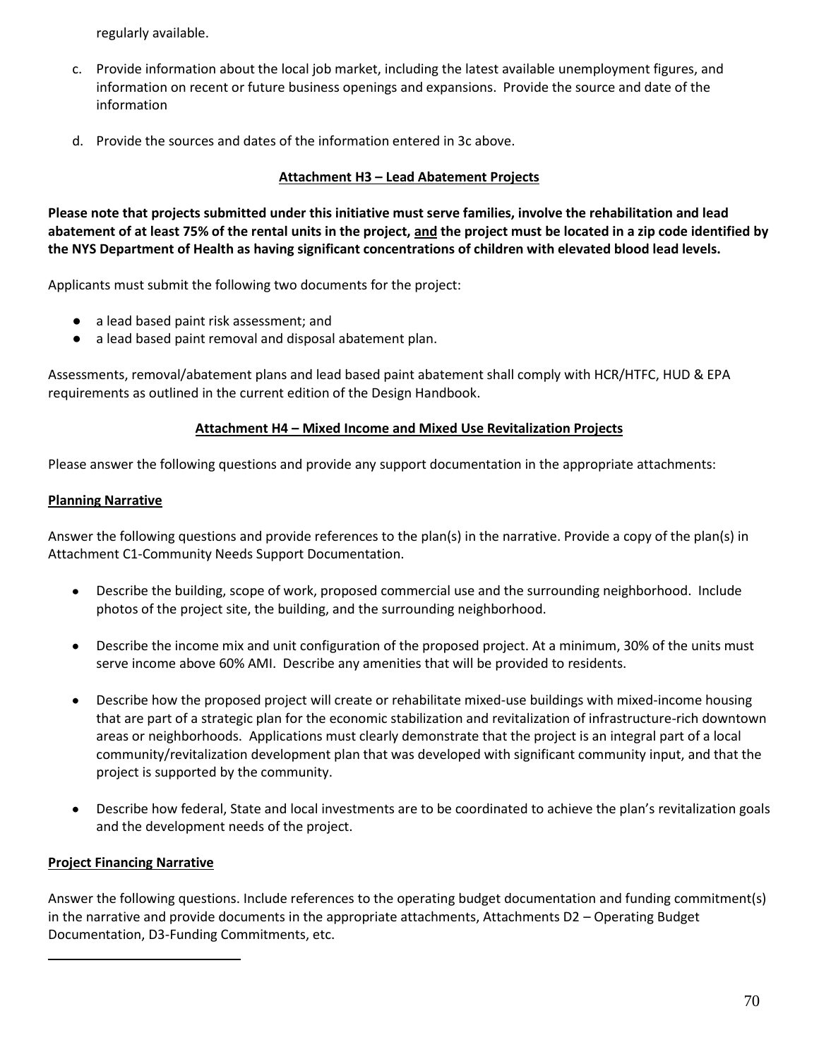regularly available.

c. Provide information about the local job market, including the latest available unemployment figures, and information on recent or future business openings and expansions. Provide the source and date of the information

d. Provide the sources and dates of the information entered in 3c above.

## Attachment H3 – Lead Abatement Projects

**Please note that projects submitted under this initiative must serve families, involve the rehabilitation and lead abatement of at least 75% of the rental units in the project, and the project must be located in a zip code identified by the NYS Department of Health as having significant concentrations of children with elevated blood lead levels.**

Applicants must submit the following two documents for the project:

- a lead based paint risk assessment; and
- a lead based paint removal and disposal abatement plan.

Assessments, removal/abatement plans and lead based paint abatement shall comply with HCR/HTFC, HUD & EPA requirements as outlined in the current edition of the Design Handbook.

## Attachment H4 – Mixed Income and Mixed Use Revitalization Projects

Please answer the following questions and provide any support documentation in the appropriate attachments:

### Planning Narrative

Answer the following questions and provide references to the plan(s) in the narrative. Provide a copy of the plan(s) in Attachment C1-Community Needs Support Documentation.

- Describe the building, scope of work, proposed commercial use and the surrounding neighborhood. Include photos of the project site, the building, and the surrounding neighborhood.
- Describe the income mix and unit configuration of the proposed project. At a minimum, 30% of the units must serve income above 60% AMI. Describe any amenities that will be provided to residents.
- Describe how the proposed project will create or rehabilitate mixed-use buildings with mixed-income housing that are part of a strategic plan for the economic stabilization and revitalization of infrastructure-rich downtown areas or neighborhoods. Applications must clearly demonstrate that the project is an integral part of a local community/revitalization development plan that was developed with significant community input, and that the project is supported by the community.
- Describe how federal, State and local investments are to be coordinated to achieve the plan's revitalization goals and the development needs of the project.

### Project Financing Narrative

Answer the following questions. Include references to the operating budget documentation and funding commitment(s) in the narrative and provide documents in the appropriate attachments, Attachments D2 – Operating Budget Documentation, D3-Funding Commitments, etc.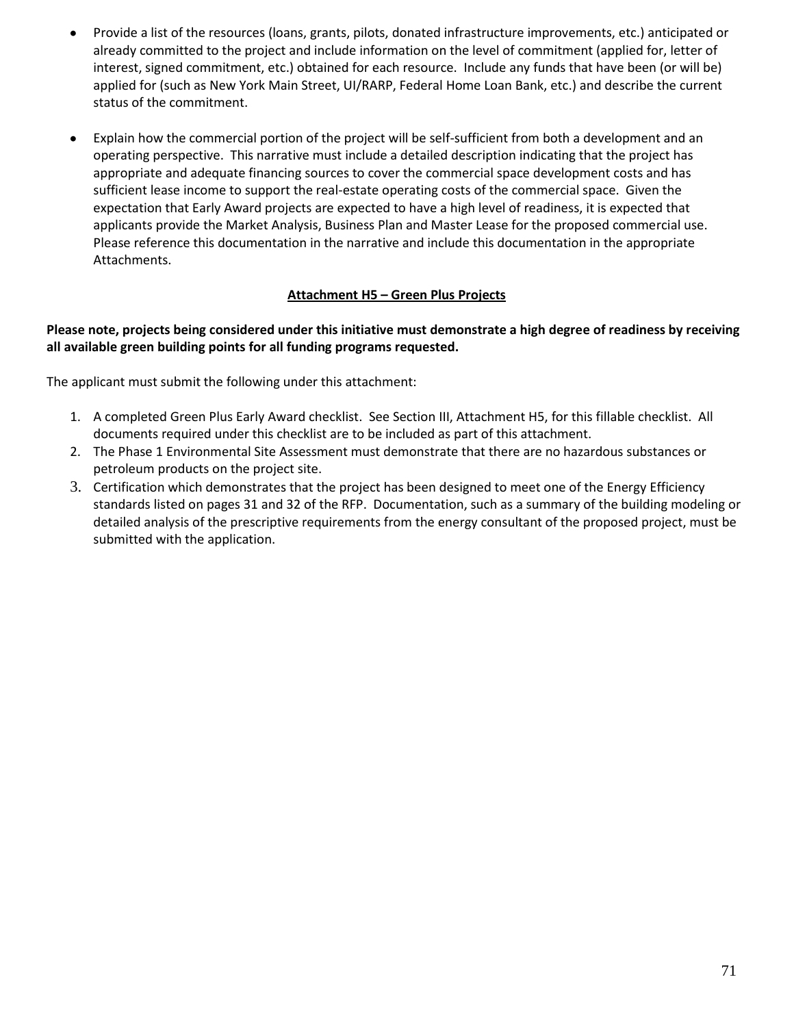- Provide a list of the resources (loans, grants, pilots, donated infrastructure improvements, etc.) anticipated or already committed to the project and include information on the level of commitment (applied for, letter of interest, signed commitment, etc.) obtained for each resource. Include any funds that have been (or will be) applied for (such as New York Main Street, UI/RARP, Federal Home Loan Bank, etc.) and describe the current status of the commitment.

- Explain how the commercial portion of the project will be self-sufficient from both a development and an operating perspective. This narrative must include a detailed description indicating that the project has appropriate and adequate financing sources to cover the commercial space development costs and has sufficient lease income to support the real-estate operating costs of the commercial space. Given the expectation that Early Award projects are expected to have a high level of readiness, it is expected that applicants provide the Market Analysis, Business Plan and Master Lease for the proposed commercial use. Please reference this documentation in the narrative and include this documentation in the appropriate Attachments.

## Attachment H5 – Green Plus Projects

**Please note, projects being considered under this initiative must demonstrate a high degree of readiness by receiving all available green building points for all funding programs requested.**

The applicant must submit the following under this attachment:

1. A completed Green Plus Early Award checklist. See Section III, Attachment H5, for this fillable checklist. All documents required under this checklist are to be included as part of this attachment.
2. The Phase 1 Environmental Site Assessment must demonstrate that there are no hazardous substances or petroleum products on the project site.
3. Certification which demonstrates that the project has been designed to meet one of the Energy Efficiency standards listed on pages 31 and 32 of the RFP. Documentation, such as a summary of the building modeling or detailed analysis of the prescriptive requirements from the energy consultant of the proposed project, must be submitted with the application.